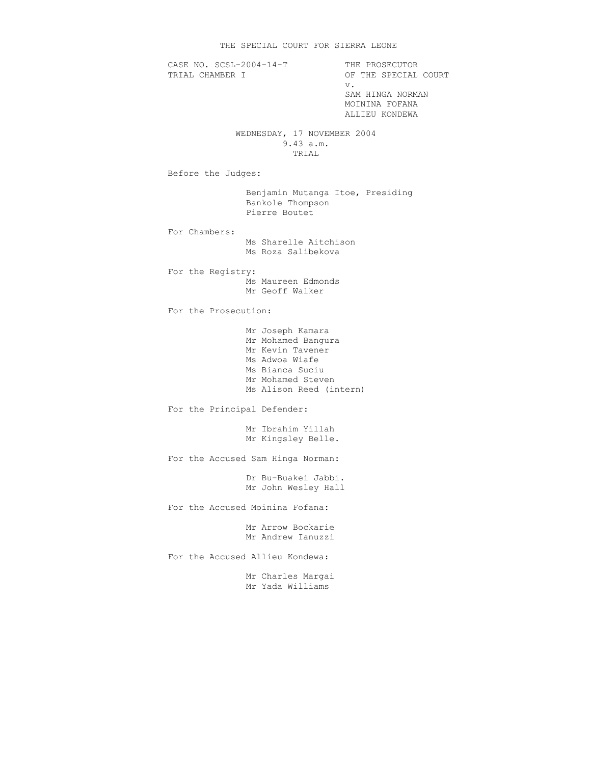# THE SPECIAL COURT FOR SIERRA LEONE

CASE NO. SCSL-2004-14-T
TRIAL CHAMBER I

THE PROSECUTOR
OF THE SPECIAL COURT
v.
SAM HINGA NORMAN
MOININA FOFANA
ALLIEU KONDEWA

WEDNESDAY, 17 NOVEMBER 2004
9.43 a.m.
TRIAL

Before the Judges:

Benjamin Mutanga Itoe, Presiding
Bankole Thompson
Pierre Boutet

For Chambers:

Ms Sharelle Aitchison
Ms Roza Salibekova

For the Registry:

Ms Maureen Edmonds
Mr Geoff Walker

For the Prosecution:

Mr Joseph Kamara
Mr Mohamed Bangura
Mr Kevin Tavener
Ms Adwoa Wiafe
Ms Bianca Suciu
Mr Mohamed Steven
Ms Alison Reed (intern)

For the Principal Defender:

Mr Ibrahim Yillah
Mr Kingsley Belle.

For the Accused Sam Hinga Norman:

Dr Bu-Buakei Jabbi.
Mr John Wesley Hall

For the Accused Moinina Fofana:

Mr Arrow Bockarie
Mr Andrew Ianuzzi

For the Accused Allieu Kondewa:

Mr Charles Margai
Mr Yada Williams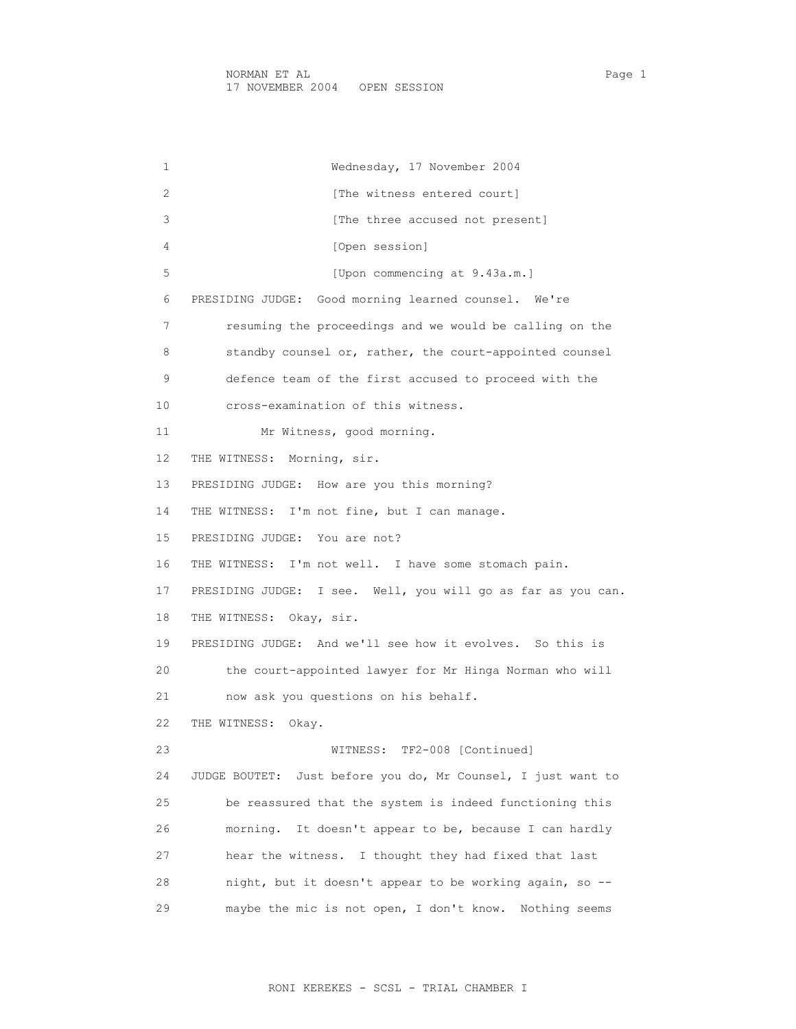1 Wednesday, 17 November 2004

2 [The witness entered court]

3 [The three accused not present]

4 [Open session]

5 [Upon commencing at 9.43a.m.]

6 PRESIDING JUDGE: Good morning learned counsel. We're

7 resuming the proceedings and we would be calling on the

8 standby counsel or, rather, the court-appointed counsel

9 defence team of the first accused to proceed with the

10 cross-examination of this witness.

11 Mr Witness, good morning.

12 THE WITNESS: Morning, sir.

13 PRESIDING JUDGE: How are you this morning?

14 THE WITNESS: I'm not fine, but I can manage.

15 PRESIDING JUDGE: You are not?

16 THE WITNESS: I'm not well. I have some stomach pain.

17 PRESIDING JUDGE: I see. Well, you will go as far as you can.

18 THE WITNESS: Okay, sir.

19 PRESIDING JUDGE: And we'll see how it evolves. So this is

20 the court-appointed lawyer for Mr Hinga Norman who will

21 now ask you questions on his behalf.

22 THE WITNESS: Okay.

23 WITNESS: TF2-008 [Continued]

24 JUDGE BOUTET: Just before you do, Mr Counsel, I just want to

25 be reassured that the system is indeed functioning this

26 morning. It doesn't appear to be, because I can hardly

27 hear the witness. I thought they had fixed that last

28 night, but it doesn't appear to be working again, so --

29 maybe the mic is not open, I don't know. Nothing seems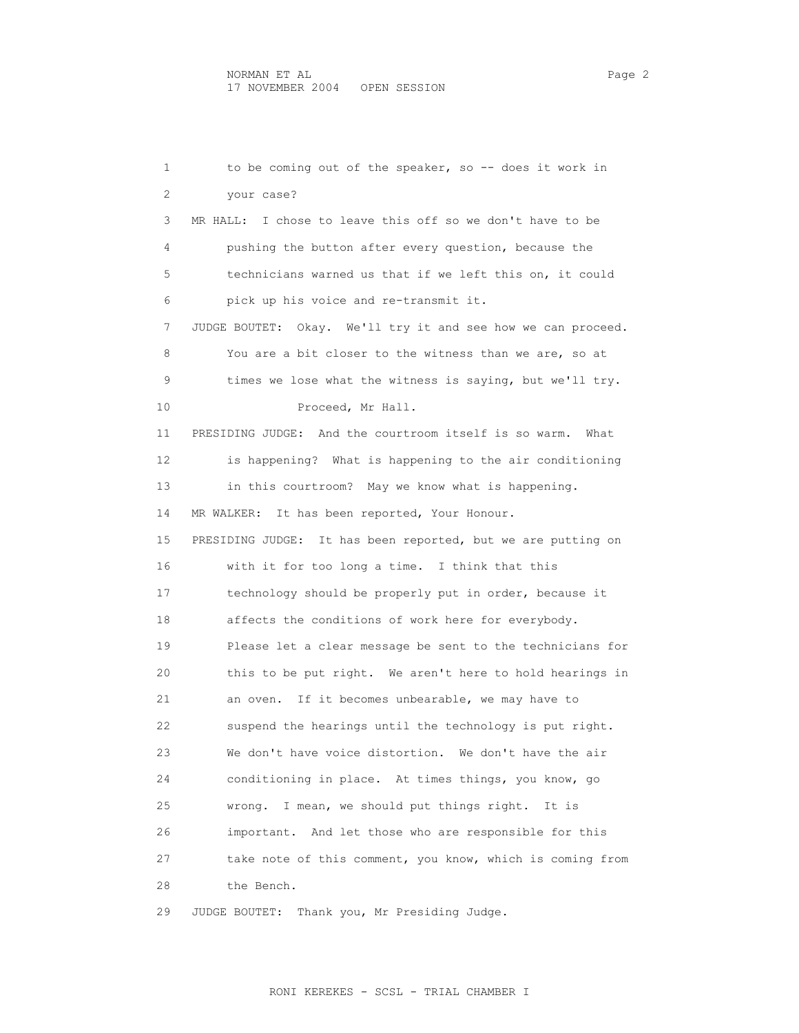to be coming out of the speaker, so -- does it work in your case?

MR HALL: I chose to leave this off so we don't have to be pushing the button after every question, because the technicians warned us that if we left this on, it could pick up his voice and re-transmit it.

JUDGE BOUTET: Okay. We'll try it and see how we can proceed. You are a bit closer to the witness than we are, so at times we lose what the witness is saying, but we'll try.

Proceed, Mr Hall.

PRESIDING JUDGE: And the courtroom itself is so warm. What is happening? What is happening to the air conditioning in this courtroom? May we know what is happening.

MR WALKER: It has been reported, Your Honour.

PRESIDING JUDGE: It has been reported, but we are putting on with it for too long a time. I think that this technology should be properly put in order, because it affects the conditions of work here for everybody. Please let a clear message be sent to the technicians for this to be put right. We aren't here to hold hearings in an oven. If it becomes unbearable, we may have to suspend the hearings until the technology is put right. We don't have voice distortion. We don't have the air conditioning in place. At times things, you know, go wrong. I mean, we should put things right. It is important. And let those who are responsible for this take note of this comment, you know, which is coming from the Bench.

JUDGE BOUTET: Thank you, Mr Presiding Judge.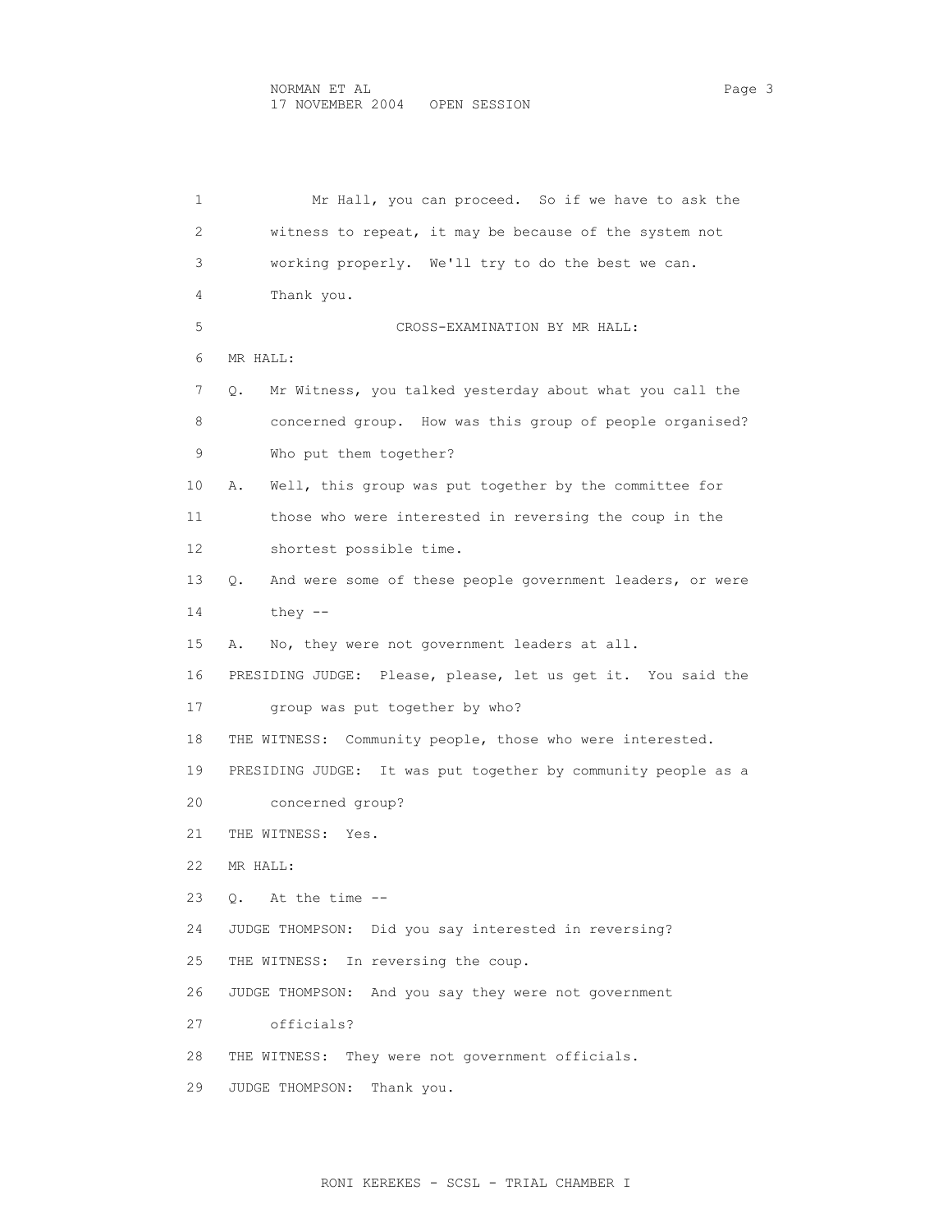Mr Hall, you can proceed. So if we have to ask the witness to repeat, it may be because of the system not working properly. We'll try to do the best we can. Thank you.

CROSS-EXAMINATION BY MR HALL:

MR HALL:

Q. Mr Witness, you talked yesterday about what you call the concerned group. How was this group of people organised? Who put them together?

A. Well, this group was put together by the committee for those who were interested in reversing the coup in the shortest possible time.

Q. And were some of these people government leaders, or were they --

A. No, they were not government leaders at all.

PRESIDING JUDGE: Please, please, let us get it. You said the group was put together by who?

THE WITNESS: Community people, those who were interested.

PRESIDING JUDGE: It was put together by community people as a concerned group?

THE WITNESS: Yes.

MR HALL:

Q. At the time --

JUDGE THOMPSON: Did you say interested in reversing?

THE WITNESS: In reversing the coup.

JUDGE THOMPSON: And you say they were not government officials?

THE WITNESS: They were not government officials.

JUDGE THOMPSON: Thank you.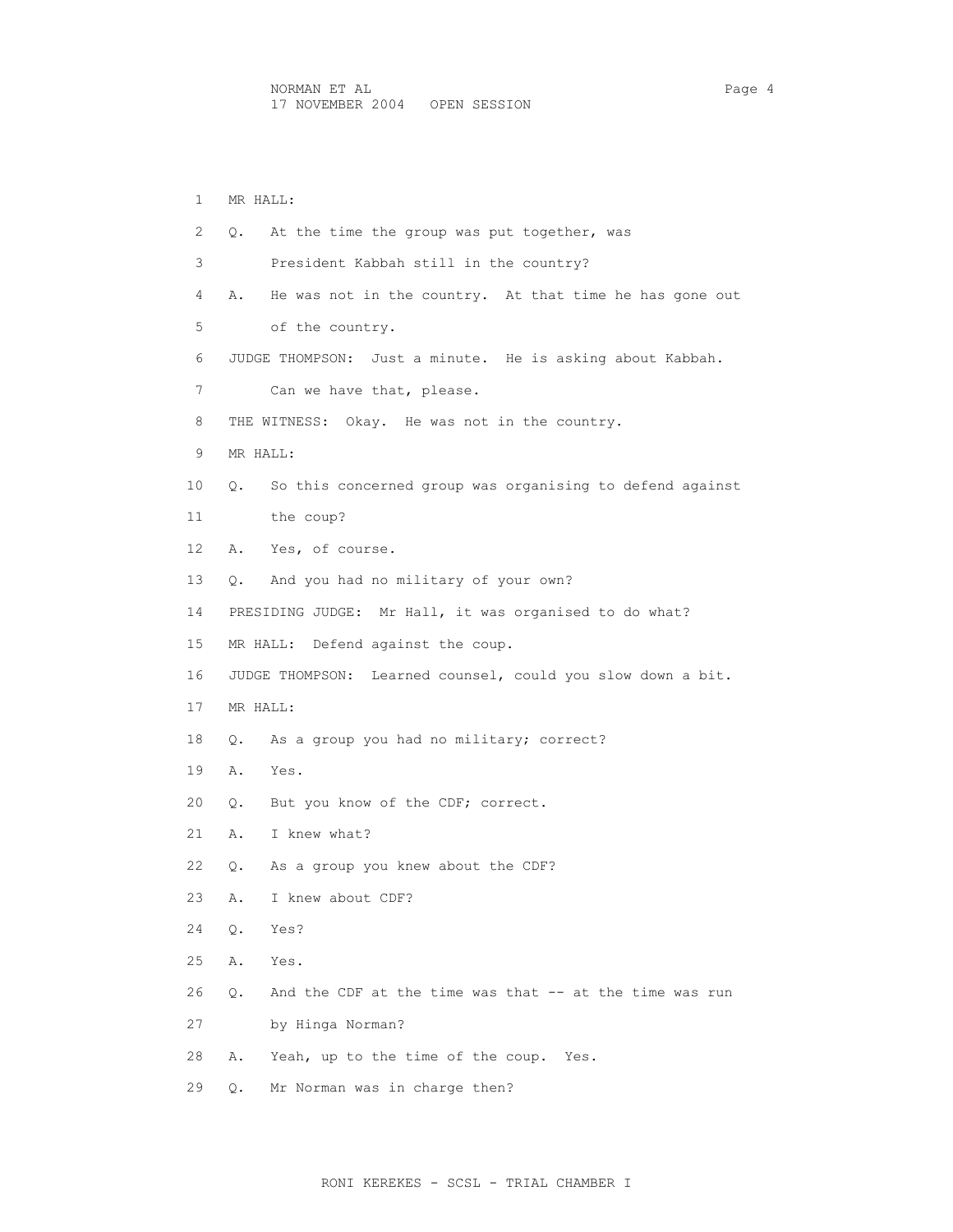1 MR HALL:

2 Q. At the time the group was put together, was

3 President Kabbah still in the country?

4 A. He was not in the country. At that time he has gone out

5 of the country.

6 JUDGE THOMPSON: Just a minute. He is asking about Kabbah.

7 Can we have that, please.

8 THE WITNESS: Okay. He was not in the country.

9 MR HALL:

10 Q. So this concerned group was organising to defend against

11 the coup?

12 A. Yes, of course.

13 Q. And you had no military of your own?

14 PRESIDING JUDGE: Mr Hall, it was organised to do what?

15 MR HALL: Defend against the coup.

16 JUDGE THOMPSON: Learned counsel, could you slow down a bit.

17 MR HALL:

18 Q. As a group you had no military; correct?

19 A. Yes.

20 Q. But you know of the CDF; correct.

21 A. I knew what?

22 Q. As a group you knew about the CDF?

23 A. I knew about CDF?

24 Q. Yes?

25 A. Yes.

26 Q. And the CDF at the time was that -- at the time was run

27 by Hinga Norman?

28 A. Yeah, up to the time of the coup. Yes.

29 Q. Mr Norman was in charge then?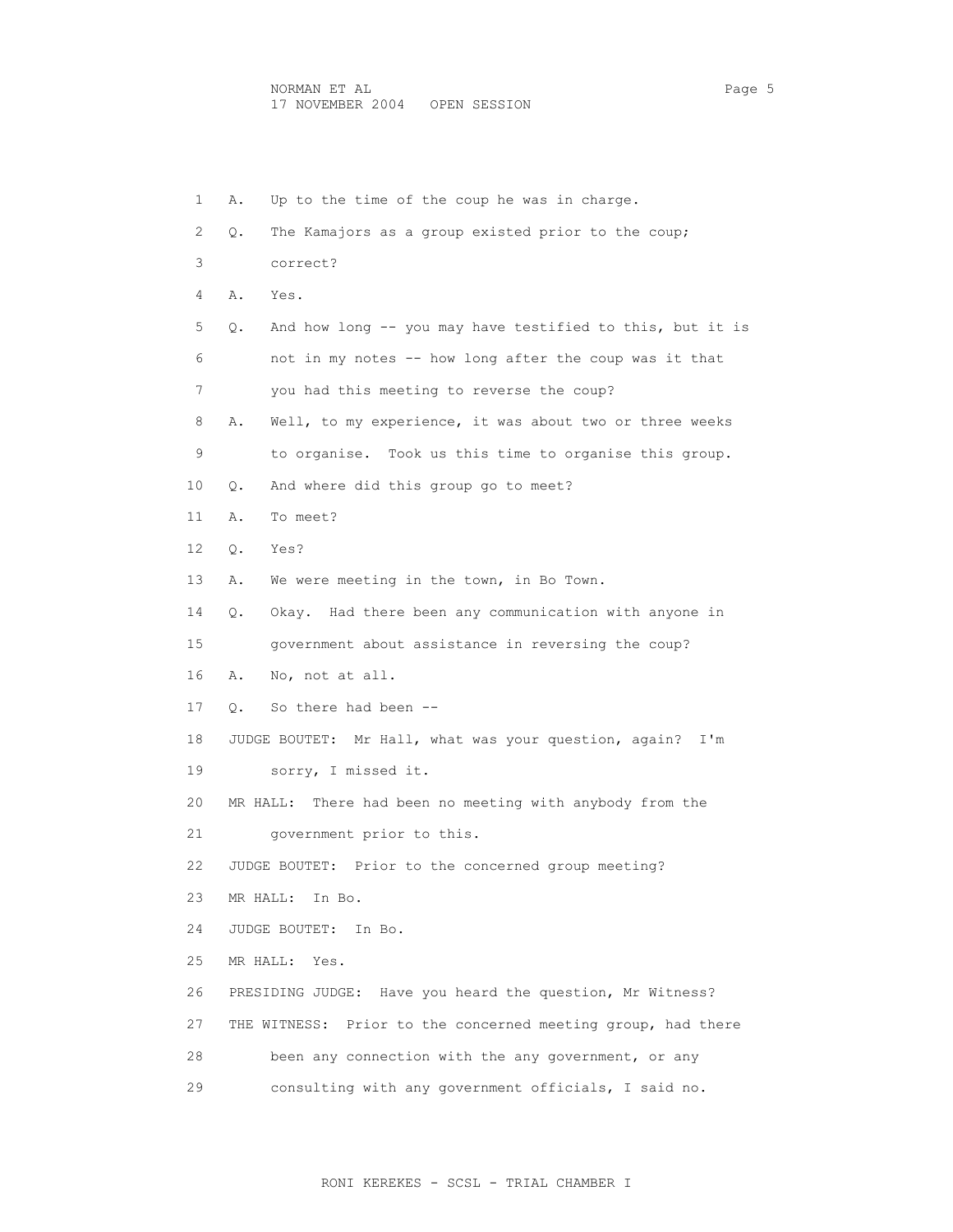1 A. Up to the time of the coup he was in charge.

2 Q. The Kamajors as a group existed prior to the coup;

3 correct?

4 A. Yes.

5 Q. And how long -- you may have testified to this, but it is

6 not in my notes -- how long after the coup was it that

7 you had this meeting to reverse the coup?

8 A. Well, to my experience, it was about two or three weeks

9 to organise. Took us this time to organise this group.

10 Q. And where did this group go to meet?

11 A. To meet?

12 Q. Yes?

13 A. We were meeting in the town, in Bo Town.

14 Q. Okay. Had there been any communication with anyone in

15 government about assistance in reversing the coup?

16 A. No, not at all.

17 Q. So there had been --

18 JUDGE BOUTET: Mr Hall, what was your question, again? I'm

19 sorry, I missed it.

20 MR HALL: There had been no meeting with anybody from the

21 government prior to this.

22 JUDGE BOUTET: Prior to the concerned group meeting?

23 MR HALL: In Bo.

24 JUDGE BOUTET: In Bo.

25 MR HALL: Yes.

26 PRESIDING JUDGE: Have you heard the question, Mr Witness?

27 THE WITNESS: Prior to the concerned meeting group, had there

28 been any connection with the any government, or any

29 consulting with any government officials, I said no.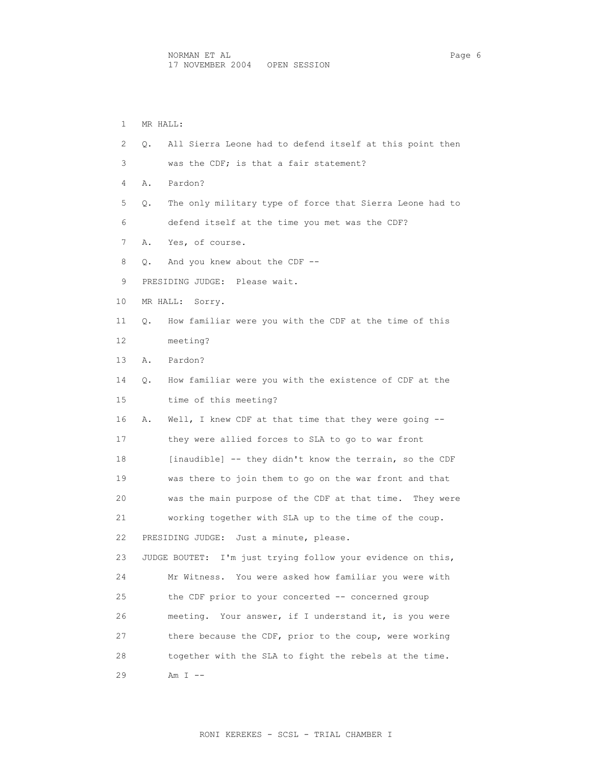MR HALL:

Q. All Sierra Leone had to defend itself at this point then was the CDF; is that a fair statement?

A. Pardon?

Q. The only military type of force that Sierra Leone had to defend itself at the time you met was the CDF?

A. Yes, of course.

Q. And you knew about the CDF --

PRESIDING JUDGE: Please wait.

MR HALL: Sorry.

Q. How familiar were you with the CDF at the time of this meeting?

A. Pardon?

Q. How familiar were you with the existence of CDF at the time of this meeting?

A. Well, I knew CDF at that time that they were going -- they were allied forces to SLA to go to war front [inaudible] -- they didn't know the terrain, so the CDF was there to join them to go on the war front and that was the main purpose of the CDF at that time. They were working together with SLA up to the time of the coup.

PRESIDING JUDGE: Just a minute, please.

JUDGE BOUTET: I'm just trying follow your evidence on this, Mr Witness. You were asked how familiar you were with the CDF prior to your concerted -- concerned group meeting. Your answer, if I understand it, is you were there because the CDF, prior to the coup, were working together with the SLA to fight the rebels at the time. Am I --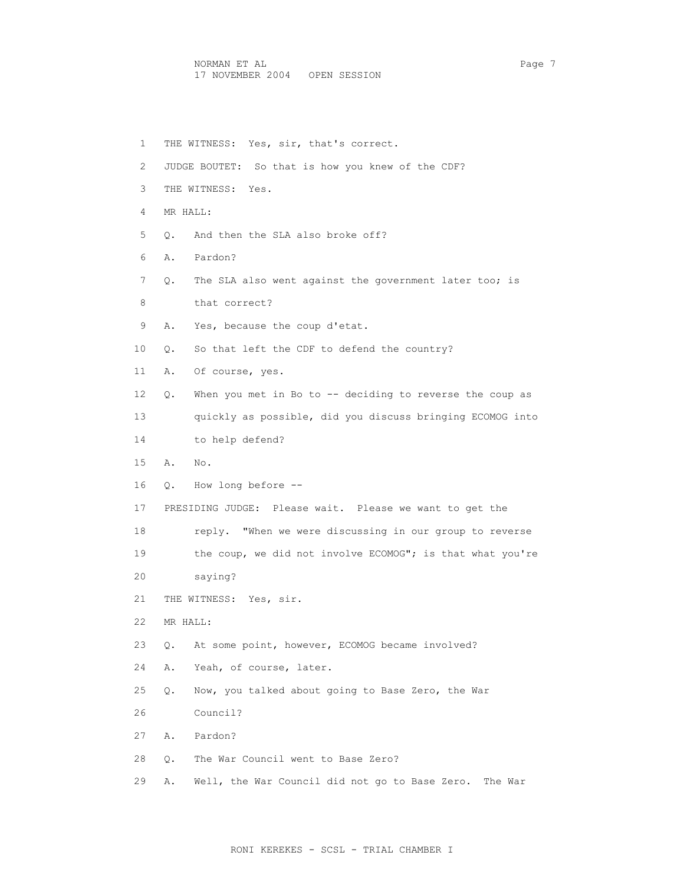1 THE WITNESS: Yes, sir, that's correct.

2 JUDGE BOUTET: So that is how you knew of the CDF?

3 THE WITNESS: Yes.

4 MR HALL:

5 Q. And then the SLA also broke off?

6 A. Pardon?

7 Q. The SLA also went against the government later too; is

8 that correct?

9 A. Yes, because the coup d'etat.

10 Q. So that left the CDF to defend the country?

11 A. Of course, yes.

12 Q. When you met in Bo to -- deciding to reverse the coup as

13 quickly as possible, did you discuss bringing ECOMOG into

14 to help defend?

15 A. No.

16 Q. How long before --

17 PRESIDING JUDGE: Please wait. Please we want to get the

18 reply. "When we were discussing in our group to reverse

19 the coup, we did not involve ECOMOG"; is that what you're

20 saying?

21 THE WITNESS: Yes, sir.

22 MR HALL:

23 Q. At some point, however, ECOMOG became involved?

24 A. Yeah, of course, later.

25 Q. Now, you talked about going to Base Zero, the War

26 Council?

27 A. Pardon?

28 Q. The War Council went to Base Zero?

29 A. Well, the War Council did not go to Base Zero. The War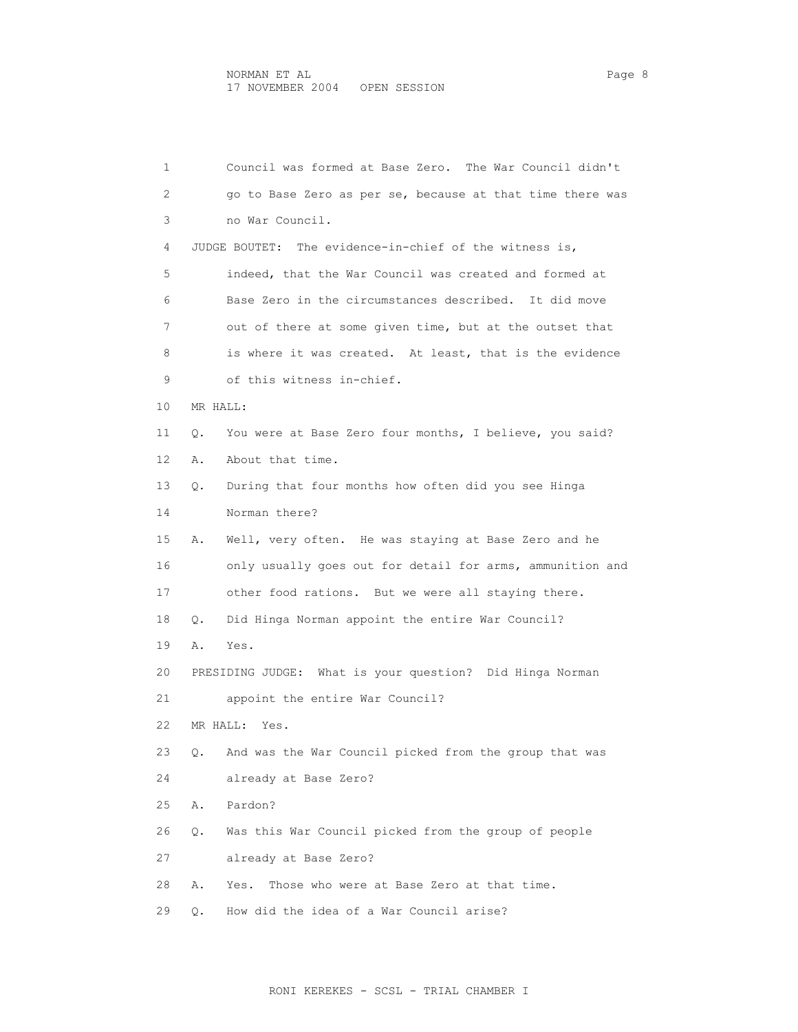1 Council was formed at Base Zero. The War Council didn't
2 go to Base Zero as per se, because at that time there was
3 no War Council.
4 JUDGE BOUTET: The evidence-in-chief of the witness is,
5 indeed, that the War Council was created and formed at
6 Base Zero in the circumstances described. It did move
7 out of there at some given time, but at the outset that
8 is where it was created. At least, that is the evidence
9 of this witness in-chief.
10 MR HALL:
11 Q. You were at Base Zero four months, I believe, you said?
12 A. About that time.
13 Q. During that four months how often did you see Hinga
14 Norman there?
15 A. Well, very often. He was staying at Base Zero and he
16 only usually goes out for detail for arms, ammunition and
17 other food rations. But we were all staying there.
18 Q. Did Hinga Norman appoint the entire War Council?
19 A. Yes.
20 PRESIDING JUDGE: What is your question? Did Hinga Norman
21 appoint the entire War Council?
22 MR HALL: Yes.
23 Q. And was the War Council picked from the group that was
24 already at Base Zero?
25 A. Pardon?
26 Q. Was this War Council picked from the group of people
27 already at Base Zero?
28 A. Yes. Those who were at Base Zero at that time.
29 Q. How did the idea of a War Council arise?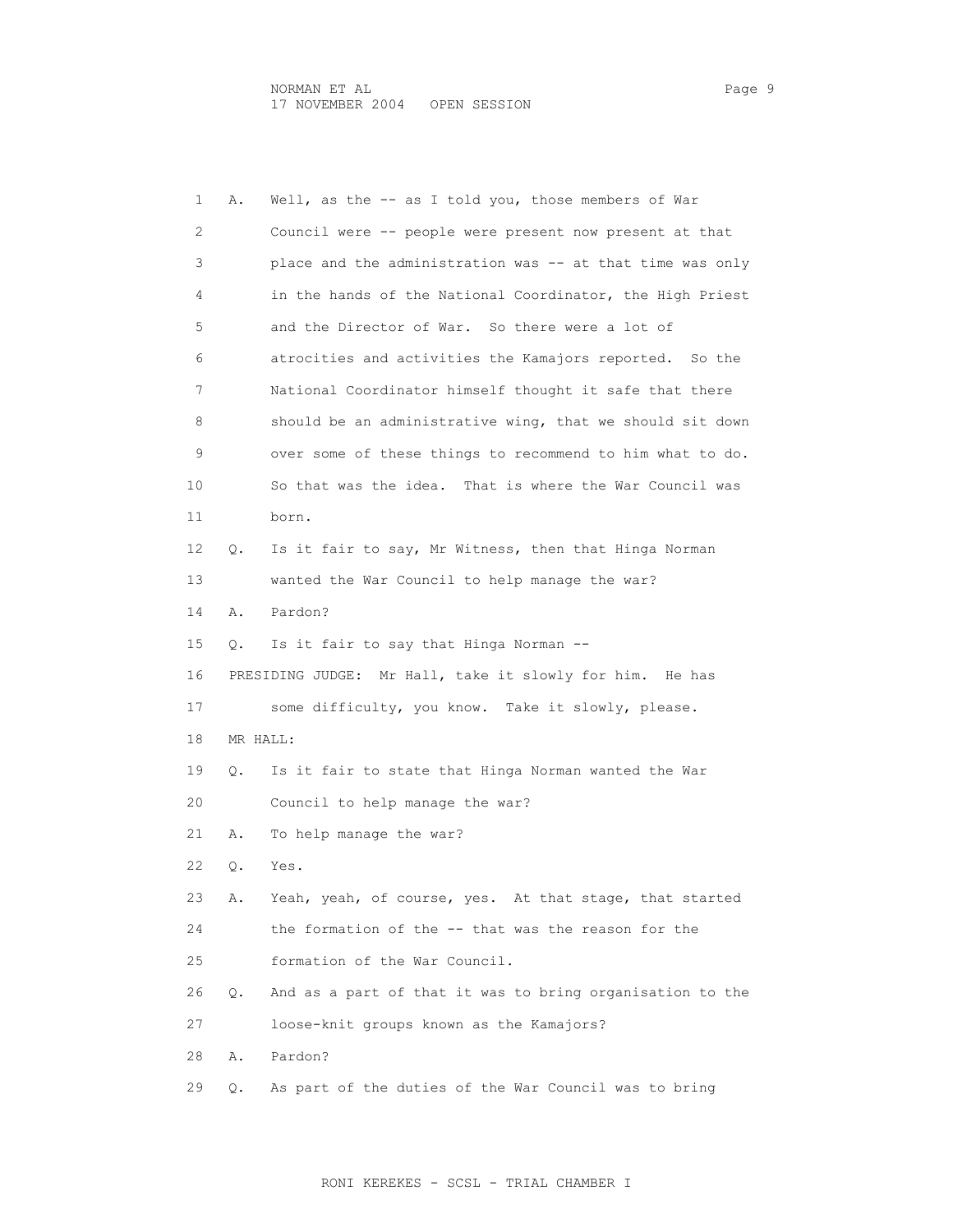1 A. Well, as the -- as I told you, those members of War
2 Council were -- people were present now present at that
3 place and the administration was -- at that time was only
4 in the hands of the National Coordinator, the High Priest
5 and the Director of War. So there were a lot of
6 atrocities and activities the Kamajors reported. So the
7 National Coordinator himself thought it safe that there
8 should be an administrative wing, that we should sit down
9 over some of these things to recommend to him what to do.
10 So that was the idea. That is where the War Council was
11 born.
12 Q. Is it fair to say, Mr Witness, then that Hinga Norman
13 wanted the War Council to help manage the war?
14 A. Pardon?
15 Q. Is it fair to say that Hinga Norman --
16 PRESIDING JUDGE: Mr Hall, take it slowly for him. He has
17 some difficulty, you know. Take it slowly, please.
18 MR HALL:
19 Q. Is it fair to state that Hinga Norman wanted the War
20 Council to help manage the war?
21 A. To help manage the war?
22 Q. Yes.
23 A. Yeah, yeah, of course, yes. At that stage, that started
24 the formation of the -- that was the reason for the
25 formation of the War Council.
26 Q. And as a part of that it was to bring organisation to the
27 loose-knit groups known as the Kamajors?
28 A. Pardon?
29 Q. As part of the duties of the War Council was to bring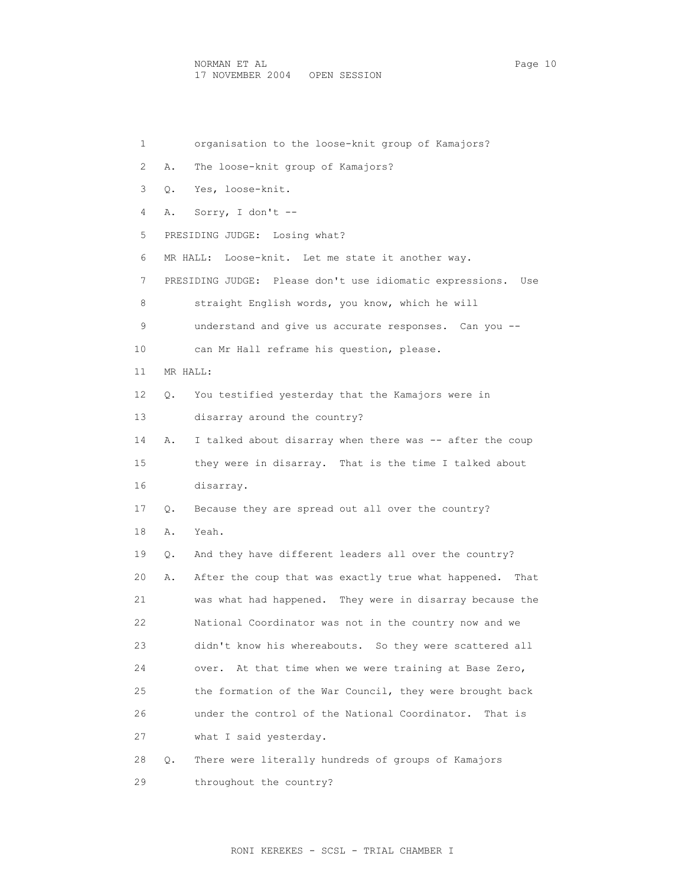1 organisation to the loose-knit group of Kamajors?

2 A. The loose-knit group of Kamajors?

3 Q. Yes, loose-knit.

4 A. Sorry, I don't --

5 PRESIDING JUDGE: Losing what?

6 MR HALL: Loose-knit. Let me state it another way.

7 PRESIDING JUDGE: Please don't use idiomatic expressions. Use

8 straight English words, you know, which he will

9 understand and give us accurate responses. Can you --

10 can Mr Hall reframe his question, please.

11 MR HALL:

12 Q. You testified yesterday that the Kamajors were in

13 disarray around the country?

14 A. I talked about disarray when there was -- after the coup

15 they were in disarray. That is the time I talked about

16 disarray.

17 Q. Because they are spread out all over the country?

18 A. Yeah.

19 Q. And they have different leaders all over the country?

20 A. After the coup that was exactly true what happened. That

21 was what had happened. They were in disarray because the

22 National Coordinator was not in the country now and we

23 didn't know his whereabouts. So they were scattered all

24 over. At that time when we were training at Base Zero,

25 the formation of the War Council, they were brought back

26 under the control of the National Coordinator. That is

27 what I said yesterday.

28 Q. There were literally hundreds of groups of Kamajors

29 throughout the country?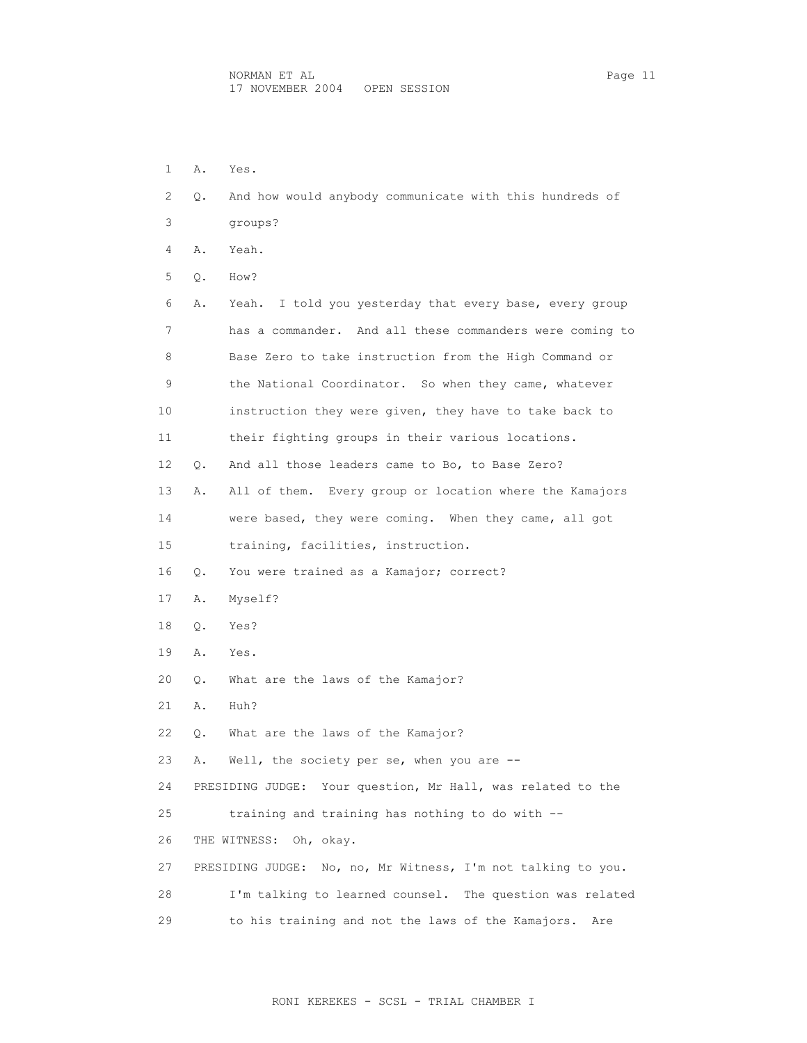A. Yes.

Q. And how would anybody communicate with this hundreds of groups?

A. Yeah.

Q. How?

A. Yeah. I told you yesterday that every base, every group has a commander. And all these commanders were coming to Base Zero to take instruction from the High Command or the National Coordinator. So when they came, whatever instruction they were given, they have to take back to their fighting groups in their various locations.

Q. And all those leaders came to Bo, to Base Zero?

A. All of them. Every group or location where the Kamajors were based, they were coming. When they came, all got training, facilities, instruction.

Q. You were trained as a Kamajor; correct?

A. Myself?

Q. Yes?

A. Yes.

Q. What are the laws of the Kamajor?

A. Huh?

Q. What are the laws of the Kamajor?

A. Well, the society per se, when you are --

PRESIDING JUDGE: Your question, Mr Hall, was related to the training and training has nothing to do with --

THE WITNESS: Oh, okay.

PRESIDING JUDGE: No, no, Mr Witness, I'm not talking to you. I'm talking to learned counsel. The question was related to his training and not the laws of the Kamajors. Are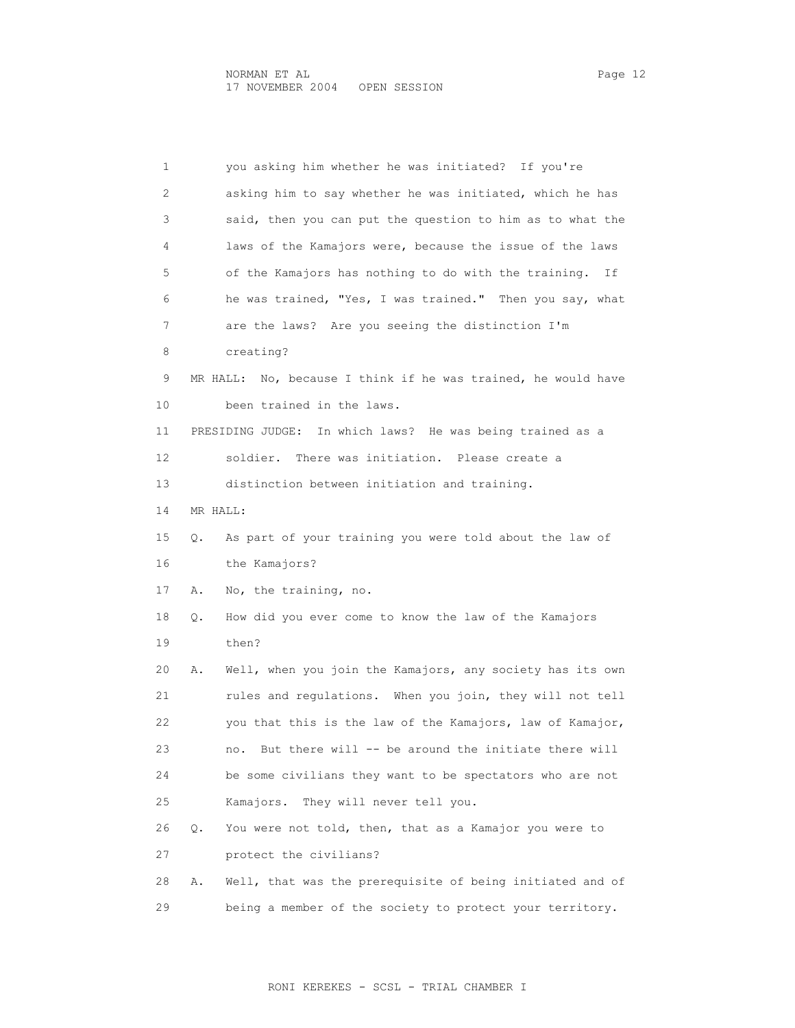you asking him whether he was initiated? If you're asking him to say whether he was initiated, which he has said, then you can put the question to him as to what the laws of the Kamajors were, because the issue of the laws of the Kamajors has nothing to do with the training. If he was trained, "Yes, I was trained." Then you say, what are the laws? Are you seeing the distinction I'm creating?

MR HALL: No, because I think if he was trained, he would have been trained in the laws.

PRESIDING JUDGE: In which laws? He was being trained as a soldier. There was initiation. Please create a distinction between initiation and training.

MR HALL:

Q. As part of your training you were told about the law of the Kamajors?

A. No, the training, no.

Q. How did you ever come to know the law of the Kamajors then?

A. Well, when you join the Kamajors, any society has its own rules and regulations. When you join, they will not tell you that this is the law of the Kamajors, law of Kamajor, no. But there will -- be around the initiate there will be some civilians they want to be spectators who are not Kamajors. They will never tell you.

Q. You were not told, then, that as a Kamajor you were to protect the civilians?

A. Well, that was the prerequisite of being initiated and of being a member of the society to protect your territory.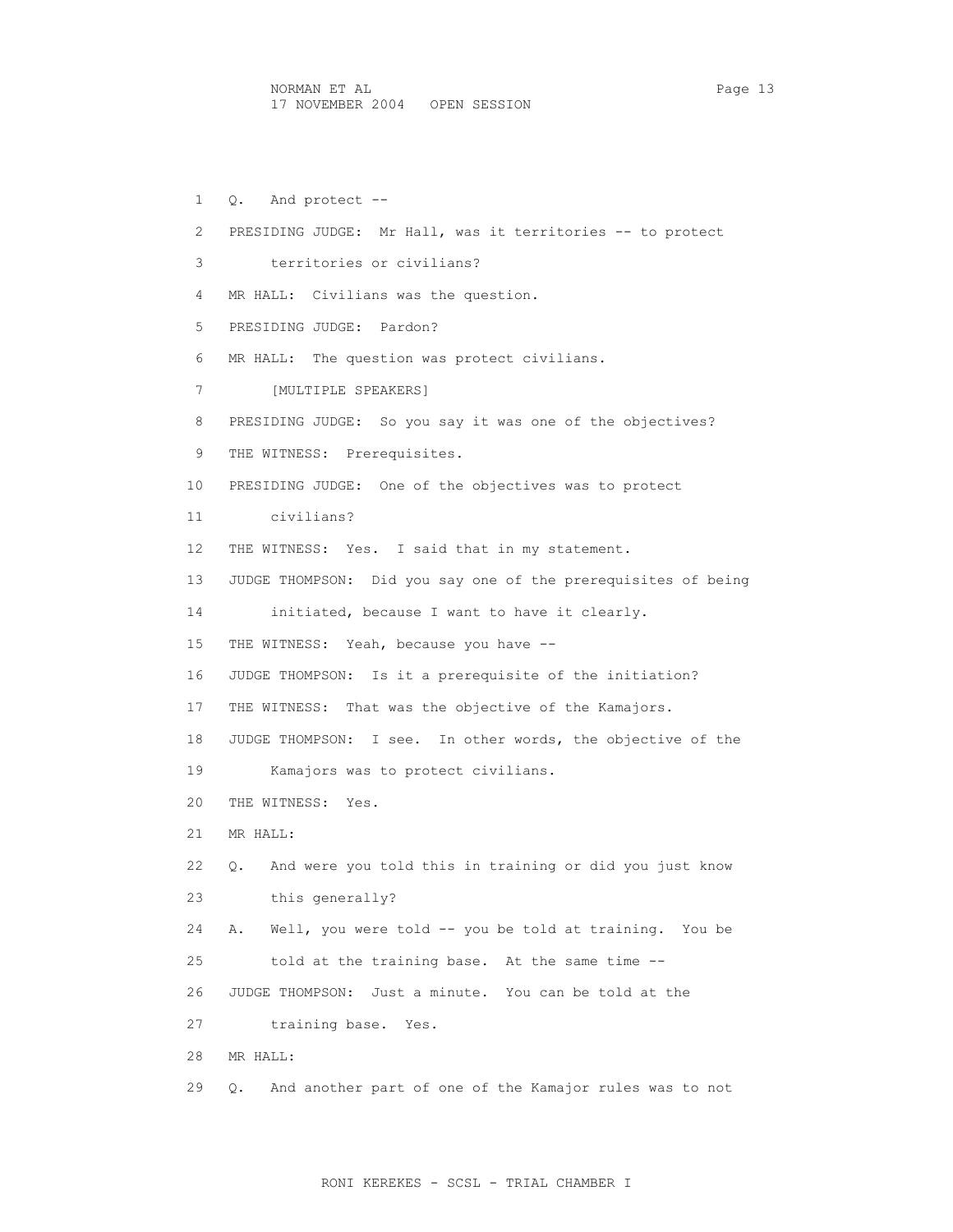Q. And protect --

PRESIDING JUDGE: Mr Hall, was it territories -- to protect territories or civilians?

MR HALL: Civilians was the question.

PRESIDING JUDGE: Pardon?

MR HALL: The question was protect civilians.

[MULTIPLE SPEAKERS]

PRESIDING JUDGE: So you say it was one of the objectives?

THE WITNESS: Prerequisites.

PRESIDING JUDGE: One of the objectives was to protect civilians?

THE WITNESS: Yes. I said that in my statement.

JUDGE THOMPSON: Did you say one of the prerequisites of being initiated, because I want to have it clearly.

THE WITNESS: Yeah, because you have --

JUDGE THOMPSON: Is it a prerequisite of the initiation?

THE WITNESS: That was the objective of the Kamajors.

JUDGE THOMPSON: I see. In other words, the objective of the Kamajors was to protect civilians.

THE WITNESS: Yes.

MR HALL:

Q. And were you told this in training or did you just know this generally?

A. Well, you were told -- you be told at training. You be told at the training base. At the same time --

JUDGE THOMPSON: Just a minute. You can be told at the training base. Yes.

MR HALL:

Q. And another part of one of the Kamajor rules was to not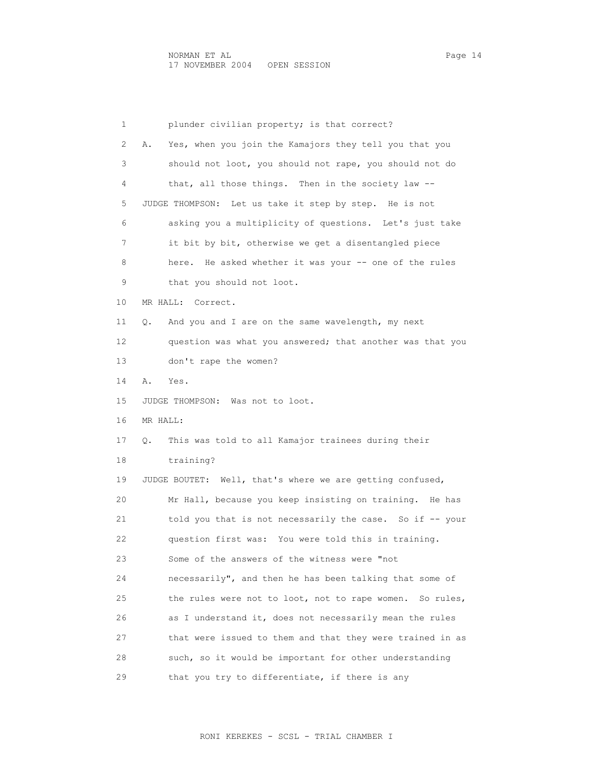plunder civilian property; is that correct?

A. Yes, when you join the Kamajors they tell you that you should not loot, you should not rape, you should not do that, all those things. Then in the society law --

JUDGE THOMPSON: Let us take it step by step. He is not asking you a multiplicity of questions. Let's just take it bit by bit, otherwise we get a disentangled piece here. He asked whether it was your -- one of the rules that you should not loot.

MR HALL: Correct.

Q. And you and I are on the same wavelength, my next question was what you answered; that another was that you don't rape the women?

A. Yes.

JUDGE THOMPSON: Was not to loot.

MR HALL:

Q. This was told to all Kamajor trainees during their training?

JUDGE BOUTET: Well, that's where we are getting confused, Mr Hall, because you keep insisting on training. He has told you that is not necessarily the case. So if -- your question first was: You were told this in training. Some of the answers of the witness were "not necessarily", and then he has been talking that some of the rules were not to loot, not to rape women. So rules, as I understand it, does not necessarily mean the rules that were issued to them and that they were trained in as such, so it would be important for other understanding that you try to differentiate, if there is any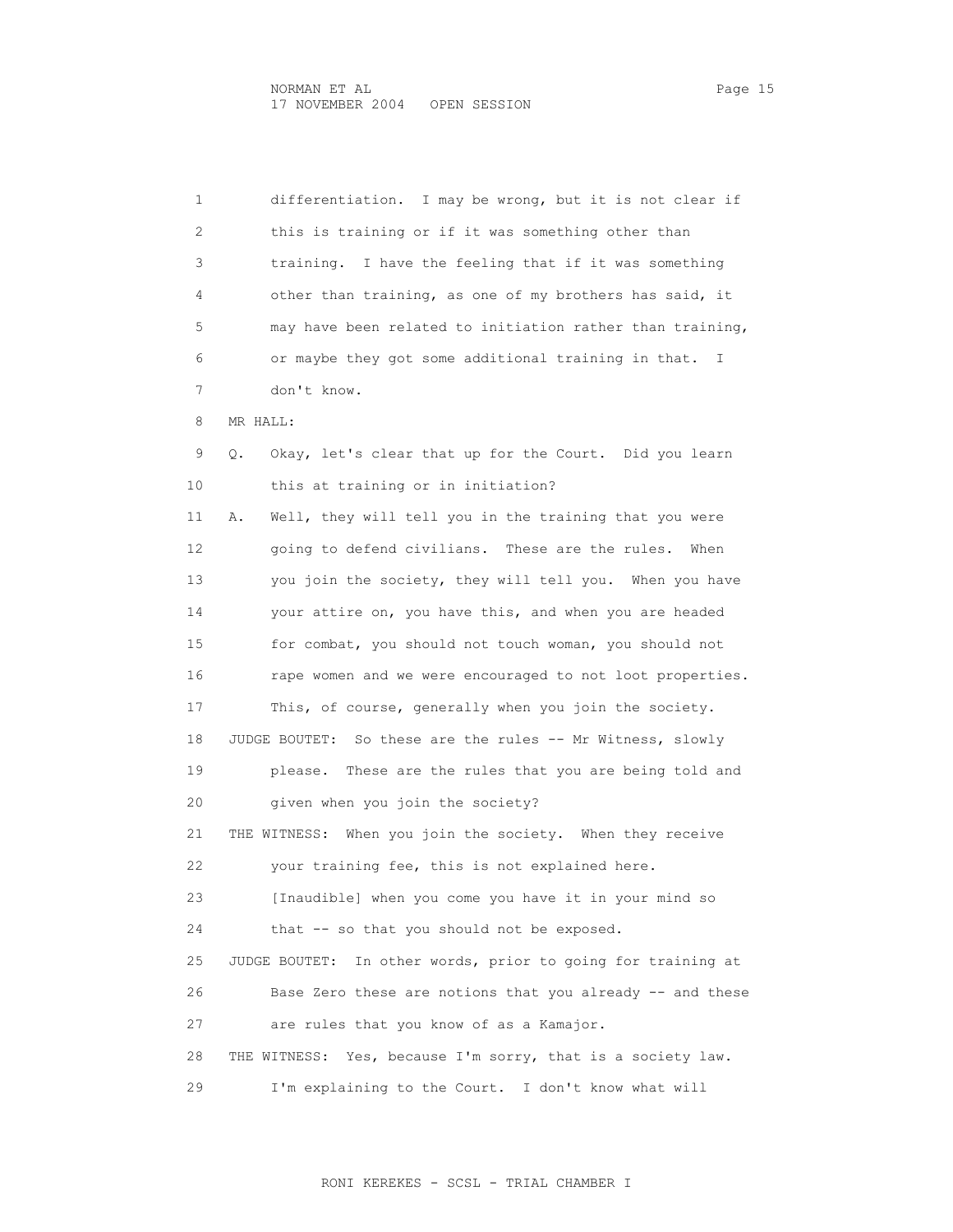differentiation. I may be wrong, but it is not clear if this is training or if it was something other than training. I have the feeling that if it was something other than training, as one of my brothers has said, it may have been related to initiation rather than training, or maybe they got some additional training in that. I don't know.

MR HALL:

Q. Okay, let's clear that up for the Court. Did you learn this at training or in initiation?

A. Well, they will tell you in the training that you were going to defend civilians. These are the rules. When you join the society, they will tell you. When you have your attire on, you have this, and when you are headed for combat, you should not touch woman, you should not rape women and we were encouraged to not loot properties. This, of course, generally when you join the society.

JUDGE BOUTET: So these are the rules -- Mr Witness, slowly please. These are the rules that you are being told and given when you join the society?

THE WITNESS: When you join the society. When they receive your training fee, this is not explained here. [Inaudible] when you come you have it in your mind so that -- so that you should not be exposed.

JUDGE BOUTET: In other words, prior to going for training at Base Zero these are notions that you already -- and these are rules that you know of as a Kamajor.

THE WITNESS: Yes, because I'm sorry, that is a society law. I'm explaining to the Court. I don't know what will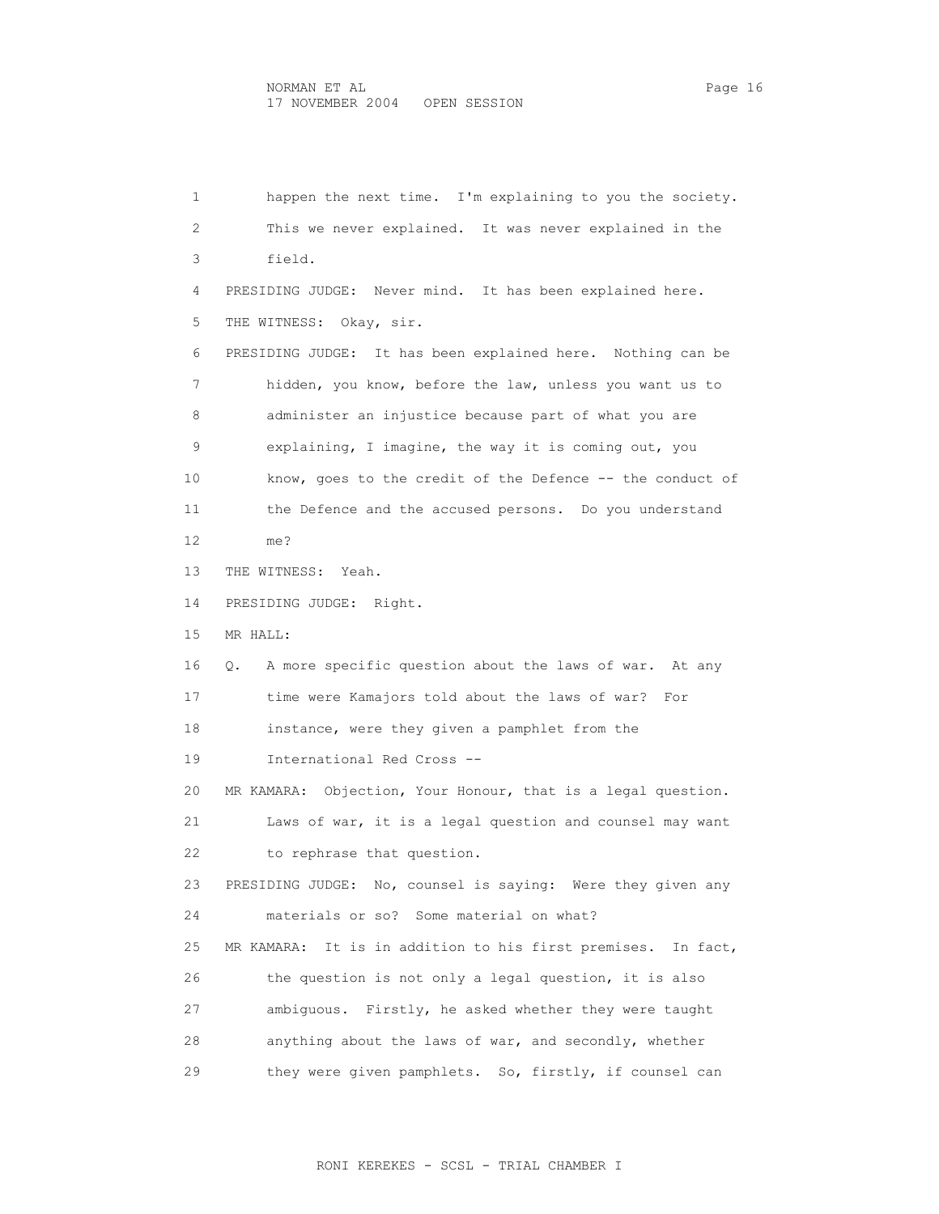happen the next time. I'm explaining to you the society. This we never explained. It was never explained in the field.

PRESIDING JUDGE: Never mind. It has been explained here.

THE WITNESS: Okay, sir.

PRESIDING JUDGE: It has been explained here. Nothing can be hidden, you know, before the law, unless you want us to administer an injustice because part of what you are explaining, I imagine, the way it is coming out, you know, goes to the credit of the Defence -- the conduct of the Defence and the accused persons. Do you understand me?

THE WITNESS: Yeah.

PRESIDING JUDGE: Right.

MR HALL:

Q. A more specific question about the laws of war. At any time were Kamajors told about the laws of war? For instance, were they given a pamphlet from the International Red Cross --

MR KAMARA: Objection, Your Honour, that is a legal question. Laws of war, it is a legal question and counsel may want to rephrase that question.

PRESIDING JUDGE: No, counsel is saying: Were they given any materials or so? Some material on what?

MR KAMARA: It is in addition to his first premises. In fact, the question is not only a legal question, it is also ambiguous. Firstly, he asked whether they were taught anything about the laws of war, and secondly, whether they were given pamphlets. So, firstly, if counsel can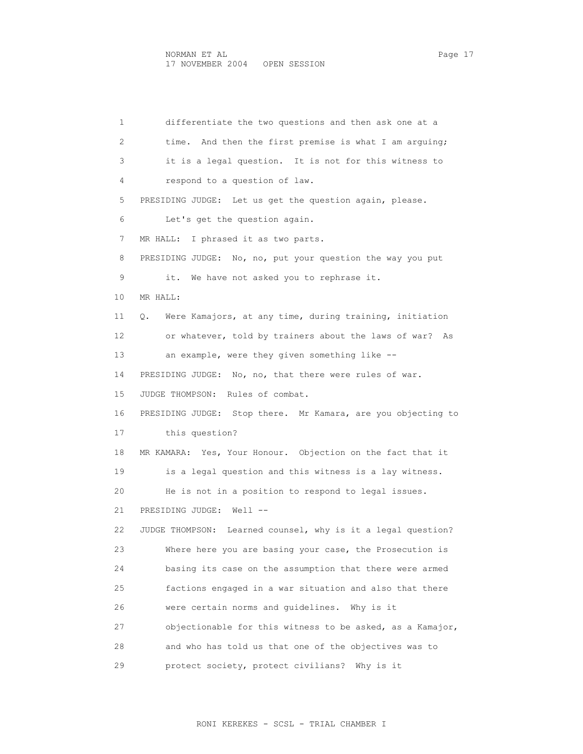differentiate the two questions and then ask one at a time. And then the first premise is what I am arguing; it is a legal question. It is not for this witness to respond to a question of law.

PRESIDING JUDGE: Let us get the question again, please. Let's get the question again.

MR HALL: I phrased it as two parts.

PRESIDING JUDGE: No, no, put your question the way you put it. We have not asked you to rephrase it.

MR HALL:

Q. Were Kamajors, at any time, during training, initiation or whatever, told by trainers about the laws of war? As an example, were they given something like --

PRESIDING JUDGE: No, no, that there were rules of war.

JUDGE THOMPSON: Rules of combat.

PRESIDING JUDGE: Stop there. Mr Kamara, are you objecting to this question?

MR KAMARA: Yes, Your Honour. Objection on the fact that it is a legal question and this witness is a lay witness. He is not in a position to respond to legal issues.

PRESIDING JUDGE: Well --

JUDGE THOMPSON: Learned counsel, why is it a legal question? Where here you are basing your case, the Prosecution is basing its case on the assumption that there were armed factions engaged in a war situation and also that there were certain norms and guidelines. Why is it objectionable for this witness to be asked, as a Kamajor, and who has told us that one of the objectives was to protect society, protect civilians? Why is it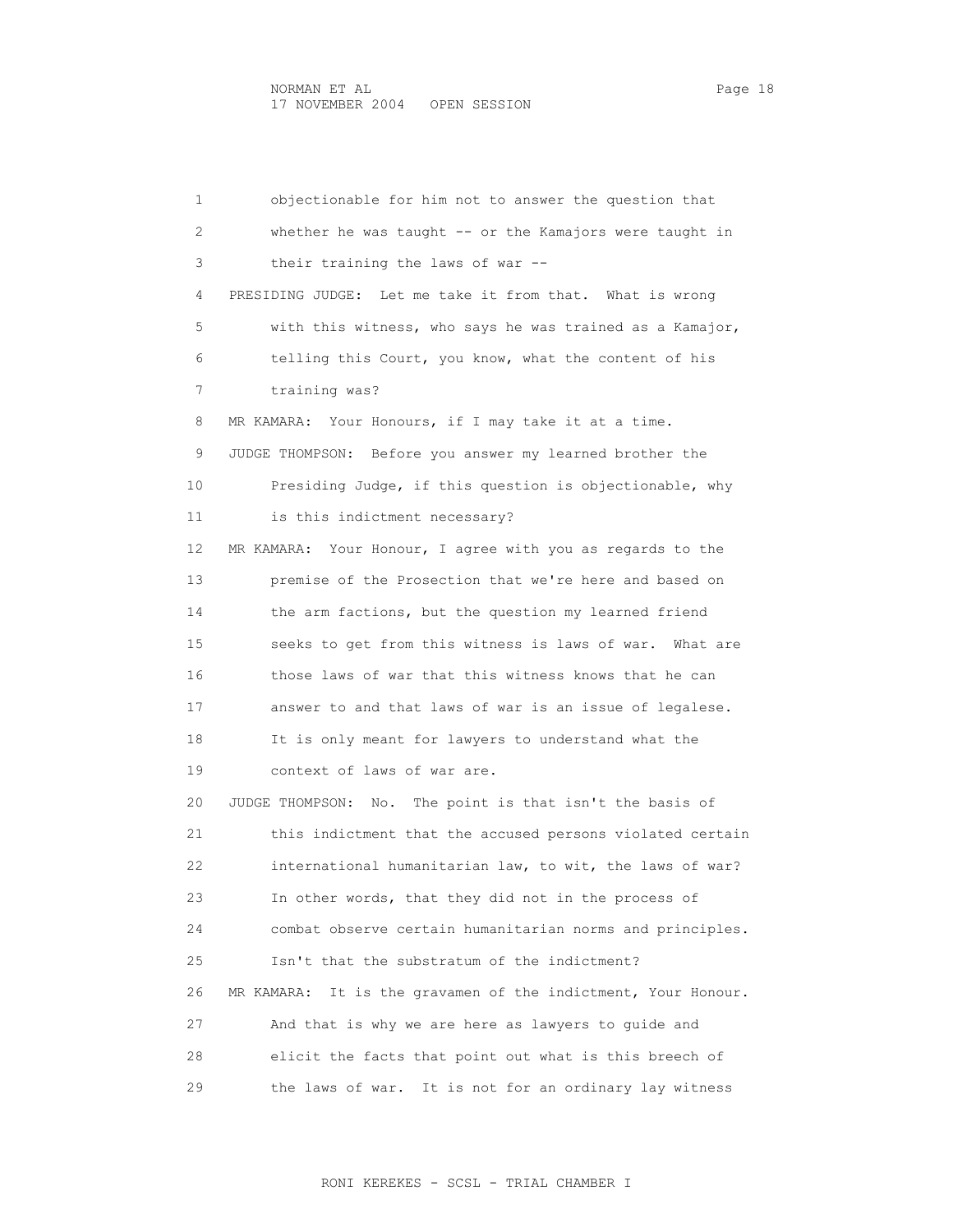1 objectionable for him not to answer the question that
2 whether he was taught -- or the Kamajors were taught in
3 their training the laws of war --
4 PRESIDING JUDGE: Let me take it from that. What is wrong
5 with this witness, who says he was trained as a Kamajor,
6 telling this Court, you know, what the content of his
7 training was?
8 MR KAMARA: Your Honours, if I may take it at a time.
9 JUDGE THOMPSON: Before you answer my learned brother the
10 Presiding Judge, if this question is objectionable, why
11 is this indictment necessary?
12 MR KAMARA: Your Honour, I agree with you as regards to the
13 premise of the Prosection that we're here and based on
14 the arm factions, but the question my learned friend
15 seeks to get from this witness is laws of war. What are
16 those laws of war that this witness knows that he can
17 answer to and that laws of war is an issue of legalese.
18 It is only meant for lawyers to understand what the
19 context of laws of war are.
20 JUDGE THOMPSON: No. The point is that isn't the basis of
21 this indictment that the accused persons violated certain
22 international humanitarian law, to wit, the laws of war?
23 In other words, that they did not in the process of
24 combat observe certain humanitarian norms and principles.
25 Isn't that the substratum of the indictment?
26 MR KAMARA: It is the gravamen of the indictment, Your Honour.
27 And that is why we are here as lawyers to guide and
28 elicit the facts that point out what is this breech of
29 the laws of war. It is not for an ordinary lay witness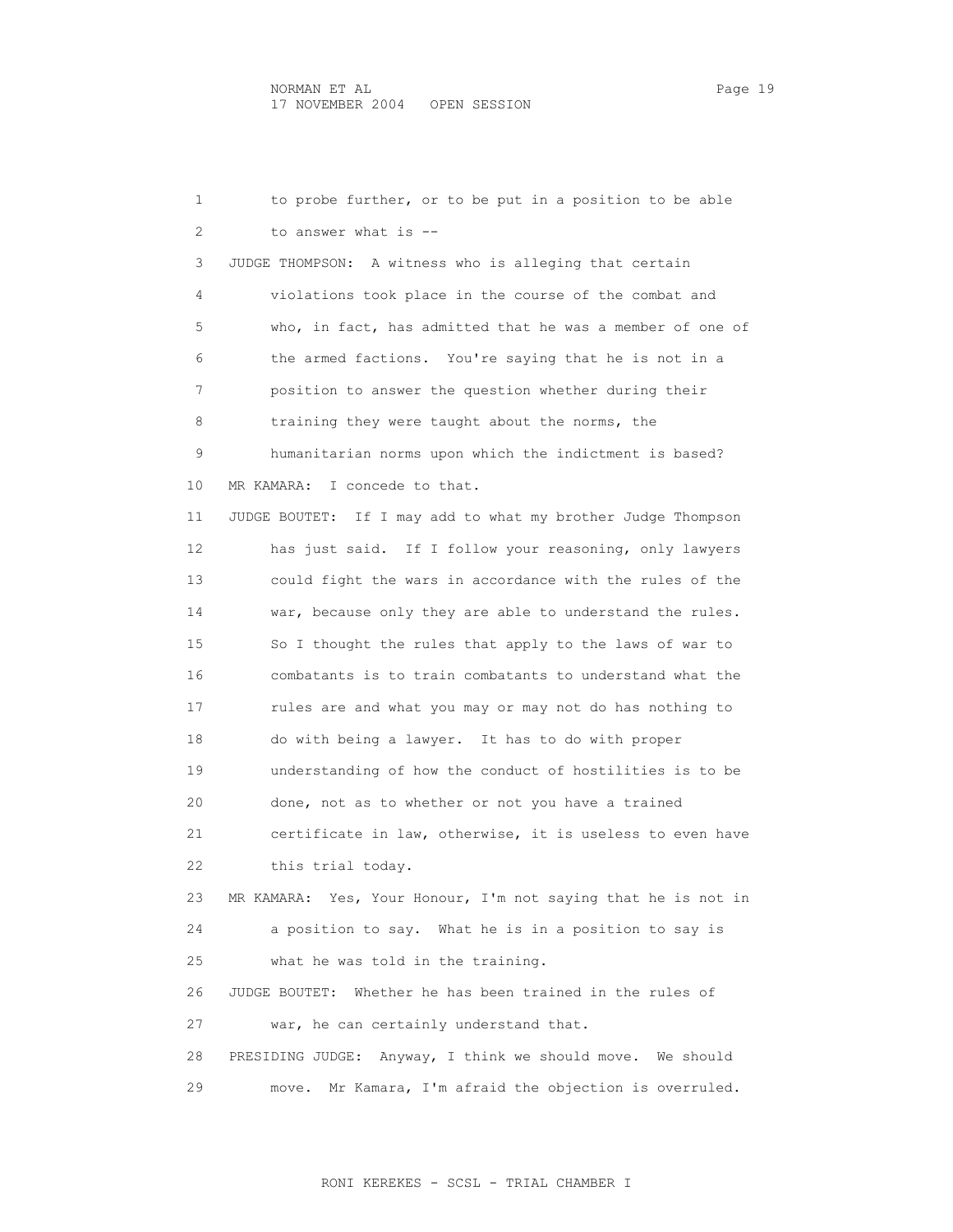to probe further, or to be put in a position to be able to answer what is --

JUDGE THOMPSON: A witness who is alleging that certain violations took place in the course of the combat and who, in fact, has admitted that he was a member of one of the armed factions. You're saying that he is not in a position to answer the question whether during their training they were taught about the norms, the humanitarian norms upon which the indictment is based?

MR KAMARA: I concede to that.

JUDGE BOUTET: If I may add to what my brother Judge Thompson has just said. If I follow your reasoning, only lawyers could fight the wars in accordance with the rules of the war, because only they are able to understand the rules. So I thought the rules that apply to the laws of war to combatants is to train combatants to understand what the rules are and what you may or may not do has nothing to do with being a lawyer. It has to do with proper understanding of how the conduct of hostilities is to be done, not as to whether or not you have a trained certificate in law, otherwise, it is useless to even have this trial today.

MR KAMARA: Yes, Your Honour, I'm not saying that he is not in a position to say. What he is in a position to say is what he was told in the training.

JUDGE BOUTET: Whether he has been trained in the rules of war, he can certainly understand that.

PRESIDING JUDGE: Anyway, I think we should move. We should move. Mr Kamara, I'm afraid the objection is overruled.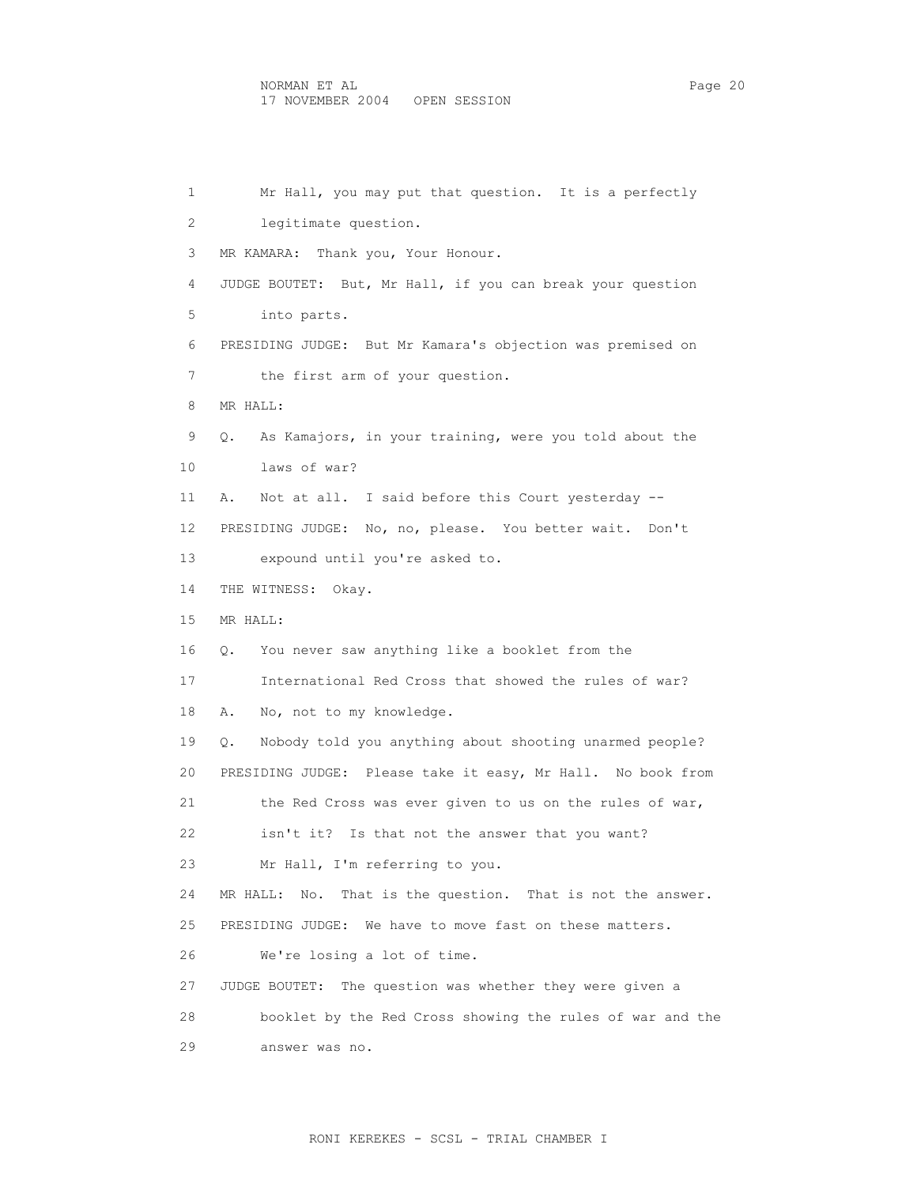1 Mr Hall, you may put that question. It is a perfectly
2 legitimate question.
3 MR KAMARA: Thank you, Your Honour.
4 JUDGE BOUTET: But, Mr Hall, if you can break your question
5 into parts.
6 PRESIDING JUDGE: But Mr Kamara's objection was premised on
7 the first arm of your question.
8 MR HALL:
9 Q. As Kamajors, in your training, were you told about the
10 laws of war?
11 A. Not at all. I said before this Court yesterday --
12 PRESIDING JUDGE: No, no, please. You better wait. Don't
13 expound until you're asked to.
14 THE WITNESS: Okay.
15 MR HALL:
16 Q. You never saw anything like a booklet from the
17 International Red Cross that showed the rules of war?
18 A. No, not to my knowledge.
19 Q. Nobody told you anything about shooting unarmed people?
20 PRESIDING JUDGE: Please take it easy, Mr Hall. No book from
21 the Red Cross was ever given to us on the rules of war,
22 isn't it? Is that not the answer that you want?
23 Mr Hall, I'm referring to you.
24 MR HALL: No. That is the question. That is not the answer.
25 PRESIDING JUDGE: We have to move fast on these matters.
26 We're losing a lot of time.
27 JUDGE BOUTET: The question was whether they were given a
28 booklet by the Red Cross showing the rules of war and the
29 answer was no.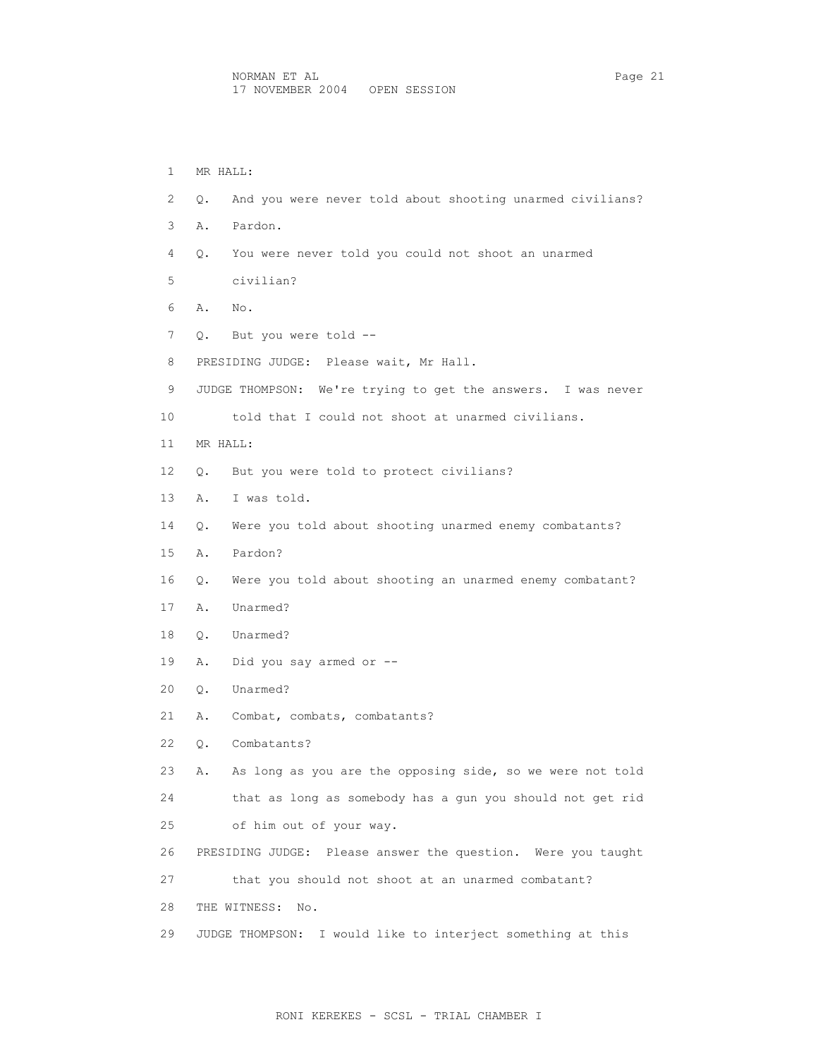1 MR HALL:

2 Q. And you were never told about shooting unarmed civilians?

3 A. Pardon.

4 Q. You were never told you could not shoot an unarmed

5 civilian?

6 A. No.

7 Q. But you were told --

8 PRESIDING JUDGE: Please wait, Mr Hall.

9 JUDGE THOMPSON: We're trying to get the answers. I was never

10 told that I could not shoot at unarmed civilians.

11 MR HALL:

12 Q. But you were told to protect civilians?

13 A. I was told.

14 Q. Were you told about shooting unarmed enemy combatants?

15 A. Pardon?

16 Q. Were you told about shooting an unarmed enemy combatant?

17 A. Unarmed?

18 Q. Unarmed?

19 A. Did you say armed or --

20 Q. Unarmed?

21 A. Combat, combats, combatants?

22 Q. Combatants?

23 A. As long as you are the opposing side, so we were not told

24 that as long as somebody has a gun you should not get rid

25 of him out of your way.

26 PRESIDING JUDGE: Please answer the question. Were you taught

27 that you should not shoot at an unarmed combatant?

28 THE WITNESS: No.

29 JUDGE THOMPSON: I would like to interject something at this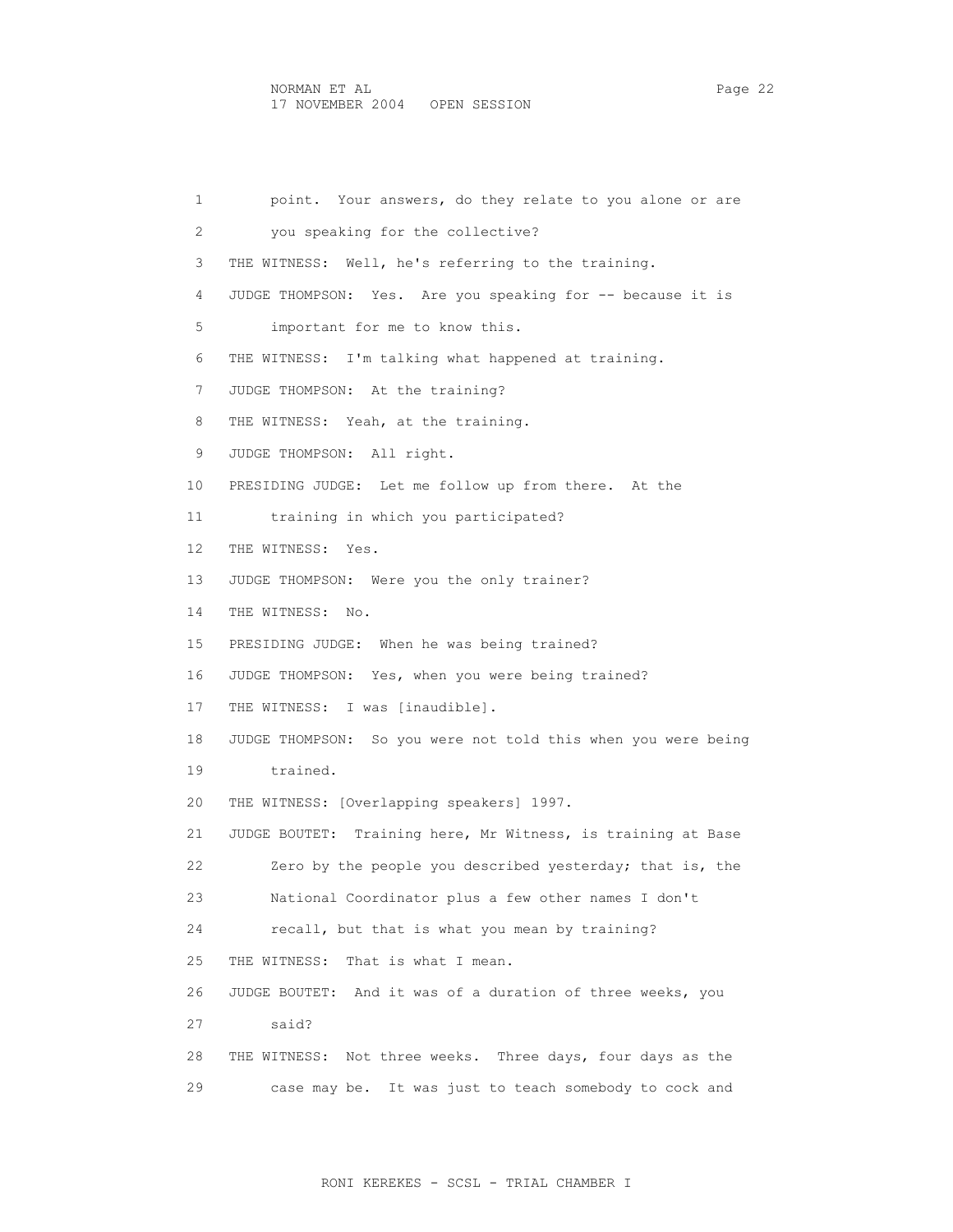point. Your answers, do they relate to you alone or are you speaking for the collective?

THE WITNESS: Well, he's referring to the training.

JUDGE THOMPSON: Yes. Are you speaking for -- because it is important for me to know this.

THE WITNESS: I'm talking what happened at training.

JUDGE THOMPSON: At the training?

THE WITNESS: Yeah, at the training.

JUDGE THOMPSON: All right.

PRESIDING JUDGE: Let me follow up from there. At the training in which you participated?

THE WITNESS: Yes.

JUDGE THOMPSON: Were you the only trainer?

THE WITNESS: No.

PRESIDING JUDGE: When he was being trained?

JUDGE THOMPSON: Yes, when you were being trained?

THE WITNESS: I was [inaudible].

JUDGE THOMPSON: So you were not told this when you were being trained.

THE WITNESS: [Overlapping speakers] 1997.

JUDGE BOUTET: Training here, Mr Witness, is training at Base Zero by the people you described yesterday; that is, the National Coordinator plus a few other names I don't recall, but that is what you mean by training?

THE WITNESS: That is what I mean.

JUDGE BOUTET: And it was of a duration of three weeks, you said?

THE WITNESS: Not three weeks. Three days, four days as the case may be. It was just to teach somebody to cock and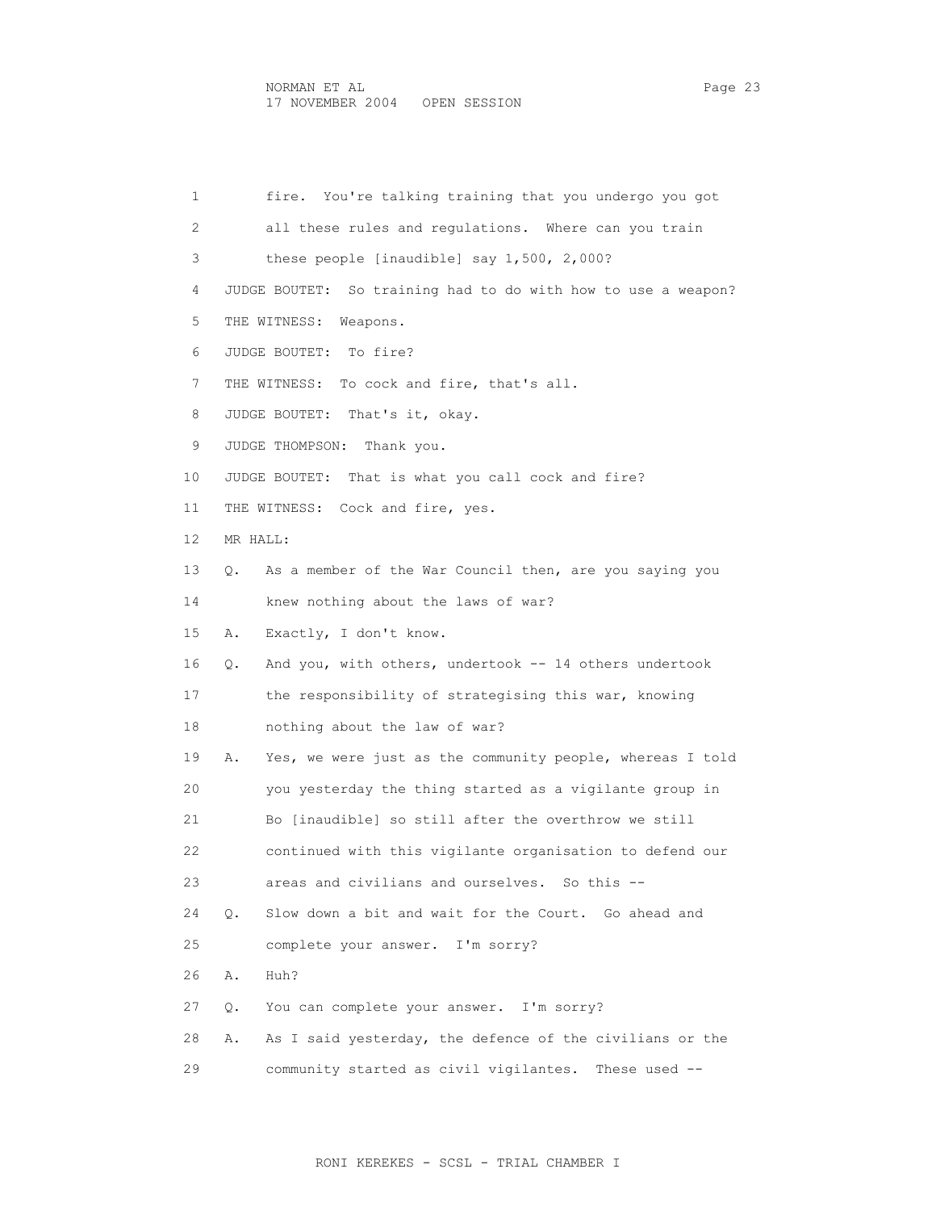fire. You're talking training that you undergo you got all these rules and regulations. Where can you train these people [inaudible] say 1,500, 2,000?

JUDGE BOUTET: So training had to do with how to use a weapon?

THE WITNESS: Weapons.

JUDGE BOUTET: To fire?

THE WITNESS: To cock and fire, that's all.

JUDGE BOUTET: That's it, okay.

JUDGE THOMPSON: Thank you.

JUDGE BOUTET: That is what you call cock and fire?

THE WITNESS: Cock and fire, yes.

MR HALL:

Q. As a member of the War Council then, are you saying you knew nothing about the laws of war?

A. Exactly, I don't know.

Q. And you, with others, undertook -- 14 others undertook the responsibility of strategising this war, knowing nothing about the law of war?

A. Yes, we were just as the community people, whereas I told you yesterday the thing started as a vigilante group in Bo [inaudible] so still after the overthrow we still continued with this vigilante organisation to defend our areas and civilians and ourselves. So this --

Q. Slow down a bit and wait for the Court. Go ahead and complete your answer. I'm sorry?

A. Huh?

Q. You can complete your answer. I'm sorry?

A. As I said yesterday, the defence of the civilians or the community started as civil vigilantes. These used --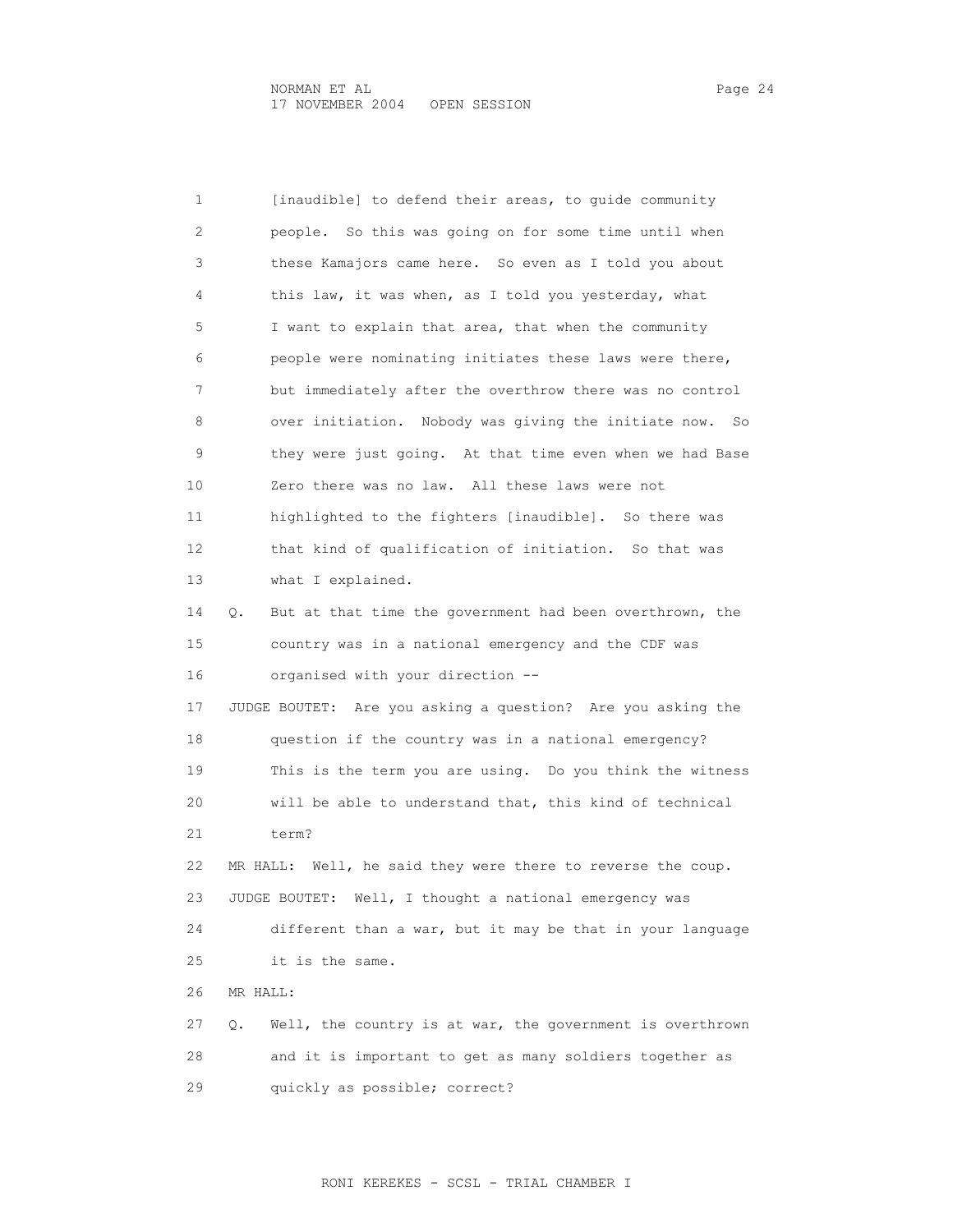[inaudible] to defend their areas, to guide community people. So this was going on for some time until when these Kamajors came here. So even as I told you about this law, it was when, as I told you yesterday, what I want to explain that area, that when the community people were nominating initiates these laws were there, but immediately after the overthrow there was no control over initiation. Nobody was giving the initiate now. So they were just going. At that time even when we had Base Zero there was no law. All these laws were not highlighted to the fighters [inaudible]. So there was that kind of qualification of initiation. So that was what I explained.

Q. But at that time the government had been overthrown, the country was in a national emergency and the CDF was organised with your direction --

JUDGE BOUTET: Are you asking a question? Are you asking the question if the country was in a national emergency? This is the term you are using. Do you think the witness will be able to understand that, this kind of technical term?

MR HALL: Well, he said they were there to reverse the coup.

JUDGE BOUTET: Well, I thought a national emergency was different than a war, but it may be that in your language it is the same.

MR HALL:

Q. Well, the country is at war, the government is overthrown and it is important to get as many soldiers together as quickly as possible; correct?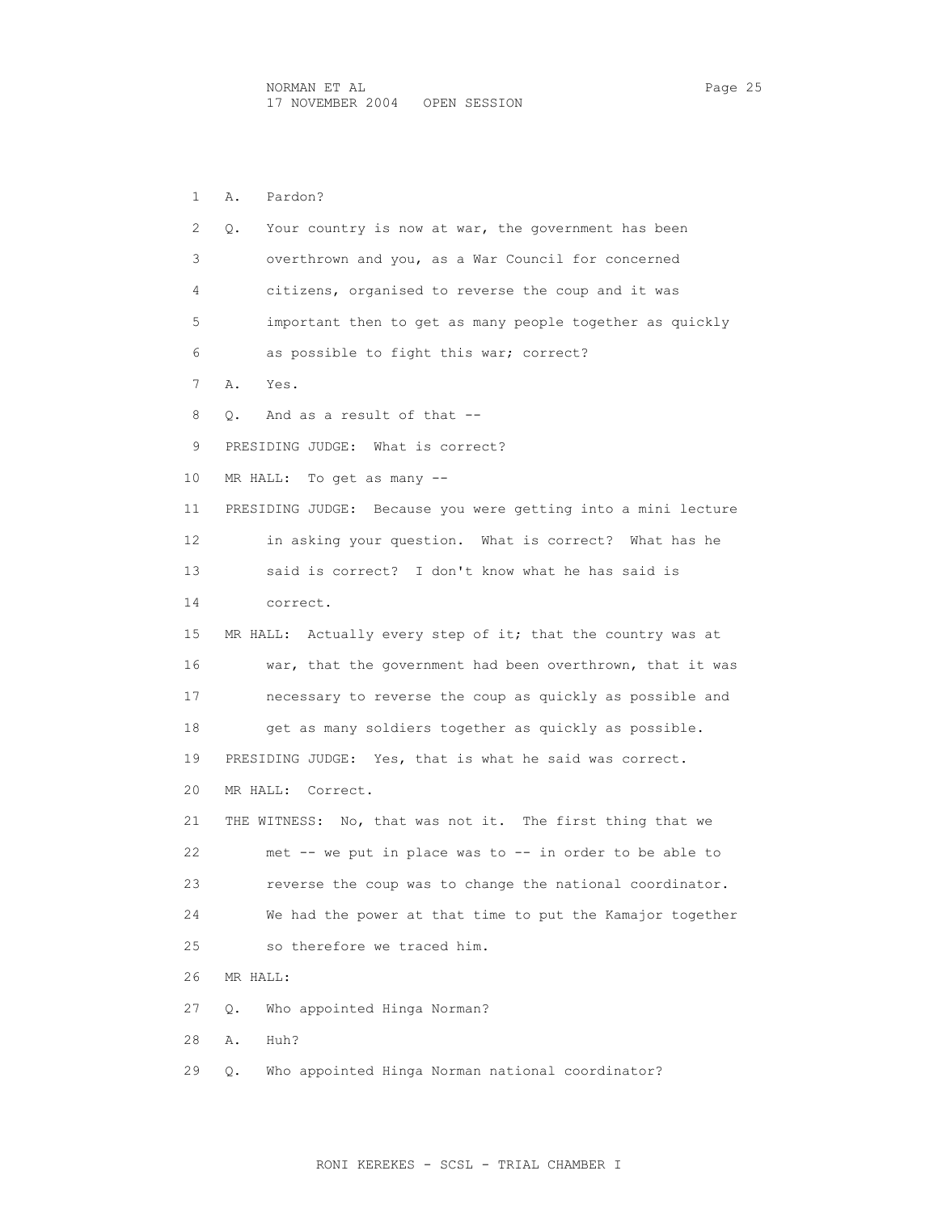1 A. Pardon?

2 Q. Your country is now at war, the government has been

3 overthrown and you, as a War Council for concerned

4 citizens, organised to reverse the coup and it was

5 important then to get as many people together as quickly

6 as possible to fight this war; correct?

7 A. Yes.

8 Q. And as a result of that --

9 PRESIDING JUDGE: What is correct?

10 MR HALL: To get as many --

11 PRESIDING JUDGE: Because you were getting into a mini lecture

12 in asking your question. What is correct? What has he

13 said is correct? I don't know what he has said is

14 correct.

15 MR HALL: Actually every step of it; that the country was at

16 war, that the government had been overthrown, that it was

17 necessary to reverse the coup as quickly as possible and

18 get as many soldiers together as quickly as possible.

19 PRESIDING JUDGE: Yes, that is what he said was correct.

20 MR HALL: Correct.

21 THE WITNESS: No, that was not it. The first thing that we

22 met -- we put in place was to -- in order to be able to

23 reverse the coup was to change the national coordinator.

24 We had the power at that time to put the Kamajor together

25 so therefore we traced him.

26 MR HALL:

27 Q. Who appointed Hinga Norman?

28 A. Huh?

29 Q. Who appointed Hinga Norman national coordinator?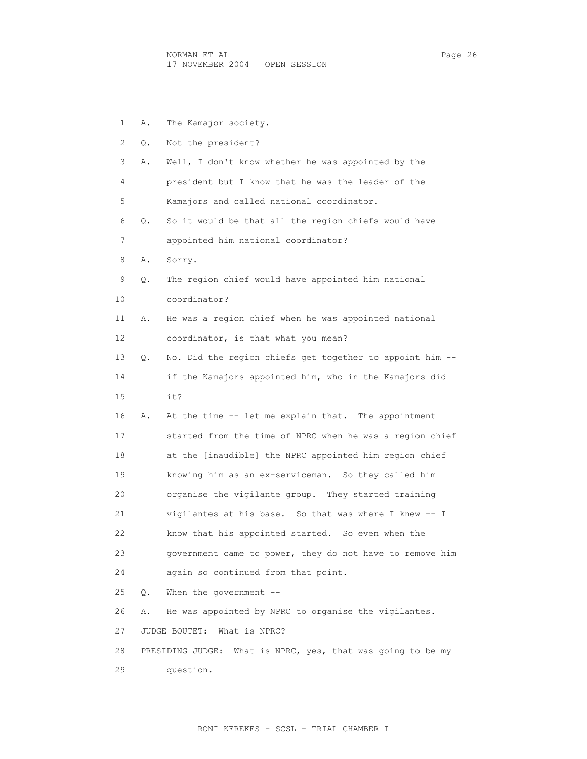1 A. The Kamajor society.

2 Q. Not the president?

3 A. Well, I don't know whether he was appointed by the

4 president but I know that he was the leader of the

5 Kamajors and called national coordinator.

6 Q. So it would be that all the region chiefs would have

7 appointed him national coordinator?

8 A. Sorry.

9 Q. The region chief would have appointed him national

10 coordinator?

11 A. He was a region chief when he was appointed national

12 coordinator, is that what you mean?

13 Q. No. Did the region chiefs get together to appoint him --

14 if the Kamajors appointed him, who in the Kamajors did

15 it?

16 A. At the time -- let me explain that. The appointment

17 started from the time of NPRC when he was a region chief

18 at the [inaudible] the NPRC appointed him region chief

19 knowing him as an ex-serviceman. So they called him

20 organise the vigilante group. They started training

21 vigilantes at his base. So that was where I knew -- I

22 know that his appointed started. So even when the

23 government came to power, they do not have to remove him

24 again so continued from that point.

25 Q. When the government --

26 A. He was appointed by NPRC to organise the vigilantes.

27 JUDGE BOUTET: What is NPRC?

28 PRESIDING JUDGE: What is NPRC, yes, that was going to be my

29 question.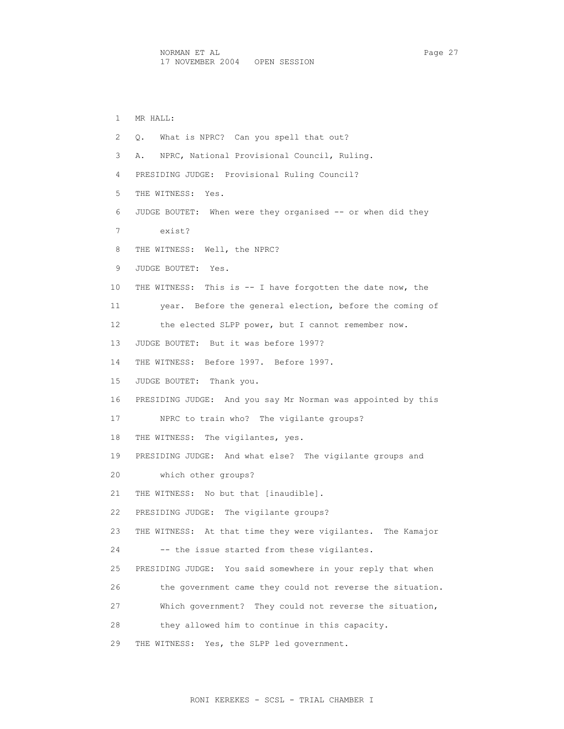MR HALL:

Q. What is NPRC? Can you spell that out?

A. NPRC, National Provisional Council, Ruling.

PRESIDING JUDGE: Provisional Ruling Council?

THE WITNESS: Yes.

JUDGE BOUTET: When were they organised -- or when did they exist?

THE WITNESS: Well, the NPRC?

JUDGE BOUTET: Yes.

THE WITNESS: This is -- I have forgotten the date now, the year. Before the general election, before the coming of the elected SLPP power, but I cannot remember now.

JUDGE BOUTET: But it was before 1997?

THE WITNESS: Before 1997. Before 1997.

JUDGE BOUTET: Thank you.

PRESIDING JUDGE: And you say Mr Norman was appointed by this NPRC to train who? The vigilante groups?

THE WITNESS: The vigilantes, yes.

PRESIDING JUDGE: And what else? The vigilante groups and which other groups?

THE WITNESS: No but that [inaudible].

PRESIDING JUDGE: The vigilante groups?

THE WITNESS: At that time they were vigilantes. The Kamajor -- the issue started from these vigilantes.

PRESIDING JUDGE: You said somewhere in your reply that when the government came they could not reverse the situation. Which government? They could not reverse the situation, they allowed him to continue in this capacity.

THE WITNESS: Yes, the SLPP led government.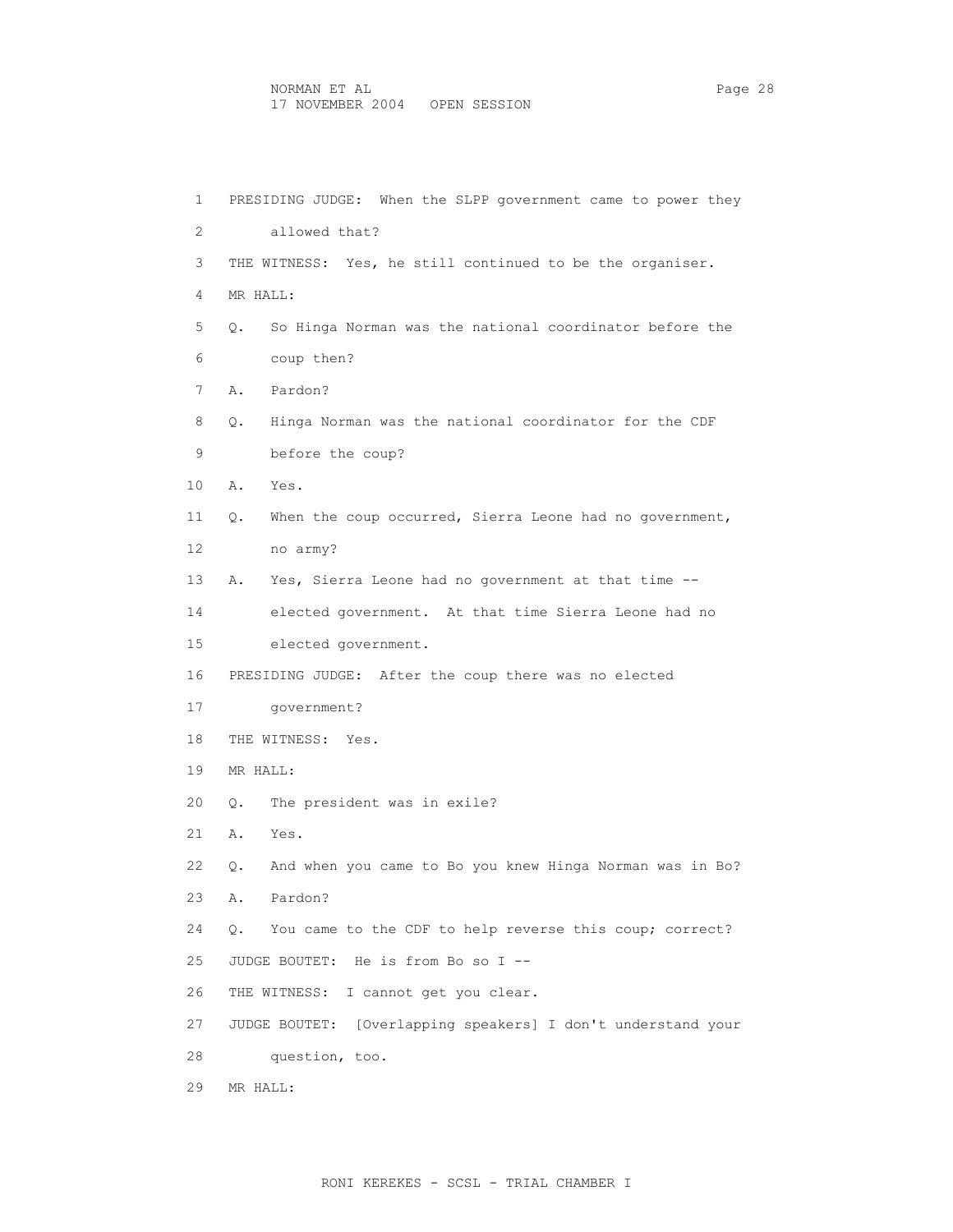1 PRESIDING JUDGE: When the SLPP government came to power they
2 allowed that?
3 THE WITNESS: Yes, he still continued to be the organiser.
4 MR HALL:
5 Q. So Hinga Norman was the national coordinator before the
6 coup then?
7 A. Pardon?
8 Q. Hinga Norman was the national coordinator for the CDF
9 before the coup?
10 A. Yes.
11 Q. When the coup occurred, Sierra Leone had no government,
12 no army?
13 A. Yes, Sierra Leone had no government at that time --
14 elected government. At that time Sierra Leone had no
15 elected government.
16 PRESIDING JUDGE: After the coup there was no elected
17 government?
18 THE WITNESS: Yes.
19 MR HALL:
20 Q. The president was in exile?
21 A. Yes.
22 Q. And when you came to Bo you knew Hinga Norman was in Bo?
23 A. Pardon?
24 Q. You came to the CDF to help reverse this coup; correct?
25 JUDGE BOUTET: He is from Bo so I --
26 THE WITNESS: I cannot get you clear.
27 JUDGE BOUTET: [Overlapping speakers] I don't understand your
28 question, too.
29 MR HALL: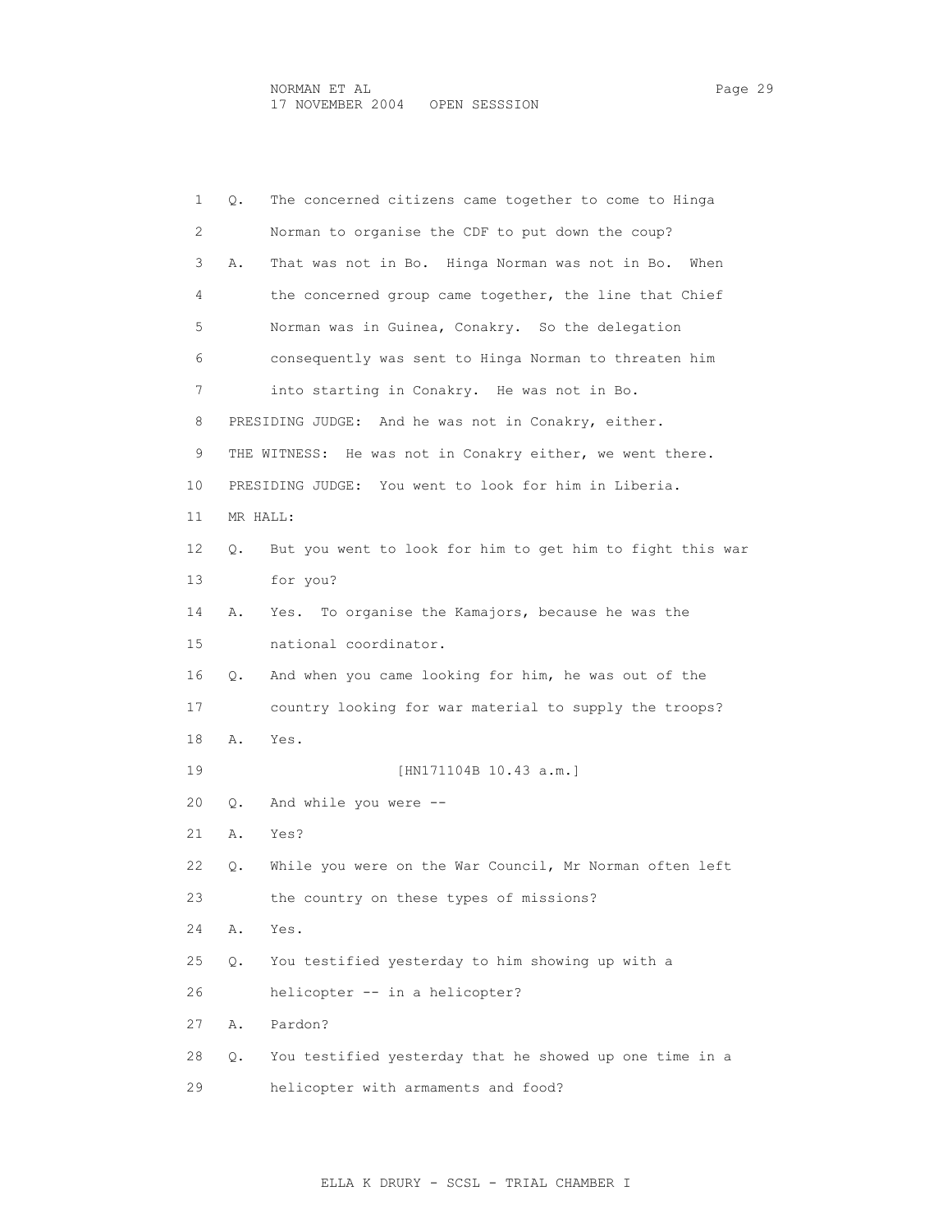Q. The concerned citizens came together to come to Hinga Norman to organise the CDF to put down the coup?

A. That was not in Bo. Hinga Norman was not in Bo. When the concerned group came together, the line that Chief Norman was in Guinea, Conakry. So the delegation consequently was sent to Hinga Norman to threaten him into starting in Conakry. He was not in Bo.

PRESIDING JUDGE: And he was not in Conakry, either.

THE WITNESS: He was not in Conakry either, we went there.

PRESIDING JUDGE: You went to look for him in Liberia.

MR HALL:

Q. But you went to look for him to get him to fight this war for you?

A. Yes. To organise the Kamajors, because he was the national coordinator.

Q. And when you came looking for him, he was out of the country looking for war material to supply the troops?

A. Yes.

[HN171104B 10.43 a.m.]

Q. And while you were --

A. Yes?

Q. While you were on the War Council, Mr Norman often left the country on these types of missions?

A. Yes.

Q. You testified yesterday to him showing up with a helicopter -- in a helicopter?

A. Pardon?

Q. You testified yesterday that he showed up one time in a helicopter with armaments and food?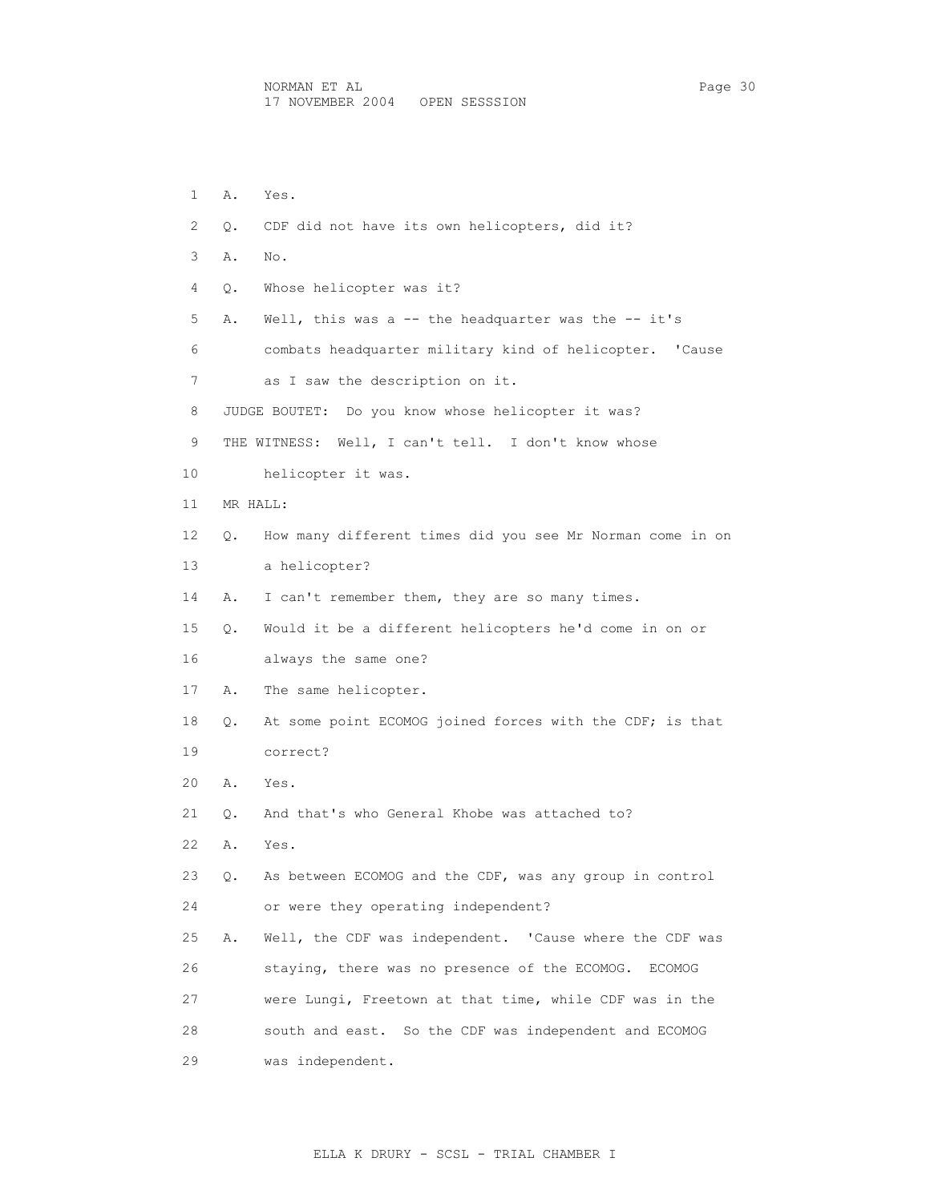1 A. Yes.

2 Q. CDF did not have its own helicopters, did it?

3 A. No.

4 Q. Whose helicopter was it?

5 A. Well, this was a -- the headquarter was the -- it's

6 combats headquarter military kind of helicopter. 'Cause

7 as I saw the description on it.

8 JUDGE BOUTET: Do you know whose helicopter it was?

9 THE WITNESS: Well, I can't tell. I don't know whose

10 helicopter it was.

11 MR HALL:

12 Q. How many different times did you see Mr Norman come in on

13 a helicopter?

14 A. I can't remember them, they are so many times.

15 Q. Would it be a different helicopters he'd come in on or

16 always the same one?

17 A. The same helicopter.

18 Q. At some point ECOMOG joined forces with the CDF; is that

19 correct?

20 A. Yes.

21 Q. And that's who General Khobe was attached to?

22 A. Yes.

23 Q. As between ECOMOG and the CDF, was any group in control

24 or were they operating independent?

25 A. Well, the CDF was independent. 'Cause where the CDF was

26 staying, there was no presence of the ECOMOG. ECOMOG

27 were Lungi, Freetown at that time, while CDF was in the

28 south and east. So the CDF was independent and ECOMOG

29 was independent.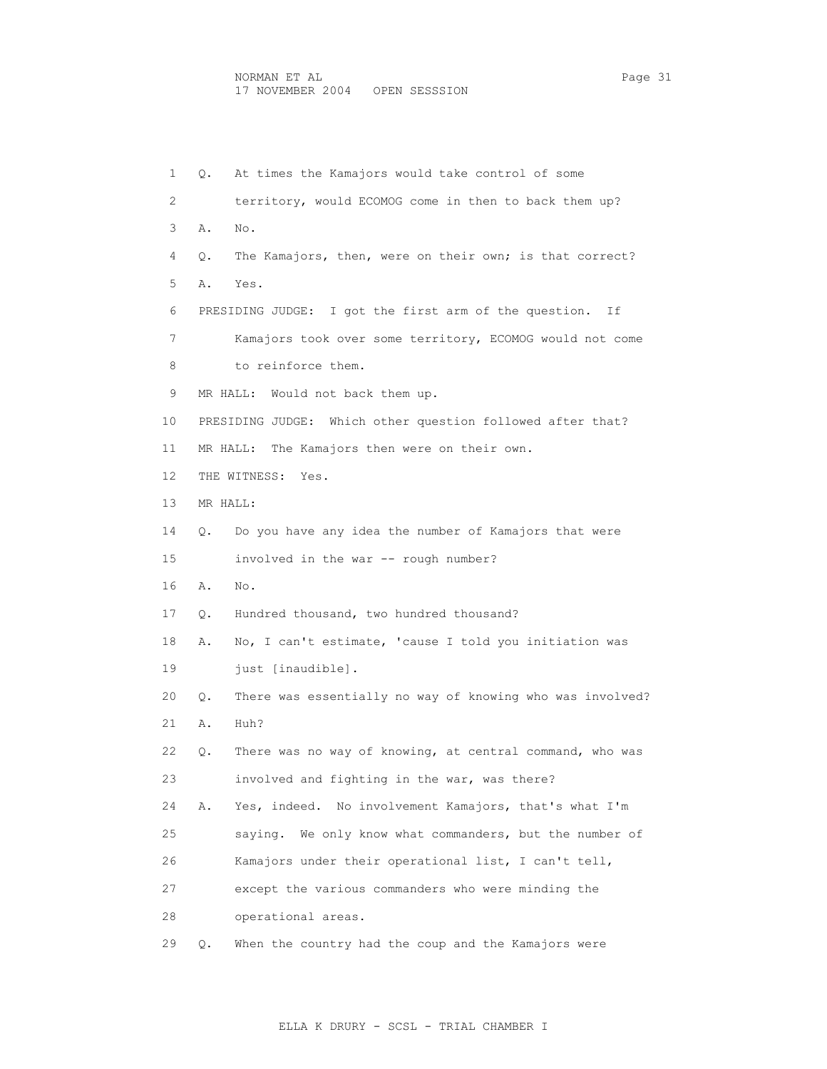1 Q. At times the Kamajors would take control of some

2 territory, would ECOMOG come in then to back them up?

3 A. No.

4 Q. The Kamajors, then, were on their own; is that correct?

5 A. Yes.

6 PRESIDING JUDGE: I got the first arm of the question. If

7 Kamajors took over some territory, ECOMOG would not come

8 to reinforce them.

9 MR HALL: Would not back them up.

10 PRESIDING JUDGE: Which other question followed after that?

11 MR HALL: The Kamajors then were on their own.

12 THE WITNESS: Yes.

13 MR HALL:

14 Q. Do you have any idea the number of Kamajors that were

15 involved in the war -- rough number?

16 A. No.

17 Q. Hundred thousand, two hundred thousand?

18 A. No, I can't estimate, 'cause I told you initiation was

19 just [inaudible].

20 Q. There was essentially no way of knowing who was involved?

21 A. Huh?

22 Q. There was no way of knowing, at central command, who was

23 involved and fighting in the war, was there?

24 A. Yes, indeed. No involvement Kamajors, that's what I'm

25 saying. We only know what commanders, but the number of

26 Kamajors under their operational list, I can't tell,

27 except the various commanders who were minding the

28 operational areas.

29 Q. When the country had the coup and the Kamajors were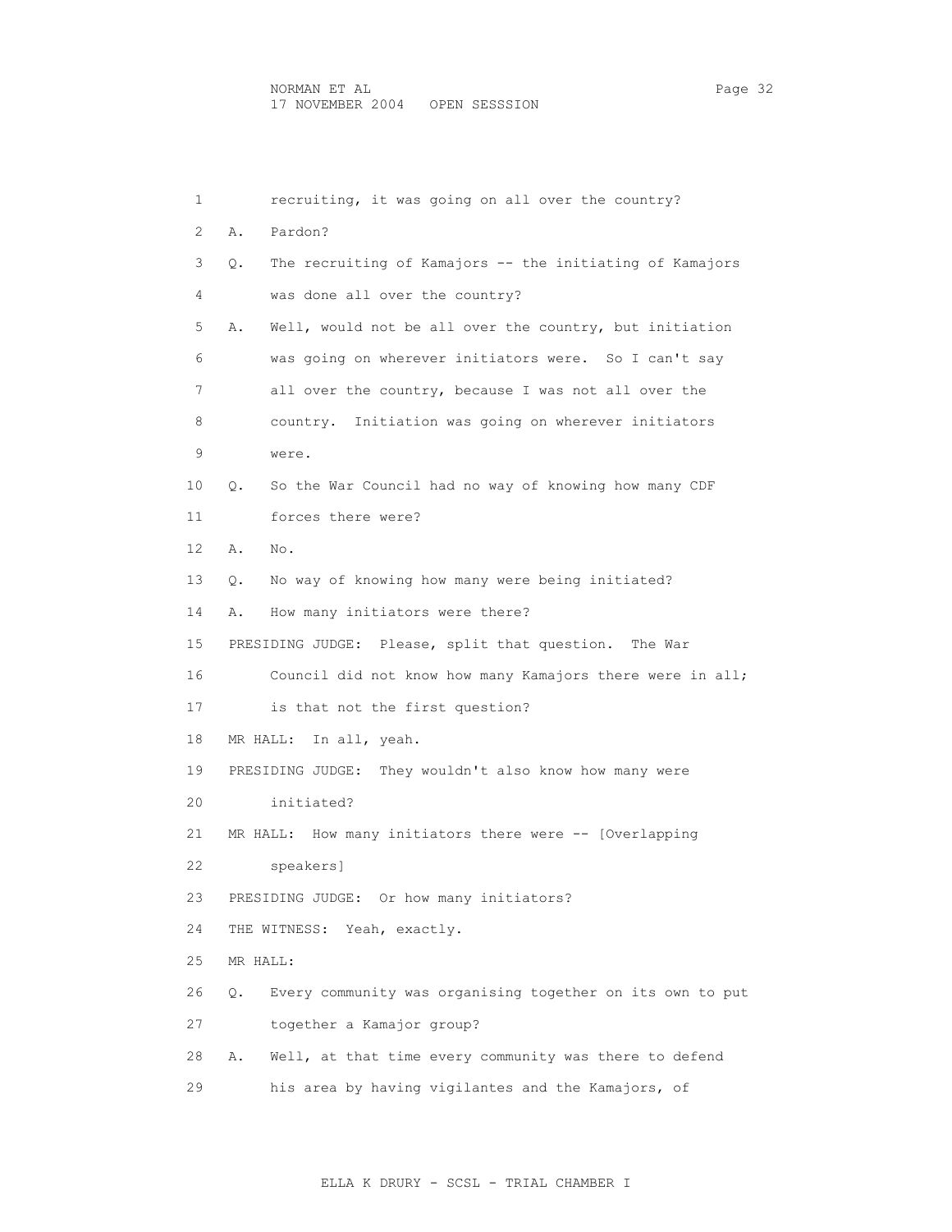recruiting, it was going on all over the country?

A. Pardon?

Q. The recruiting of Kamajors -- the initiating of Kamajors was done all over the country?

A. Well, would not be all over the country, but initiation was going on wherever initiators were. So I can't say all over the country, because I was not all over the country. Initiation was going on wherever initiators were.

Q. So the War Council had no way of knowing how many CDF forces there were?

A. No.

Q. No way of knowing how many were being initiated?

A. How many initiators were there?

PRESIDING JUDGE: Please, split that question. The War Council did not know how many Kamajors there were in all; is that not the first question?

MR HALL: In all, yeah.

PRESIDING JUDGE: They wouldn't also know how many were initiated?

MR HALL: How many initiators there were -- [Overlapping speakers]

PRESIDING JUDGE: Or how many initiators?

THE WITNESS: Yeah, exactly.

MR HALL:

Q. Every community was organising together on its own to put together a Kamajor group?

A. Well, at that time every community was there to defend his area by having vigilantes and the Kamajors, of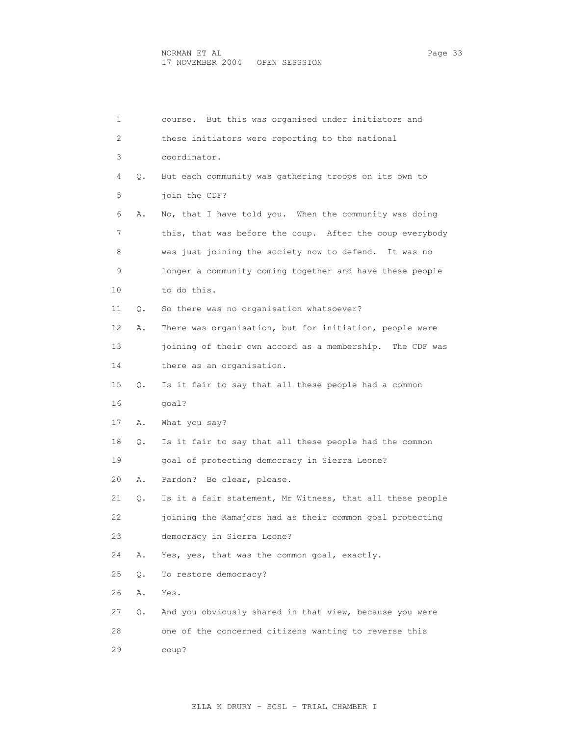1 course. But this was organised under initiators and
2 these initiators were reporting to the national
3 coordinator.

4 Q. But each community was gathering troops on its own to
5 join the CDF?

6 A. No, that I have told you. When the community was doing
7 this, that was before the coup. After the coup everybody
8 was just joining the society now to defend. It was no
9 longer a community coming together and have these people
10 to do this.

11 Q. So there was no organisation whatsoever?

12 A. There was organisation, but for initiation, people were
13 joining of their own accord as a membership. The CDF was
14 there as an organisation.

15 Q. Is it fair to say that all these people had a common
16 goal?

17 A. What you say?

18 Q. Is it fair to say that all these people had the common
19 goal of protecting democracy in Sierra Leone?

20 A. Pardon? Be clear, please.

21 Q. Is it a fair statement, Mr Witness, that all these people
22 joining the Kamajors had as their common goal protecting
23 democracy in Sierra Leone?

24 A. Yes, yes, that was the common goal, exactly.

25 Q. To restore democracy?

26 A. Yes.

27 Q. And you obviously shared in that view, because you were
28 one of the concerned citizens wanting to reverse this
29 coup?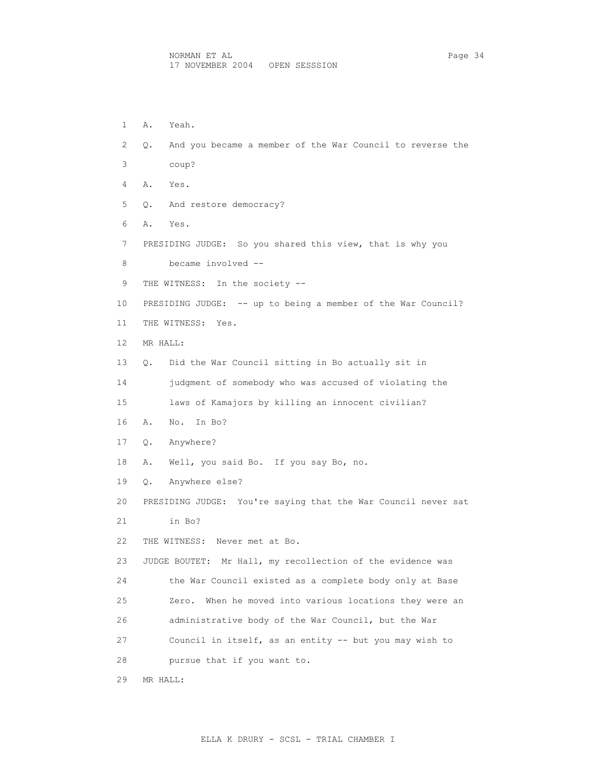1 A. Yeah.

2 Q. And you became a member of the War Council to reverse the

3 coup?

4 A. Yes.

5 Q. And restore democracy?

6 A. Yes.

7 PRESIDING JUDGE: So you shared this view, that is why you

8 became involved --

9 THE WITNESS: In the society --

10 PRESIDING JUDGE: -- up to being a member of the War Council?

11 THE WITNESS: Yes.

12 MR HALL:

13 Q. Did the War Council sitting in Bo actually sit in

14 judgment of somebody who was accused of violating the

15 laws of Kamajors by killing an innocent civilian?

16 A. No. In Bo?

17 Q. Anywhere?

18 A. Well, you said Bo. If you say Bo, no.

19 Q. Anywhere else?

20 PRESIDING JUDGE: You're saying that the War Council never sat

21 in Bo?

22 THE WITNESS: Never met at Bo.

23 JUDGE BOUTET: Mr Hall, my recollection of the evidence was

24 the War Council existed as a complete body only at Base

25 Zero. When he moved into various locations they were an

26 administrative body of the War Council, but the War

27 Council in itself, as an entity -- but you may wish to

28 pursue that if you want to.

29 MR HALL: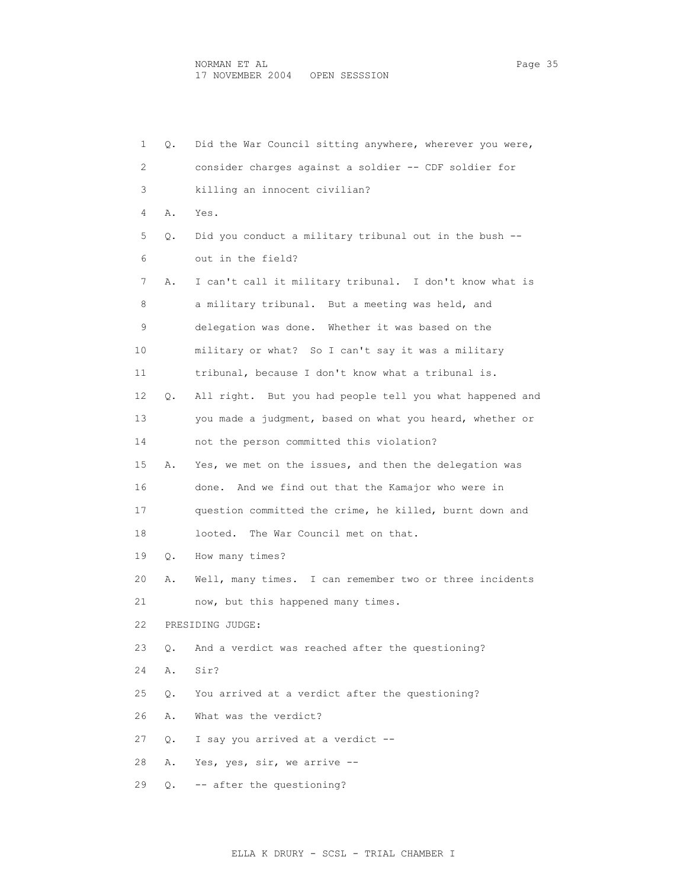1 Q. Did the War Council sitting anywhere, wherever you were,
2 consider charges against a soldier -- CDF soldier for
3 killing an innocent civilian?
4 A. Yes.
5 Q. Did you conduct a military tribunal out in the bush --
6 out in the field?
7 A. I can't call it military tribunal. I don't know what is
8 a military tribunal. But a meeting was held, and
9 delegation was done. Whether it was based on the
10 military or what? So I can't say it was a military
11 tribunal, because I don't know what a tribunal is.
12 Q. All right. But you had people tell you what happened and
13 you made a judgment, based on what you heard, whether or
14 not the person committed this violation?
15 A. Yes, we met on the issues, and then the delegation was
16 done. And we find out that the Kamajor who were in
17 question committed the crime, he killed, burnt down and
18 looted. The War Council met on that.
19 Q. How many times?
20 A. Well, many times. I can remember two or three incidents
21 now, but this happened many times.
22 PRESIDING JUDGE:
23 Q. And a verdict was reached after the questioning?
24 A. Sir?
25 Q. You arrived at a verdict after the questioning?
26 A. What was the verdict?
27 Q. I say you arrived at a verdict --
28 A. Yes, yes, sir, we arrive --
29 Q. -- after the questioning?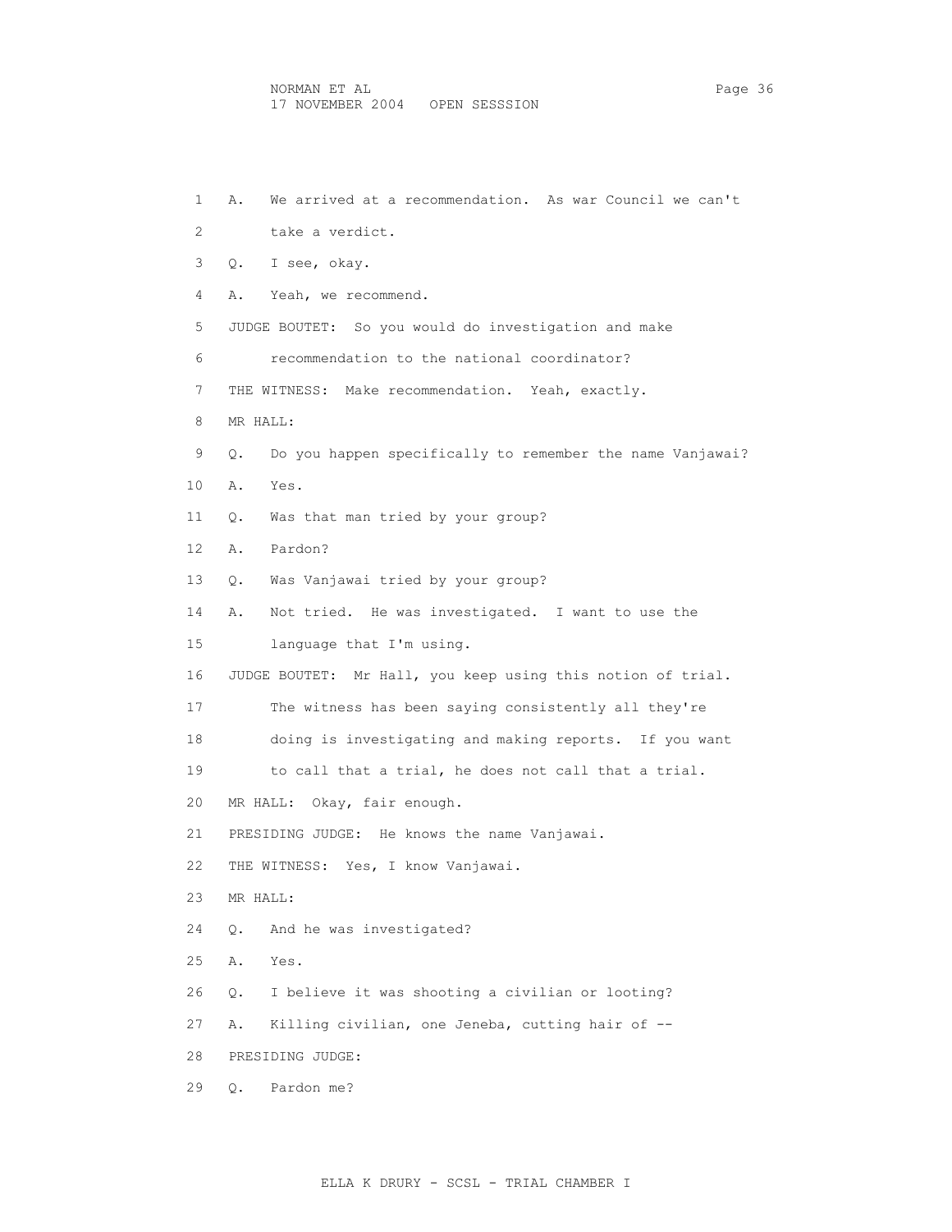1 A. We arrived at a recommendation. As war Council we can't

2 take a verdict.

3 Q. I see, okay.

4 A. Yeah, we recommend.

5 JUDGE BOUTET: So you would do investigation and make

6 recommendation to the national coordinator?

7 THE WITNESS: Make recommendation. Yeah, exactly.

8 MR HALL:

9 Q. Do you happen specifically to remember the name Vanjawai?

10 A. Yes.

11 Q. Was that man tried by your group?

12 A. Pardon?

13 Q. Was Vanjawai tried by your group?

14 A. Not tried. He was investigated. I want to use the

15 language that I'm using.

16 JUDGE BOUTET: Mr Hall, you keep using this notion of trial.

17 The witness has been saying consistently all they're

18 doing is investigating and making reports. If you want

19 to call that a trial, he does not call that a trial.

20 MR HALL: Okay, fair enough.

21 PRESIDING JUDGE: He knows the name Vanjawai.

22 THE WITNESS: Yes, I know Vanjawai.

23 MR HALL:

24 Q. And he was investigated?

25 A. Yes.

26 Q. I believe it was shooting a civilian or looting?

27 A. Killing civilian, one Jeneba, cutting hair of --

28 PRESIDING JUDGE:

29 Q. Pardon me?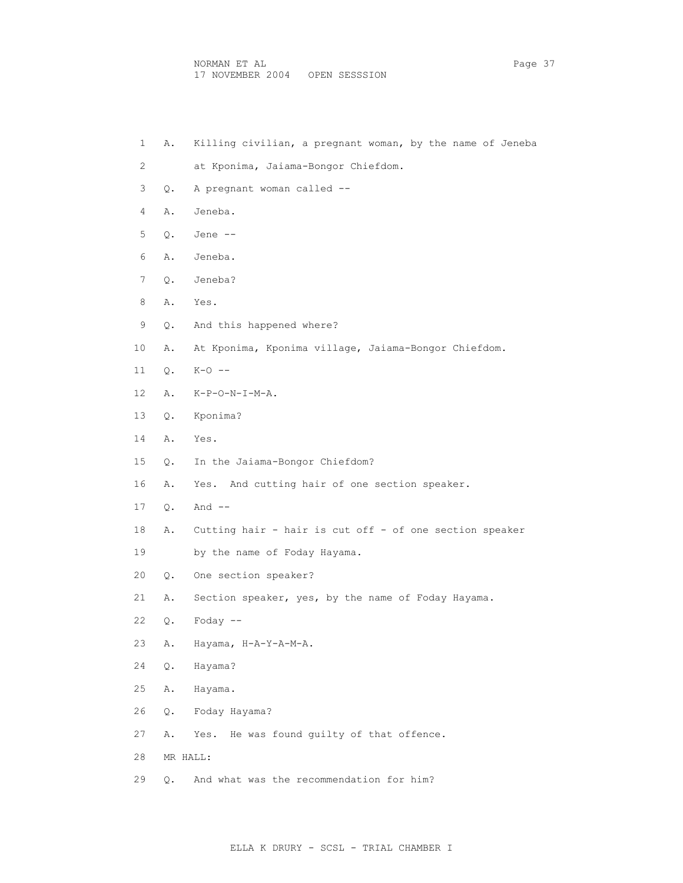1 A. Killing civilian, a pregnant woman, by the name of Jeneba
2 at Kponima, Jaiama-Bongor Chiefdom.
3 Q. A pregnant woman called --
4 A. Jeneba.
5 Q. Jene --
6 A. Jeneba.
7 Q. Jeneba?
8 A. Yes.
9 Q. And this happened where?
10 A. At Kponima, Kponima village, Jaiama-Bongor Chiefdom.
11 Q. K-O --
12 A. K-P-O-N-I-M-A.
13 Q. Kponima?
14 A. Yes.
15 Q. In the Jaiama-Bongor Chiefdom?
16 A. Yes. And cutting hair of one section speaker.
17 Q. And --
18 A. Cutting hair - hair is cut off - of one section speaker
19 by the name of Foday Hayama.
20 Q. One section speaker?
21 A. Section speaker, yes, by the name of Foday Hayama.
22 Q. Foday --
23 A. Hayama, H-A-Y-A-M-A.
24 Q. Hayama?
25 A. Hayama.
26 Q. Foday Hayama?
27 A. Yes. He was found guilty of that offence.
28 MR HALL:
29 Q. And what was the recommendation for him?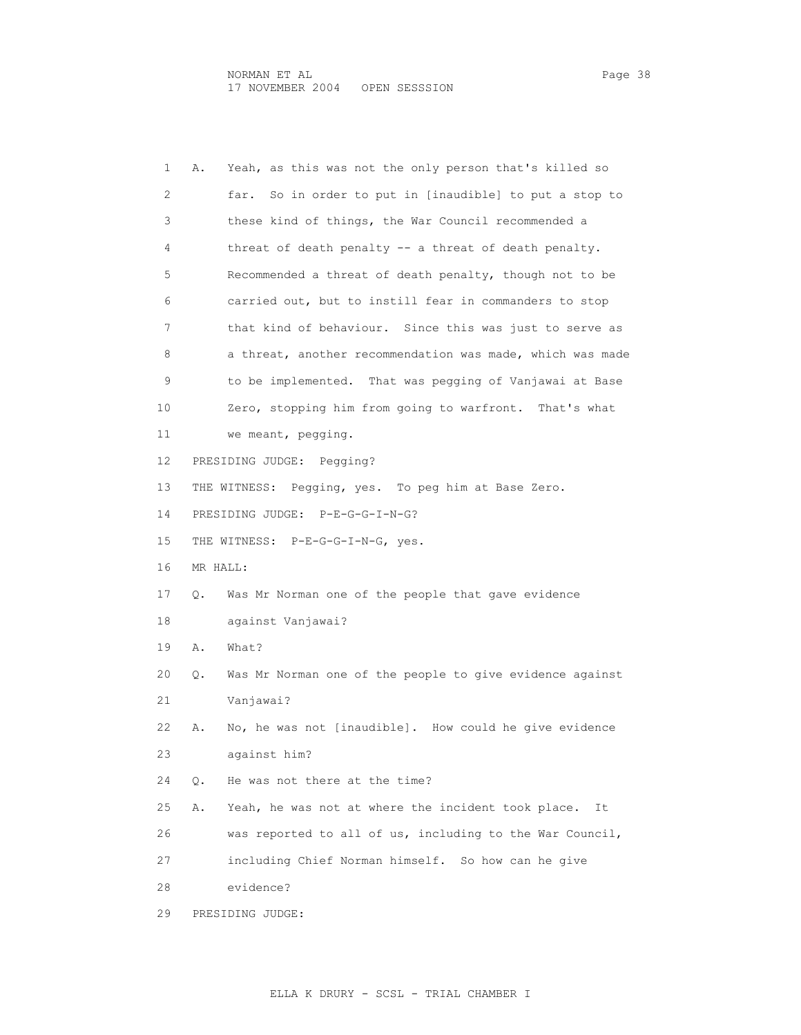1 A. Yeah, as this was not the only person that's killed so
2 far. So in order to put in [inaudible] to put a stop to
3 these kind of things, the War Council recommended a
4 threat of death penalty -- a threat of death penalty.
5 Recommended a threat of death penalty, though not to be
6 carried out, but to instill fear in commanders to stop
7 that kind of behaviour. Since this was just to serve as
8 a threat, another recommendation was made, which was made
9 to be implemented. That was pegging of Vanjawai at Base
10 Zero, stopping him from going to warfront. That's what
11 we meant, pegging.
12 PRESIDING JUDGE: Pegging?
13 THE WITNESS: Pegging, yes. To peg him at Base Zero.
14 PRESIDING JUDGE: P-E-G-G-I-N-G?
15 THE WITNESS: P-E-G-G-I-N-G, yes.
16 MR HALL:
17 Q. Was Mr Norman one of the people that gave evidence
18 against Vanjawai?
19 A. What?
20 Q. Was Mr Norman one of the people to give evidence against
21 Vanjawai?
22 A. No, he was not [inaudible]. How could he give evidence
23 against him?
24 Q. He was not there at the time?
25 A. Yeah, he was not at where the incident took place. It
26 was reported to all of us, including to the War Council,
27 including Chief Norman himself. So how can he give
28 evidence?
29 PRESIDING JUDGE: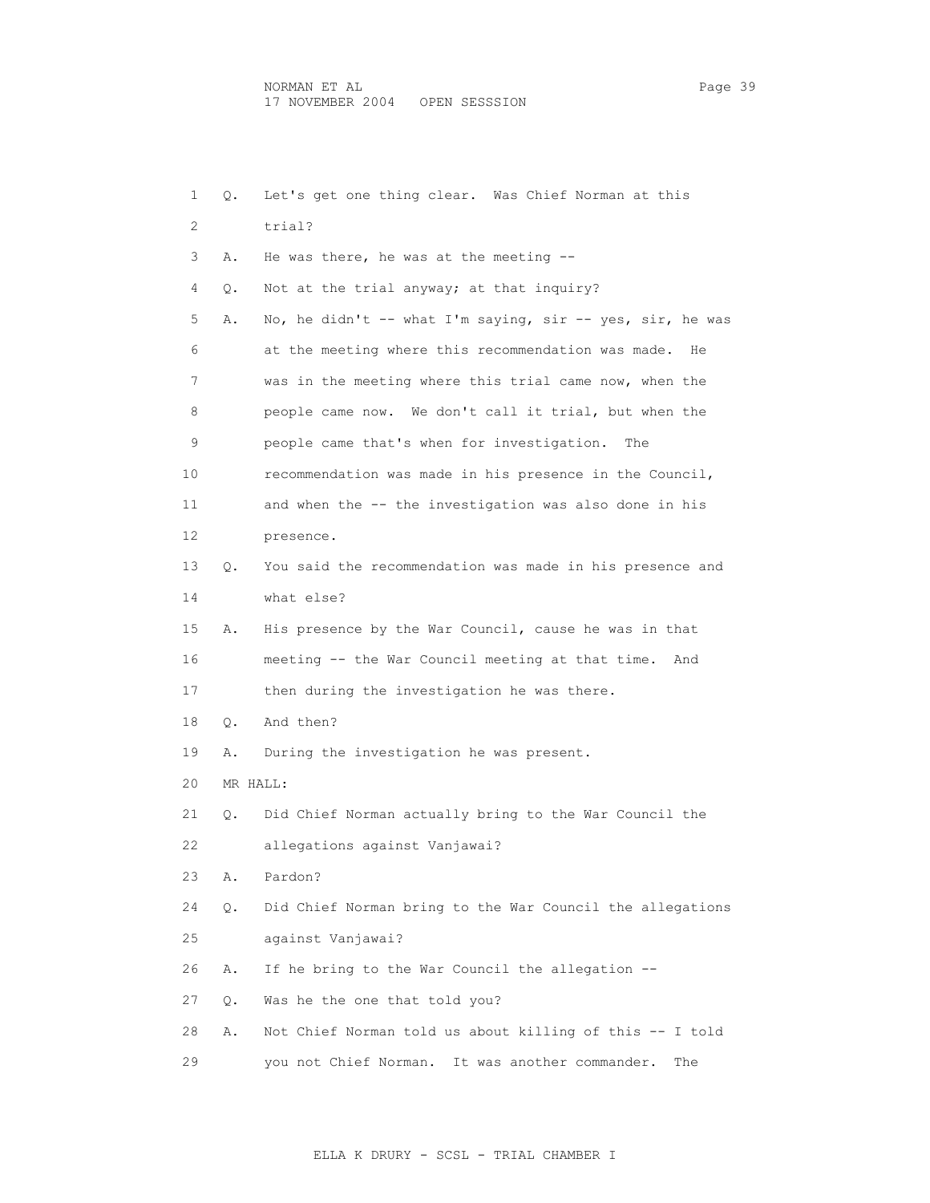1 Q. Let's get one thing clear. Was Chief Norman at this
2 trial?
3 A. He was there, he was at the meeting --
4 Q. Not at the trial anyway; at that inquiry?
5 A. No, he didn't -- what I'm saying, sir -- yes, sir, he was
6 at the meeting where this recommendation was made. He
7 was in the meeting where this trial came now, when the
8 people came now. We don't call it trial, but when the
9 people came that's when for investigation. The
10 recommendation was made in his presence in the Council,
11 and when the -- the investigation was also done in his
12 presence.
13 Q. You said the recommendation was made in his presence and
14 what else?
15 A. His presence by the War Council, cause he was in that
16 meeting -- the War Council meeting at that time. And
17 then during the investigation he was there.
18 Q. And then?
19 A. During the investigation he was present.
20 MR HALL:
21 Q. Did Chief Norman actually bring to the War Council the
22 allegations against Vanjawai?
23 A. Pardon?
24 Q. Did Chief Norman bring to the War Council the allegations
25 against Vanjawai?
26 A. If he bring to the War Council the allegation --
27 Q. Was he the one that told you?
28 A. Not Chief Norman told us about killing of this -- I told
29 you not Chief Norman. It was another commander. The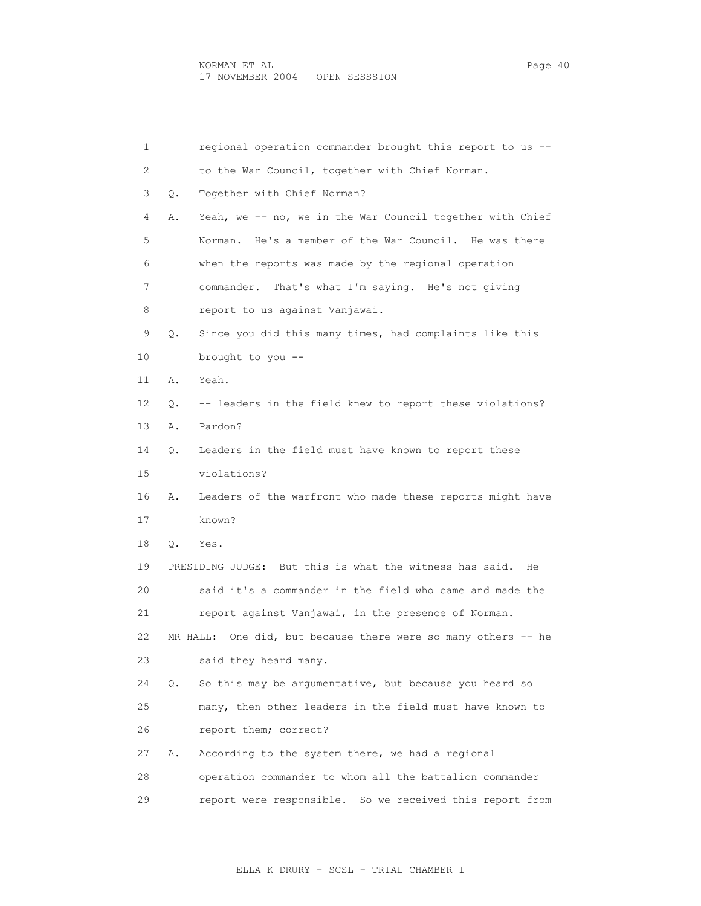regional operation commander brought this report to us -- to the War Council, together with Chief Norman.

Q. Together with Chief Norman?

A. Yeah, we -- no, we in the War Council together with Chief Norman. He's a member of the War Council. He was there when the reports was made by the regional operation commander. That's what I'm saying. He's not giving report to us against Vanjawai.

Q. Since you did this many times, had complaints like this brought to you --

A. Yeah.

Q. -- leaders in the field knew to report these violations?

A. Pardon?

Q. Leaders in the field must have known to report these violations?

A. Leaders of the warfront who made these reports might have known?

Q. Yes.

PRESIDING JUDGE: But this is what the witness has said. He said it's a commander in the field who came and made the report against Vanjawai, in the presence of Norman.

MR HALL: One did, but because there were so many others -- he said they heard many.

Q. So this may be argumentative, but because you heard so many, then other leaders in the field must have known to report them; correct?

A. According to the system there, we had a regional operation commander to whom all the battalion commander report were responsible. So we received this report from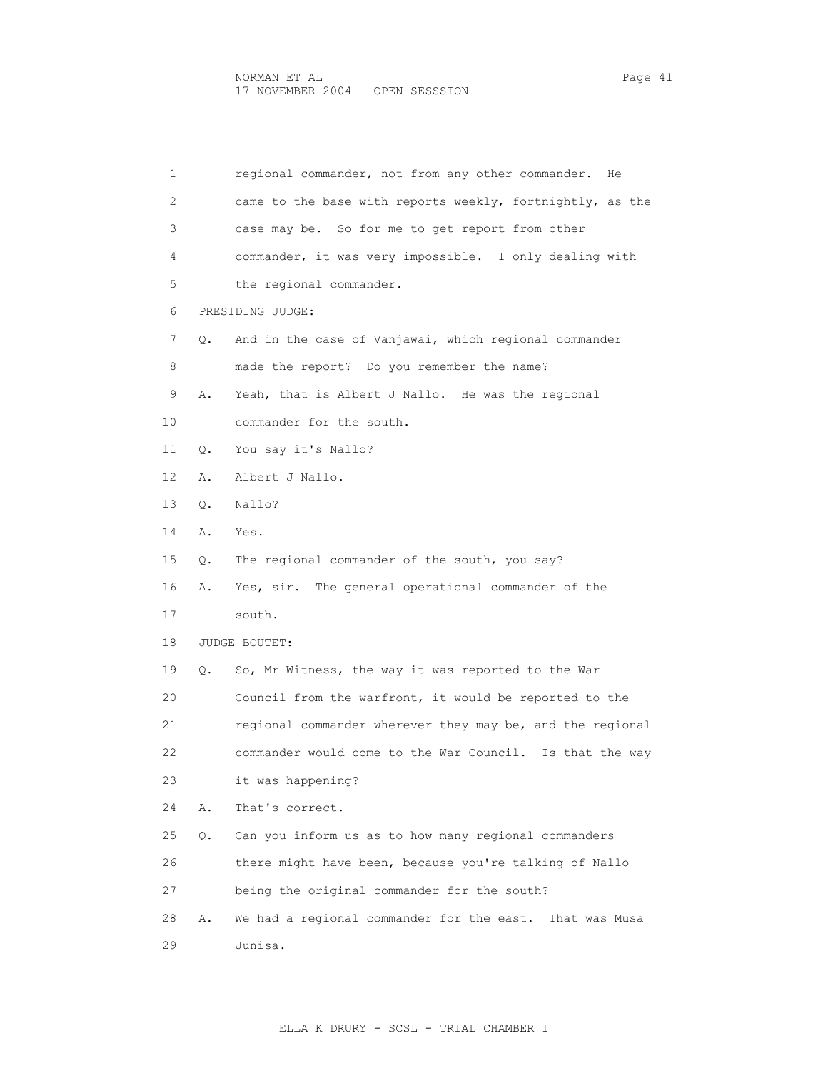1 regional commander, not from any other commander. He
2 came to the base with reports weekly, fortnightly, as the
3 case may be. So for me to get report from other
4 commander, it was very impossible. I only dealing with
5 the regional commander.

6 PRESIDING JUDGE:

7 Q. And in the case of Vanjawai, which regional commander
8 made the report? Do you remember the name?

9 A. Yeah, that is Albert J Nallo. He was the regional
10 commander for the south.

11 Q. You say it's Nallo?

12 A. Albert J Nallo.

13 Q. Nallo?

14 A. Yes.

15 Q. The regional commander of the south, you say?

16 A. Yes, sir. The general operational commander of the
17 south.

18 JUDGE BOUTET:

19 Q. So, Mr Witness, the way it was reported to the War
20 Council from the warfront, it would be reported to the
21 regional commander wherever they may be, and the regional
22 commander would come to the War Council. Is that the way
23 it was happening?

24 A. That's correct.

25 Q. Can you inform us as to how many regional commanders
26 there might have been, because you're talking of Nallo
27 being the original commander for the south?

28 A. We had a regional commander for the east. That was Musa
29 Junisa.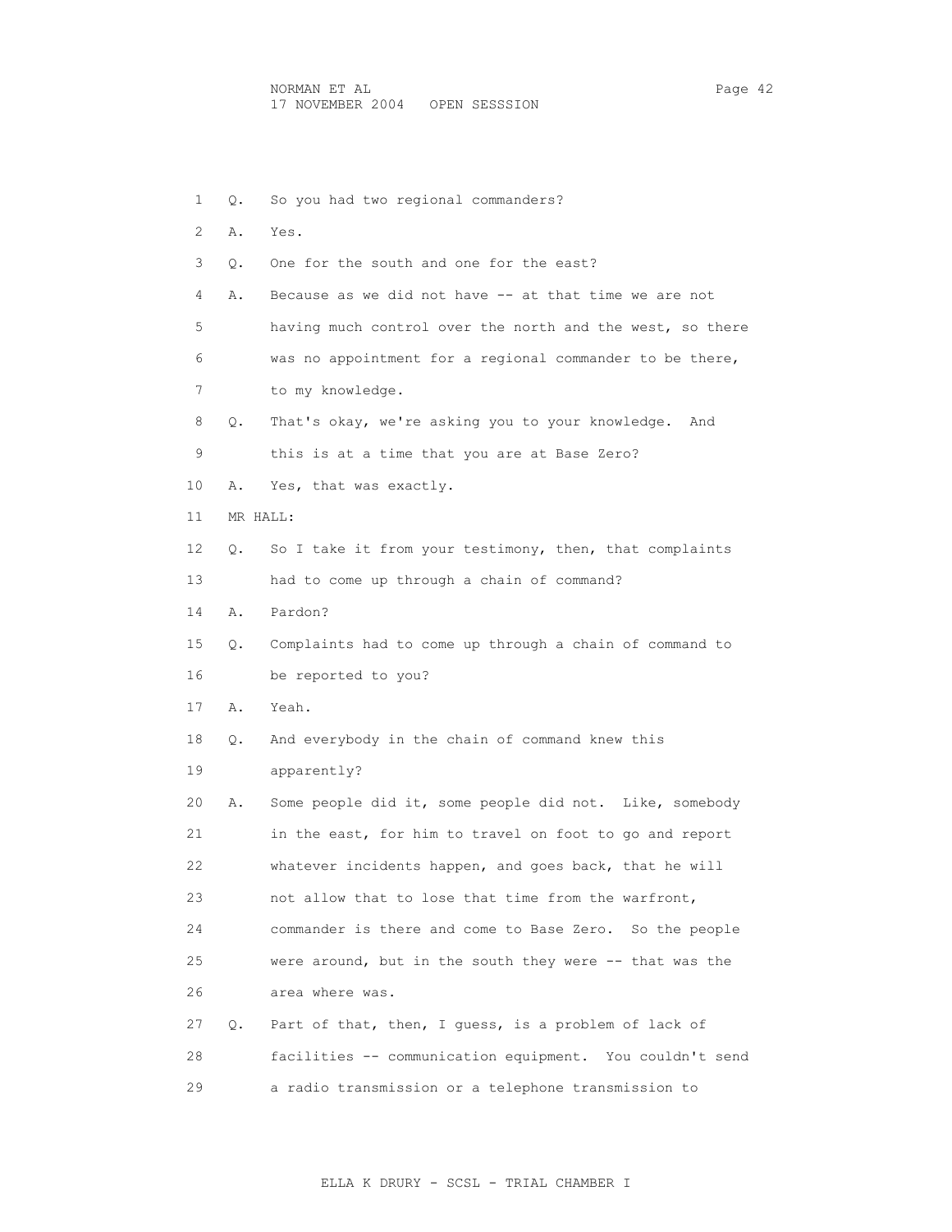1 Q. So you had two regional commanders?

2 A. Yes.

3 Q. One for the south and one for the east?

4 A. Because as we did not have -- at that time we are not

5 having much control over the north and the west, so there

6 was no appointment for a regional commander to be there,

7 to my knowledge.

8 Q. That's okay, we're asking you to your knowledge. And

9 this is at a time that you are at Base Zero?

10 A. Yes, that was exactly.

11 MR HALL:

12 Q. So I take it from your testimony, then, that complaints

13 had to come up through a chain of command?

14 A. Pardon?

15 Q. Complaints had to come up through a chain of command to

16 be reported to you?

17 A. Yeah.

18 Q. And everybody in the chain of command knew this

19 apparently?

20 A. Some people did it, some people did not. Like, somebody

21 in the east, for him to travel on foot to go and report

22 whatever incidents happen, and goes back, that he will

23 not allow that to lose that time from the warfront,

24 commander is there and come to Base Zero. So the people

25 were around, but in the south they were -- that was the

26 area where was.

27 Q. Part of that, then, I guess, is a problem of lack of

28 facilities -- communication equipment. You couldn't send

29 a radio transmission or a telephone transmission to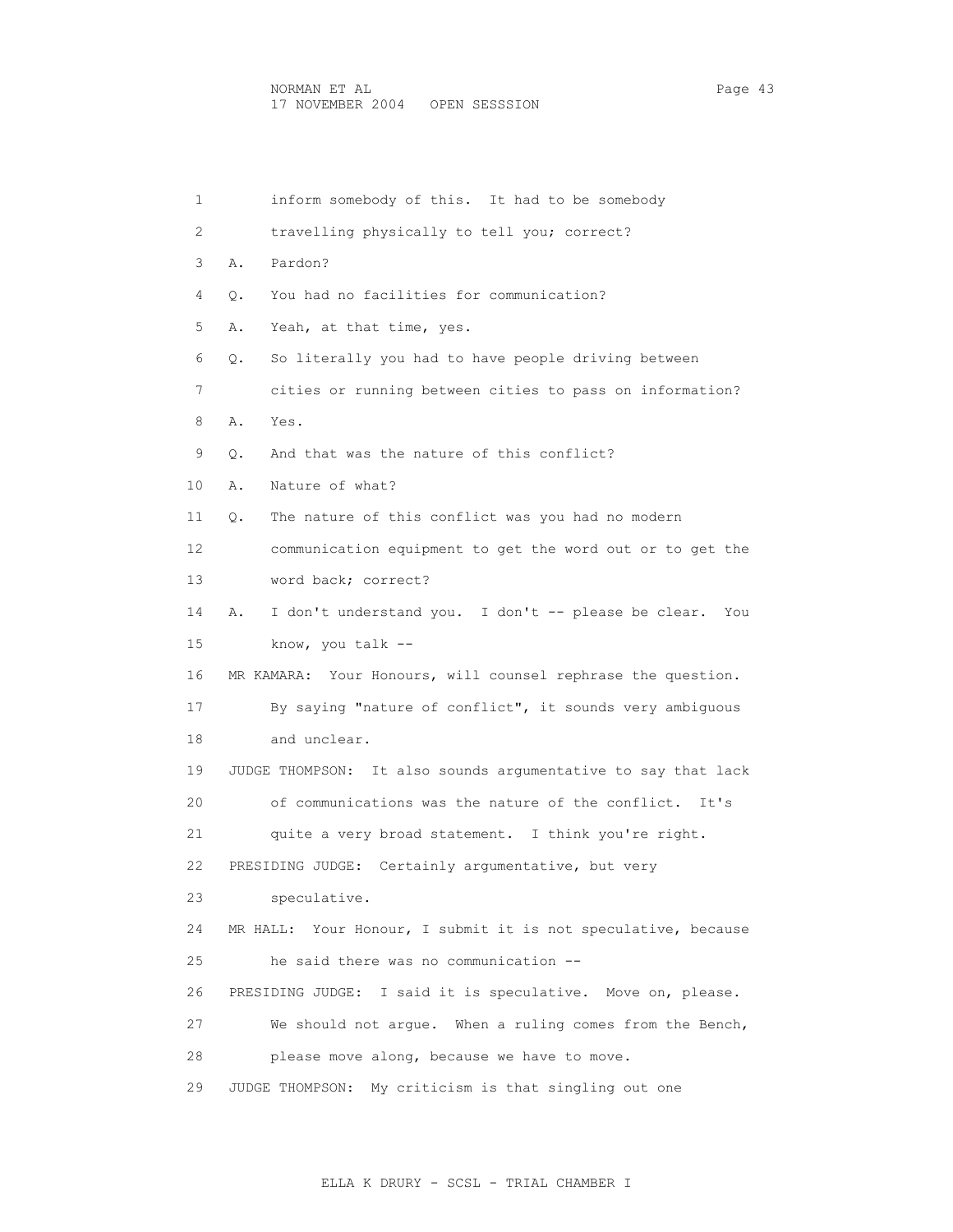1 inform somebody of this. It had to be somebody

2 travelling physically to tell you; correct?

3 A. Pardon?

4 Q. You had no facilities for communication?

5 A. Yeah, at that time, yes.

6 Q. So literally you had to have people driving between

7 cities or running between cities to pass on information?

8 A. Yes.

9 Q. And that was the nature of this conflict?

10 A. Nature of what?

11 Q. The nature of this conflict was you had no modern

12 communication equipment to get the word out or to get the

13 word back; correct?

14 A. I don't understand you. I don't -- please be clear. You

15 know, you talk --

16 MR KAMARA: Your Honours, will counsel rephrase the question.

17 By saying "nature of conflict", it sounds very ambiguous

18 and unclear.

19 JUDGE THOMPSON: It also sounds argumentative to say that lack

20 of communications was the nature of the conflict. It's

21 quite a very broad statement. I think you're right.

22 PRESIDING JUDGE: Certainly argumentative, but very

23 speculative.

24 MR HALL: Your Honour, I submit it is not speculative, because

25 he said there was no communication --

26 PRESIDING JUDGE: I said it is speculative. Move on, please.

27 We should not argue. When a ruling comes from the Bench,

28 please move along, because we have to move.

29 JUDGE THOMPSON: My criticism is that singling out one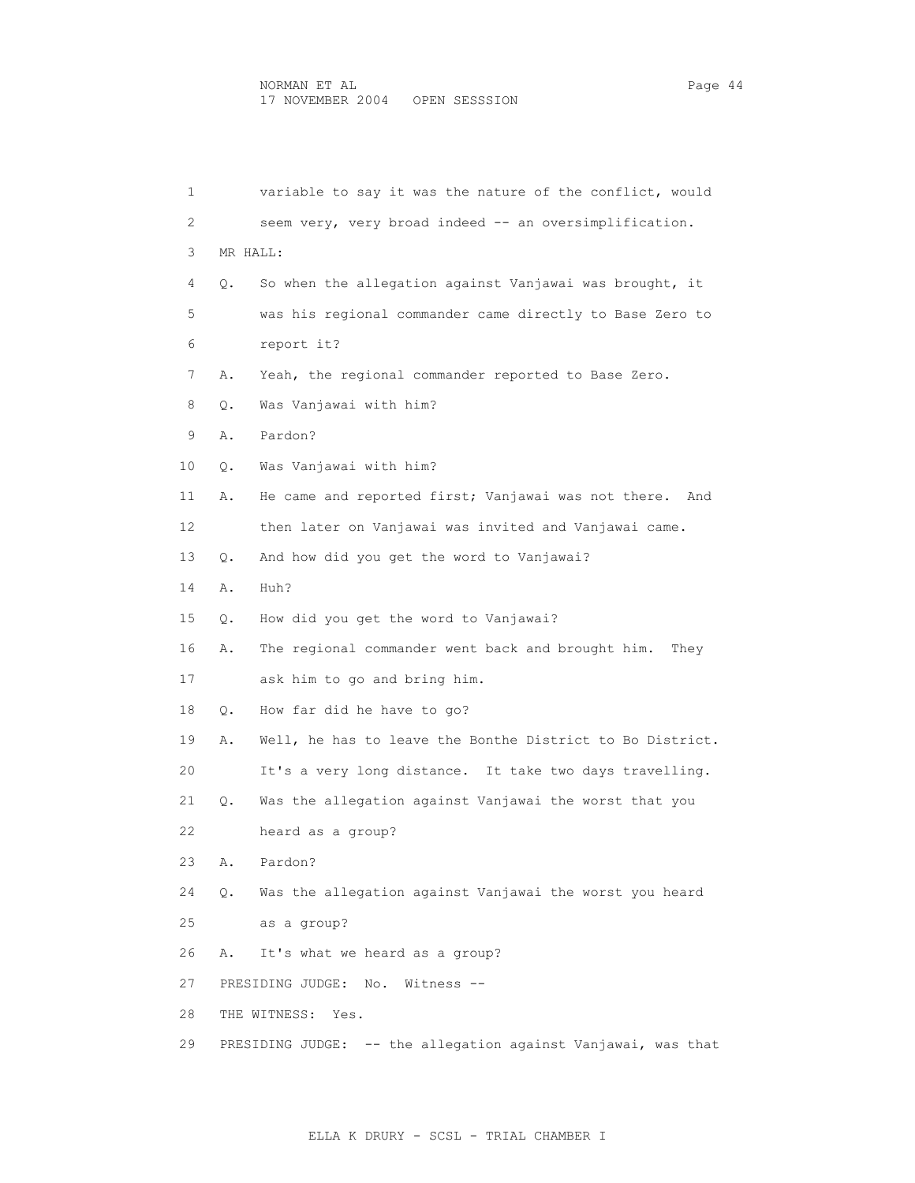variable to say it was the nature of the conflict, would seem very, very broad indeed -- an oversimplification.

MR HALL:

Q. So when the allegation against Vanjawai was brought, it was his regional commander came directly to Base Zero to report it?

A. Yeah, the regional commander reported to Base Zero.

Q. Was Vanjawai with him?

A. Pardon?

Q. Was Vanjawai with him?

A. He came and reported first; Vanjawai was not there. And then later on Vanjawai was invited and Vanjawai came.

Q. And how did you get the word to Vanjawai?

A. Huh?

Q. How did you get the word to Vanjawai?

A. The regional commander went back and brought him. They ask him to go and bring him.

Q. How far did he have to go?

A. Well, he has to leave the Bonthe District to Bo District. It's a very long distance. It take two days travelling.

Q. Was the allegation against Vanjawai the worst that you heard as a group?

A. Pardon?

Q. Was the allegation against Vanjawai the worst you heard as a group?

A. It's what we heard as a group?

PRESIDING JUDGE: No. Witness --

THE WITNESS: Yes.

PRESIDING JUDGE: -- the allegation against Vanjawai, was that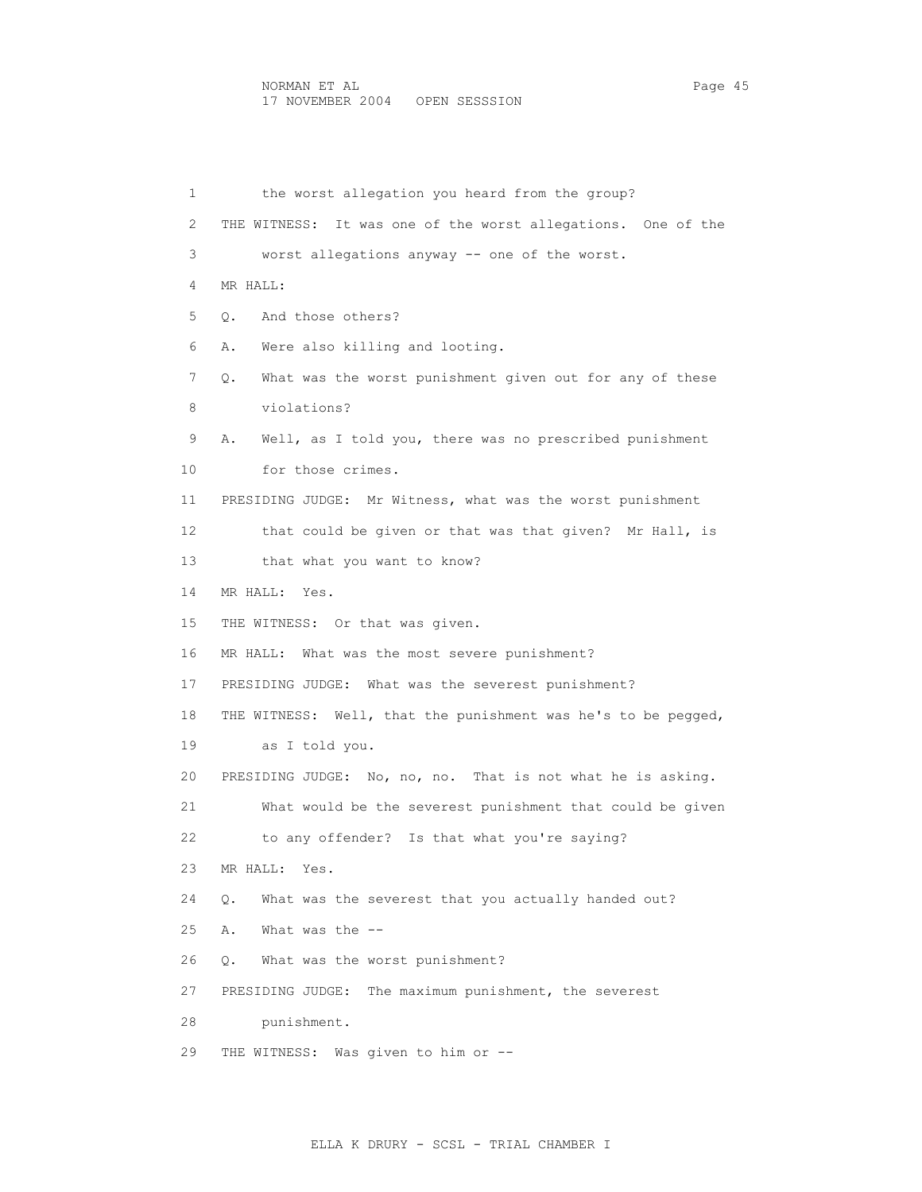1 the worst allegation you heard from the group?

2 THE WITNESS: It was one of the worst allegations. One of the

3 worst allegations anyway -- one of the worst.

4 MR HALL:

5 Q. And those others?

6 A. Were also killing and looting.

7 Q. What was the worst punishment given out for any of these

8 violations?

9 A. Well, as I told you, there was no prescribed punishment

10 for those crimes.

11 PRESIDING JUDGE: Mr Witness, what was the worst punishment

12 that could be given or that was that given? Mr Hall, is

13 that what you want to know?

14 MR HALL: Yes.

15 THE WITNESS: Or that was given.

16 MR HALL: What was the most severe punishment?

17 PRESIDING JUDGE: What was the severest punishment?

18 THE WITNESS: Well, that the punishment was he's to be pegged,

19 as I told you.

20 PRESIDING JUDGE: No, no, no. That is not what he is asking.

21 What would be the severest punishment that could be given

22 to any offender? Is that what you're saying?

23 MR HALL: Yes.

24 Q. What was the severest that you actually handed out?

25 A. What was the --

26 Q. What was the worst punishment?

27 PRESIDING JUDGE: The maximum punishment, the severest

28 punishment.

29 THE WITNESS: Was given to him or --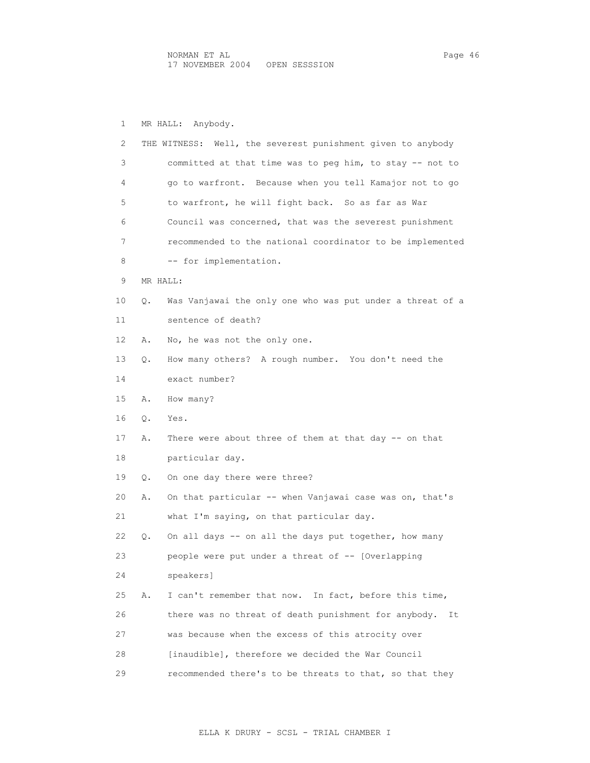MR HALL: Anybody.

THE WITNESS: Well, the severest punishment given to anybody committed at that time was to peg him, to stay -- not to go to warfront. Because when you tell Kamajor not to go to warfront, he will fight back. So as far as War Council was concerned, that was the severest punishment recommended to the national coordinator to be implemented -- for implementation.

MR HALL:

Q. Was Vanjawai the only one who was put under a threat of a sentence of death?

A. No, he was not the only one.

Q. How many others? A rough number. You don't need the exact number?

A. How many?

Q. Yes.

A. There were about three of them at that day -- on that particular day.

Q. On one day there were three?

A. On that particular -- when Vanjawai case was on, that's what I'm saying, on that particular day.

Q. On all days -- on all the days put together, how many people were put under a threat of -- [Overlapping speakers]

A. I can't remember that now. In fact, before this time, there was no threat of death punishment for anybody. It was because when the excess of this atrocity over [inaudible], therefore we decided the War Council recommended there's to be threats to that, so that they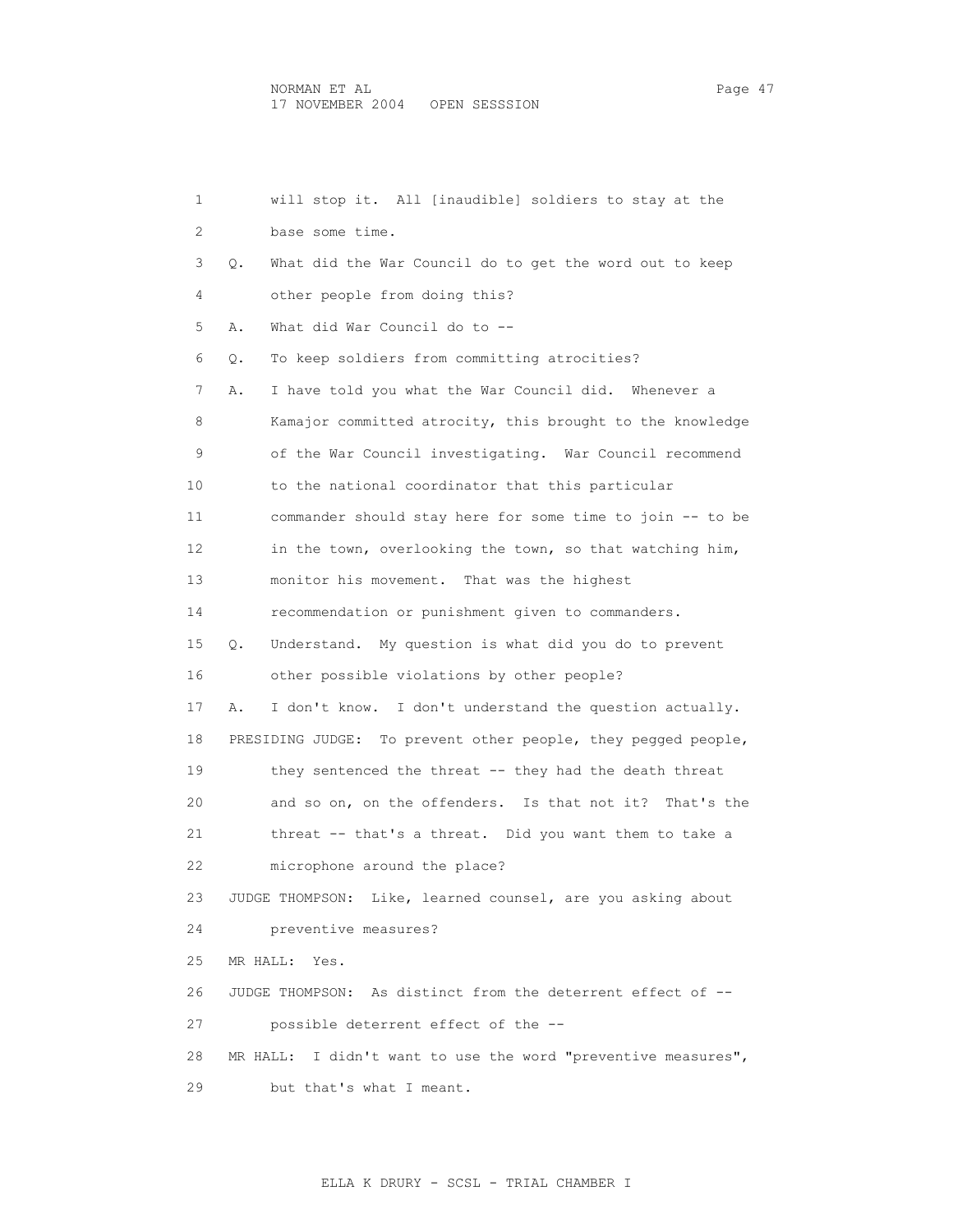will stop it. All [inaudible] soldiers to stay at the base some time.

Q. What did the War Council do to get the word out to keep other people from doing this?

A. What did War Council do to --

Q. To keep soldiers from committing atrocities?

A. I have told you what the War Council did. Whenever a Kamajor committed atrocity, this brought to the knowledge of the War Council investigating. War Council recommend to the national coordinator that this particular commander should stay here for some time to join -- to be in the town, overlooking the town, so that watching him, monitor his movement. That was the highest recommendation or punishment given to commanders.

Q. Understand. My question is what did you do to prevent other possible violations by other people?

A. I don't know. I don't understand the question actually.

PRESIDING JUDGE: To prevent other people, they pegged people, they sentenced the threat -- they had the death threat and so on, on the offenders. Is that not it? That's the threat -- that's a threat. Did you want them to take a microphone around the place?

JUDGE THOMPSON: Like, learned counsel, are you asking about preventive measures?

MR HALL: Yes.

JUDGE THOMPSON: As distinct from the deterrent effect of -- possible deterrent effect of the --

MR HALL: I didn't want to use the word "preventive measures", but that's what I meant.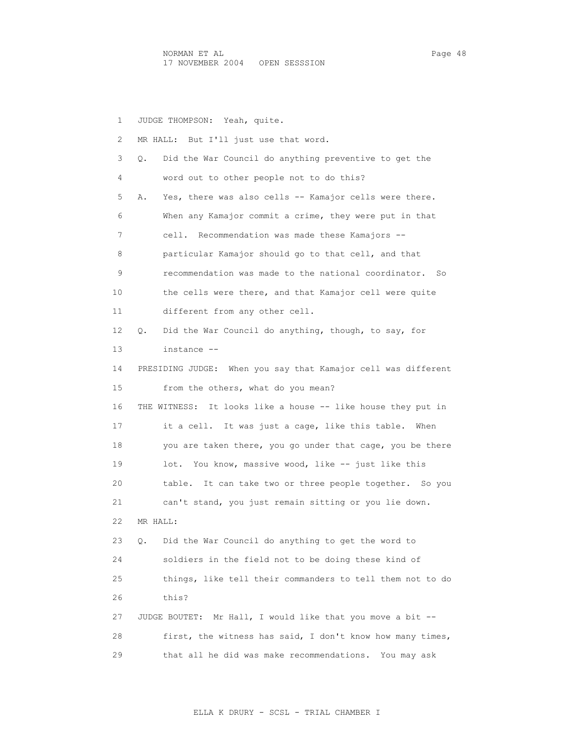JUDGE THOMPSON: Yeah, quite.

MR HALL: But I'll just use that word.

Q. Did the War Council do anything preventive to get the word out to other people not to do this?

A. Yes, there was also cells -- Kamajor cells were there. When any Kamajor commit a crime, they were put in that cell. Recommendation was made these Kamajors -- particular Kamajor should go to that cell, and that recommendation was made to the national coordinator. So the cells were there, and that Kamajor cell were quite different from any other cell.

Q. Did the War Council do anything, though, to say, for instance --

PRESIDING JUDGE: When you say that Kamajor cell was different from the others, what do you mean?

THE WITNESS: It looks like a house -- like house they put in it a cell. It was just a cage, like this table. When you are taken there, you go under that cage, you be there lot. You know, massive wood, like -- just like this table. It can take two or three people together. So you can't stand, you just remain sitting or you lie down.

MR HALL:

Q. Did the War Council do anything to get the word to soldiers in the field not to be doing these kind of things, like tell their commanders to tell them not to do this?

JUDGE BOUTET: Mr Hall, I would like that you move a bit -- first, the witness has said, I don't know how many times, that all he did was make recommendations. You may ask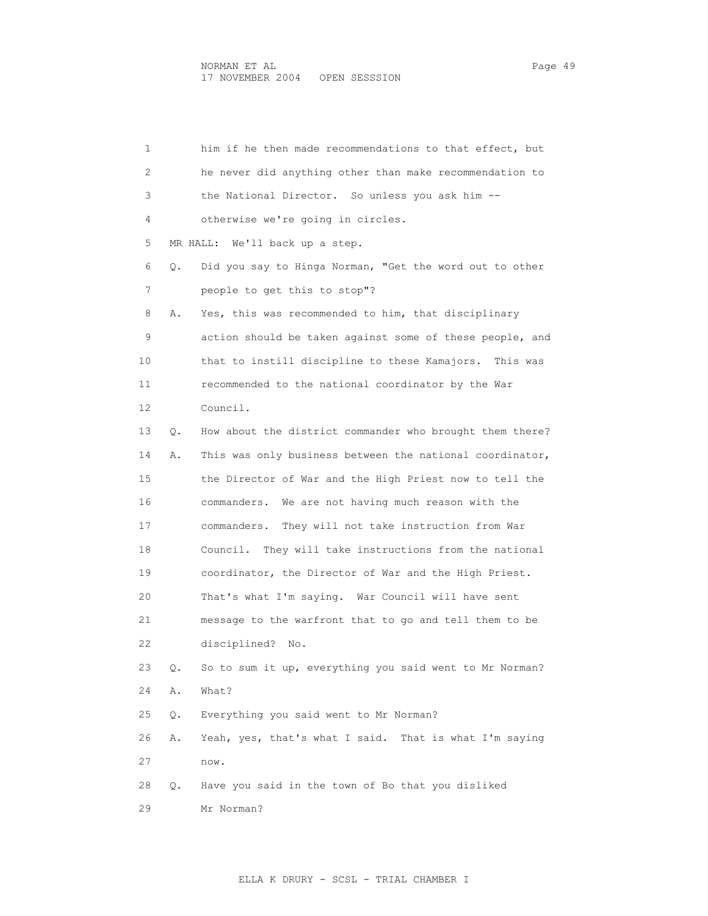him if he then made recommendations to that effect, but he never did anything other than make recommendation to the National Director. So unless you ask him -- otherwise we're going in circles.

MR HALL: We'll back up a step.

Q. Did you say to Hinga Norman, "Get the word out to other people to get this to stop"?

A. Yes, this was recommended to him, that disciplinary action should be taken against some of these people, and that to instill discipline to these Kamajors. This was recommended to the national coordinator by the War Council.

Q. How about the district commander who brought them there?

A. This was only business between the national coordinator, the Director of War and the High Priest now to tell the commanders. We are not having much reason with the commanders. They will not take instruction from War Council. They will take instructions from the national coordinator, the Director of War and the High Priest. That's what I'm saying. War Council will have sent message to the warfront that to go and tell them to be disciplined? No.

Q. So to sum it up, everything you said went to Mr Norman?

A. What?

Q. Everything you said went to Mr Norman?

A. Yeah, yes, that's what I said. That is what I'm saying now.

Q. Have you said in the town of Bo that you disliked Mr Norman?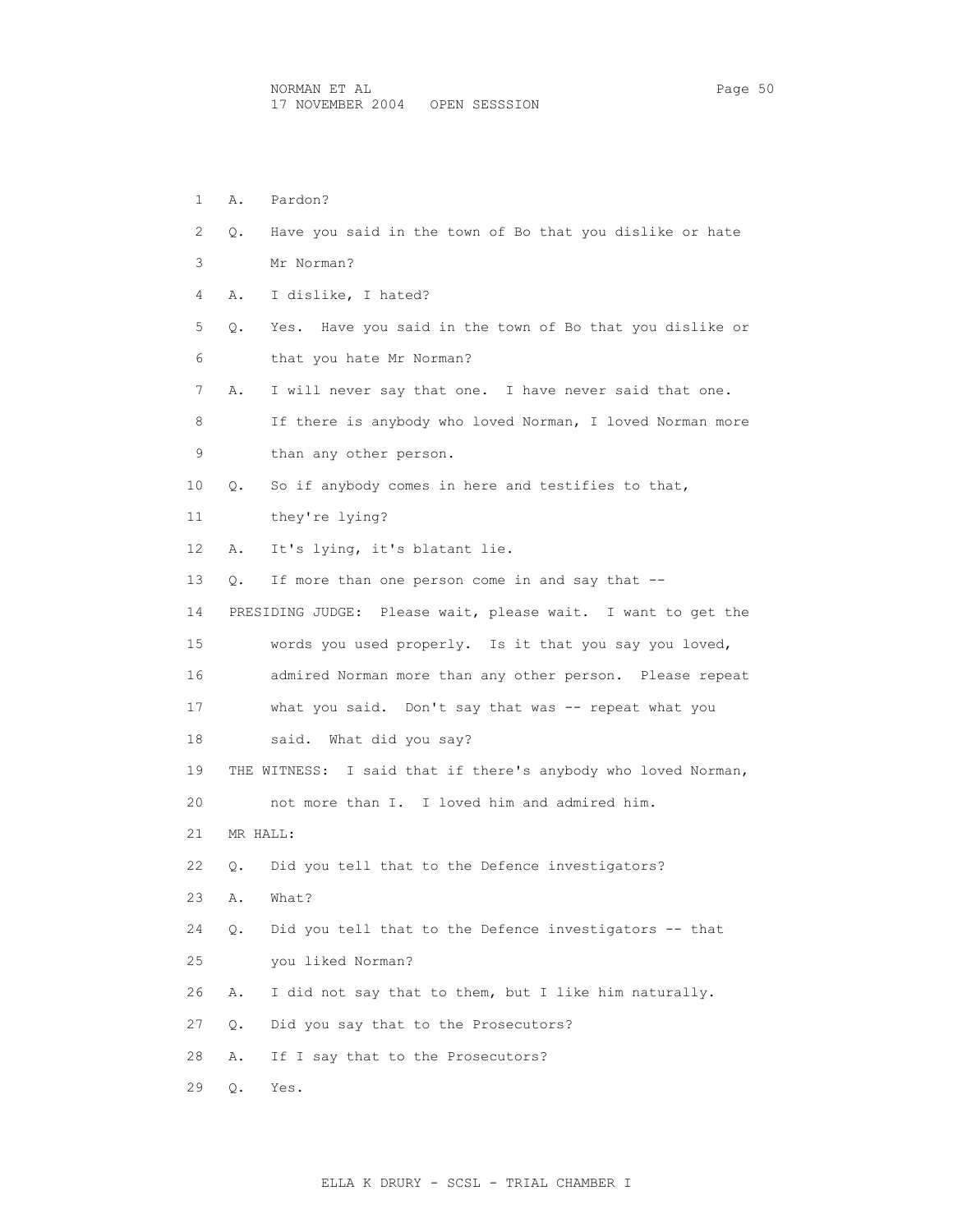A. Pardon?

Q. Have you said in the town of Bo that you dislike or hate Mr Norman?

A. I dislike, I hated?

Q. Yes. Have you said in the town of Bo that you dislike or that you hate Mr Norman?

A. I will never say that one. I have never said that one. If there is anybody who loved Norman, I loved Norman more than any other person.

Q. So if anybody comes in here and testifies to that, they're lying?

A. It's lying, it's blatant lie.

Q. If more than one person come in and say that --

PRESIDING JUDGE: Please wait, please wait. I want to get the words you used properly. Is it that you say you loved, admired Norman more than any other person. Please repeat what you said. Don't say that was -- repeat what you said. What did you say?

THE WITNESS: I said that if there's anybody who loved Norman, not more than I. I loved him and admired him.

MR HALL:

Q. Did you tell that to the Defence investigators?

A. What?

Q. Did you tell that to the Defence investigators -- that you liked Norman?

A. I did not say that to them, but I like him naturally.

Q. Did you say that to the Prosecutors?

A. If I say that to the Prosecutors?

Q. Yes.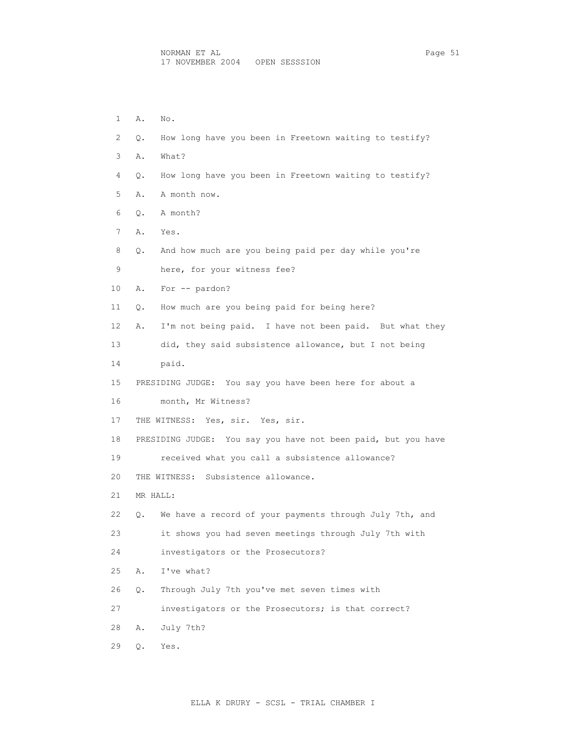1 A. No.

2 Q. How long have you been in Freetown waiting to testify?

3 A. What?

4 Q. How long have you been in Freetown waiting to testify?

5 A. A month now.

6 Q. A month?

7 A. Yes.

8 Q. And how much are you being paid per day while you're

9 here, for your witness fee?

10 A. For -- pardon?

11 Q. How much are you being paid for being here?

12 A. I'm not being paid. I have not been paid. But what they

13 did, they said subsistence allowance, but I not being

14 paid.

15 PRESIDING JUDGE: You say you have been here for about a

16 month, Mr Witness?

17 THE WITNESS: Yes, sir. Yes, sir.

18 PRESIDING JUDGE: You say you have not been paid, but you have

19 received what you call a subsistence allowance?

20 THE WITNESS: Subsistence allowance.

21 MR HALL:

22 Q. We have a record of your payments through July 7th, and

23 it shows you had seven meetings through July 7th with

24 investigators or the Prosecutors?

25 A. I've what?

26 Q. Through July 7th you've met seven times with

27 investigators or the Prosecutors; is that correct?

28 A. July 7th?

29 Q. Yes.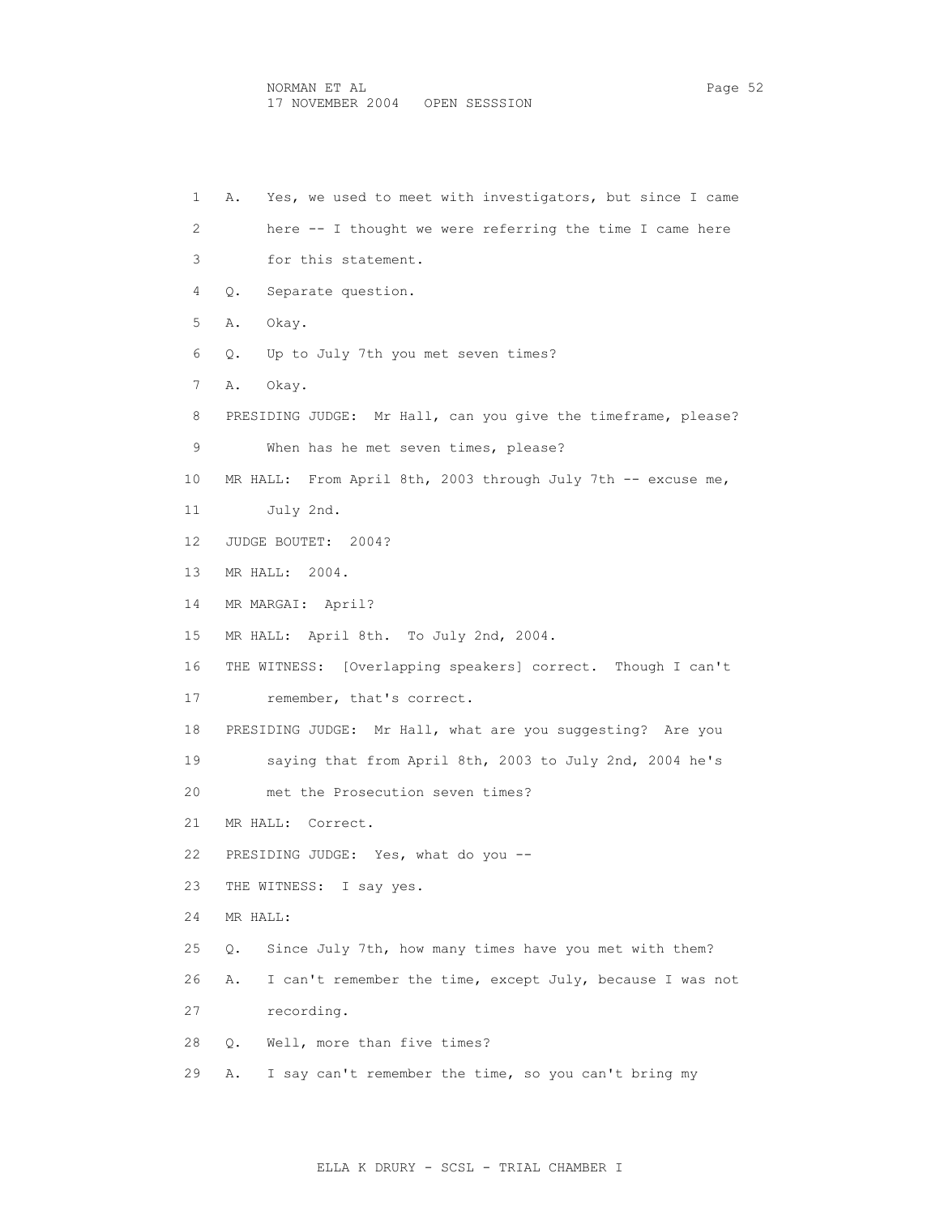1 A. Yes, we used to meet with investigators, but since I came
2 here -- I thought we were referring the time I came here
3 for this statement.
4 Q. Separate question.
5 A. Okay.
6 Q. Up to July 7th you met seven times?
7 A. Okay.
8 PRESIDING JUDGE: Mr Hall, can you give the timeframe, please?
9 When has he met seven times, please?
10 MR HALL: From April 8th, 2003 through July 7th -- excuse me,
11 July 2nd.
12 JUDGE BOUTET: 2004?
13 MR HALL: 2004.
14 MR MARGAI: April?
15 MR HALL: April 8th. To July 2nd, 2004.
16 THE WITNESS: [Overlapping speakers] correct. Though I can't
17 remember, that's correct.
18 PRESIDING JUDGE: Mr Hall, what are you suggesting? Are you
19 saying that from April 8th, 2003 to July 2nd, 2004 he's
20 met the Prosecution seven times?
21 MR HALL: Correct.
22 PRESIDING JUDGE: Yes, what do you --
23 THE WITNESS: I say yes.
24 MR HALL:
25 Q. Since July 7th, how many times have you met with them?
26 A. I can't remember the time, except July, because I was not
27 recording.
28 Q. Well, more than five times?
29 A. I say can't remember the time, so you can't bring my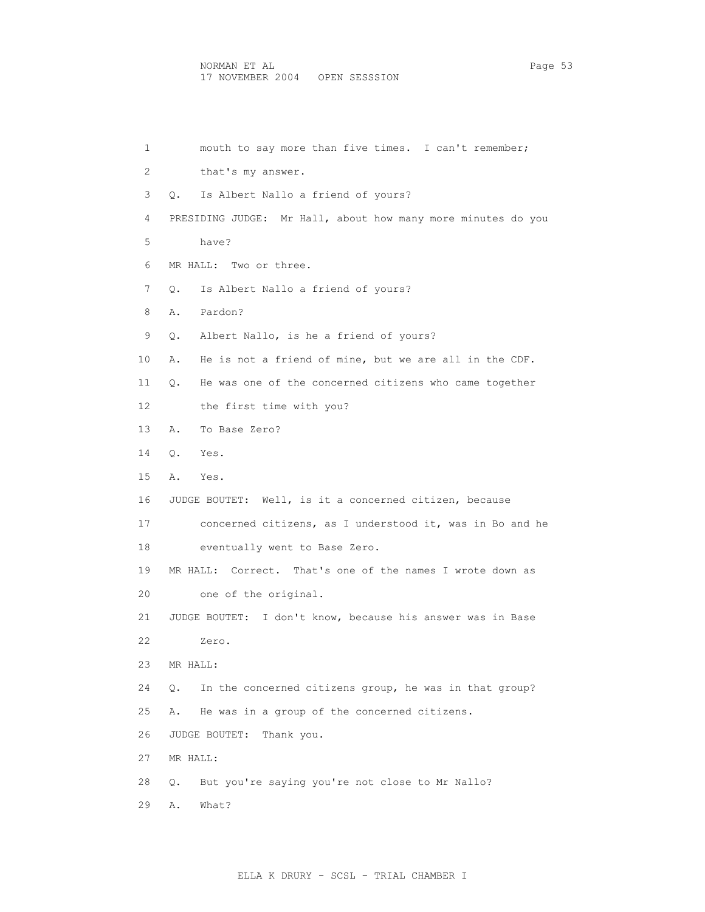1 mouth to say more than five times. I can't remember;

2 that's my answer.

3 Q. Is Albert Nallo a friend of yours?

4 PRESIDING JUDGE: Mr Hall, about how many more minutes do you

5 have?

6 MR HALL: Two or three.

7 Q. Is Albert Nallo a friend of yours?

8 A. Pardon?

9 Q. Albert Nallo, is he a friend of yours?

10 A. He is not a friend of mine, but we are all in the CDF.

11 Q. He was one of the concerned citizens who came together

12 the first time with you?

13 A. To Base Zero?

14 Q. Yes.

15 A. Yes.

16 JUDGE BOUTET: Well, is it a concerned citizen, because

17 concerned citizens, as I understood it, was in Bo and he

18 eventually went to Base Zero.

19 MR HALL: Correct. That's one of the names I wrote down as

20 one of the original.

21 JUDGE BOUTET: I don't know, because his answer was in Base

22 Zero.

23 MR HALL:

24 Q. In the concerned citizens group, he was in that group?

25 A. He was in a group of the concerned citizens.

26 JUDGE BOUTET: Thank you.

27 MR HALL:

28 Q. But you're saying you're not close to Mr Nallo?

29 A. What?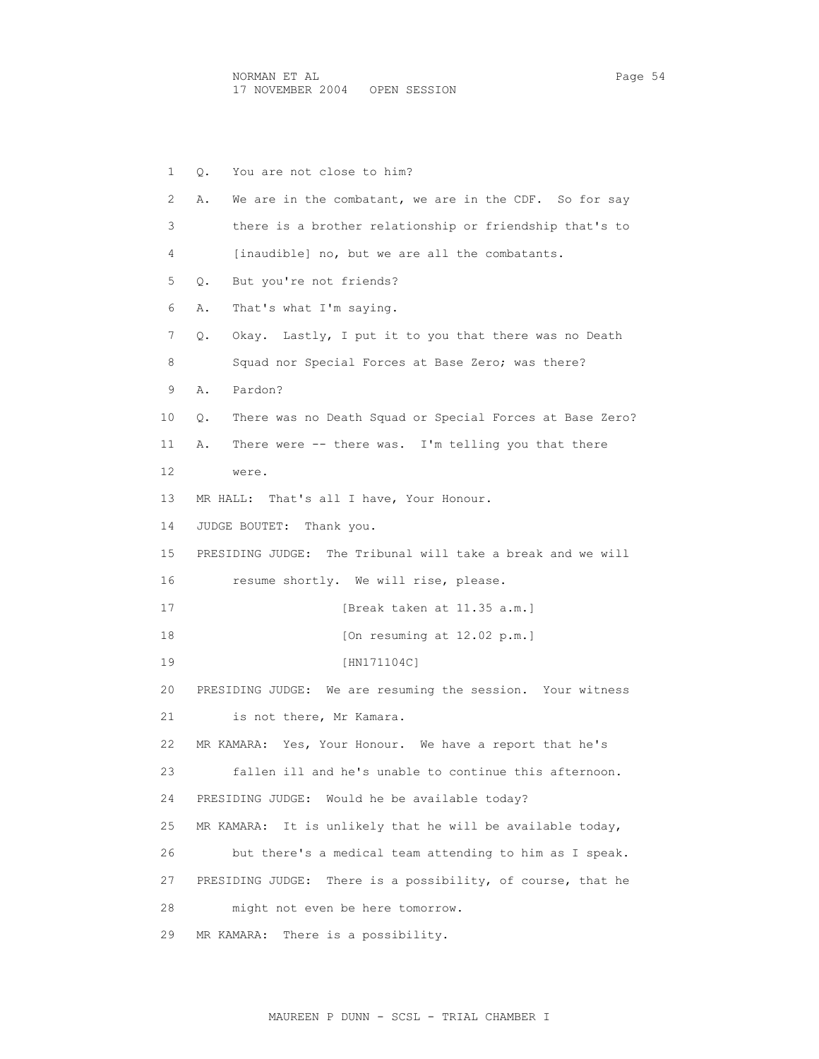1 Q. You are not close to him?

2 A. We are in the combatant, we are in the CDF. So for say

3 there is a brother relationship or friendship that's to

4 [inaudible] no, but we are all the combatants.

5 Q. But you're not friends?

6 A. That's what I'm saying.

7 Q. Okay. Lastly, I put it to you that there was no Death

8 Squad nor Special Forces at Base Zero; was there?

9 A. Pardon?

10 Q. There was no Death Squad or Special Forces at Base Zero?

11 A. There were -- there was. I'm telling you that there

12 were.

13 MR HALL: That's all I have, Your Honour.

14 JUDGE BOUTET: Thank you.

15 PRESIDING JUDGE: The Tribunal will take a break and we will

16 resume shortly. We will rise, please.

17 [Break taken at 11.35 a.m.]

18 [On resuming at 12.02 p.m.]

19 [HN171104C]

20 PRESIDING JUDGE: We are resuming the session. Your witness

21 is not there, Mr Kamara.

22 MR KAMARA: Yes, Your Honour. We have a report that he's

23 fallen ill and he's unable to continue this afternoon.

24 PRESIDING JUDGE: Would he be available today?

25 MR KAMARA: It is unlikely that he will be available today,

26 but there's a medical team attending to him as I speak.

27 PRESIDING JUDGE: There is a possibility, of course, that he

28 might not even be here tomorrow.

29 MR KAMARA: There is a possibility.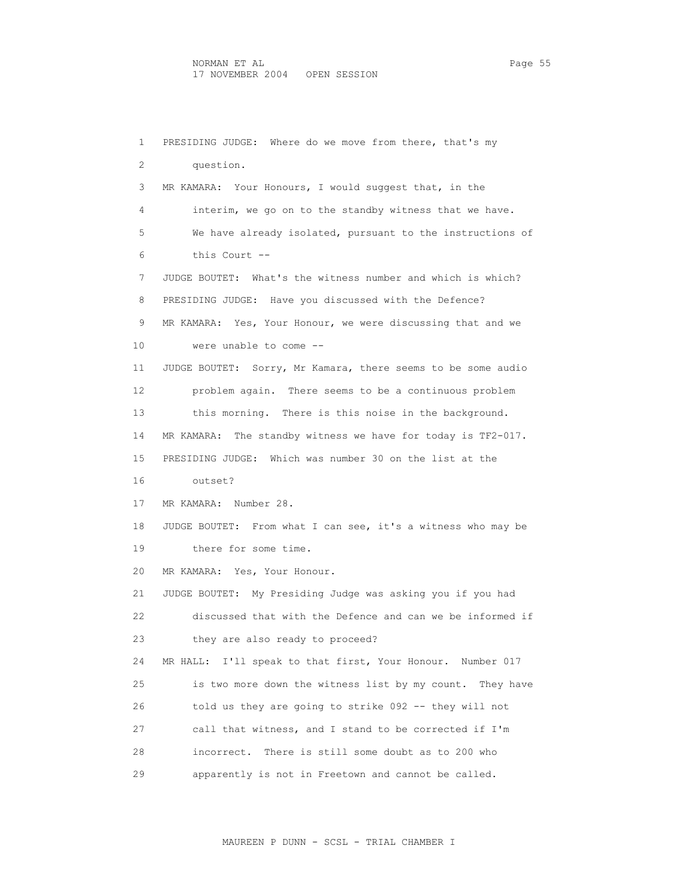1 PRESIDING JUDGE: Where do we move from there, that's my question.

3 MR KAMARA: Your Honours, I would suggest that, in the interim, we go on to the standby witness that we have. We have already isolated, pursuant to the instructions of this Court --

7 JUDGE BOUTET: What's the witness number and which is which?

8 PRESIDING JUDGE: Have you discussed with the Defence?

9 MR KAMARA: Yes, Your Honour, we were discussing that and we were unable to come --

11 JUDGE BOUTET: Sorry, Mr Kamara, there seems to be some audio problem again. There seems to be a continuous problem this morning. There is this noise in the background.

14 MR KAMARA: The standby witness we have for today is TF2-017.

15 PRESIDING JUDGE: Which was number 30 on the list at the outset?

17 MR KAMARA: Number 28.

18 JUDGE BOUTET: From what I can see, it's a witness who may be there for some time.

20 MR KAMARA: Yes, Your Honour.

21 JUDGE BOUTET: My Presiding Judge was asking you if you had discussed that with the Defence and can we be informed if they are also ready to proceed?

24 MR HALL: I'll speak to that first, Your Honour. Number 017 is two more down the witness list by my count. They have told us they are going to strike 092 -- they will not call that witness, and I stand to be corrected if I'm incorrect. There is still some doubt as to 200 who apparently is not in Freetown and cannot be called.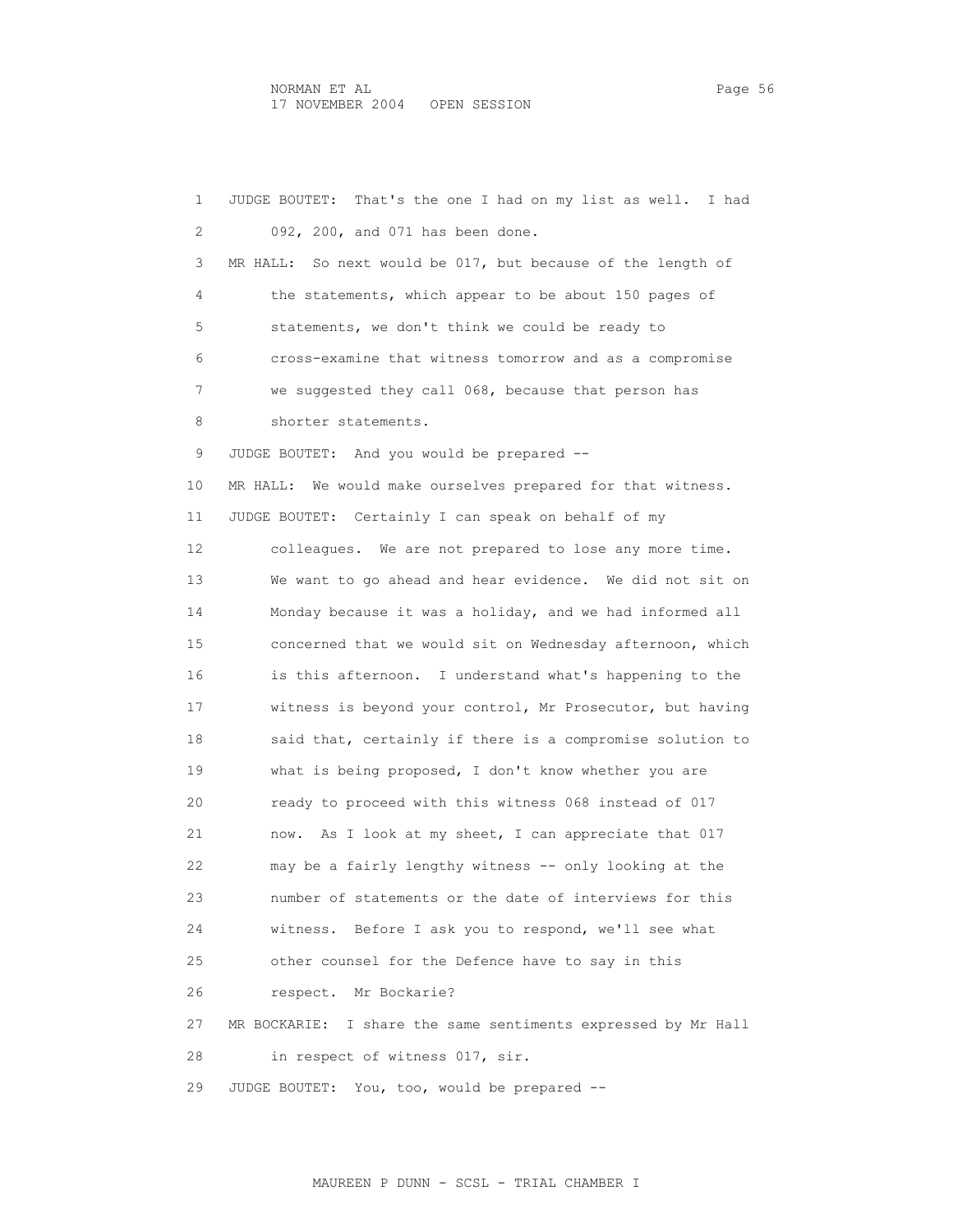JUDGE BOUTET: That's the one I had on my list as well. I had 092, 200, and 071 has been done.

MR HALL: So next would be 017, but because of the length of the statements, which appear to be about 150 pages of statements, we don't think we could be ready to cross-examine that witness tomorrow and as a compromise we suggested they call 068, because that person has shorter statements.

JUDGE BOUTET: And you would be prepared --

MR HALL: We would make ourselves prepared for that witness.

JUDGE BOUTET: Certainly I can speak on behalf of my colleagues. We are not prepared to lose any more time. We want to go ahead and hear evidence. We did not sit on Monday because it was a holiday, and we had informed all concerned that we would sit on Wednesday afternoon, which is this afternoon. I understand what's happening to the witness is beyond your control, Mr Prosecutor, but having said that, certainly if there is a compromise solution to what is being proposed, I don't know whether you are ready to proceed with this witness 068 instead of 017 now. As I look at my sheet, I can appreciate that 017 may be a fairly lengthy witness -- only looking at the number of statements or the date of interviews for this witness. Before I ask you to respond, we'll see what other counsel for the Defence have to say in this respect. Mr Bockarie?

MR BOCKARIE: I share the same sentiments expressed by Mr Hall in respect of witness 017, sir.

JUDGE BOUTET: You, too, would be prepared --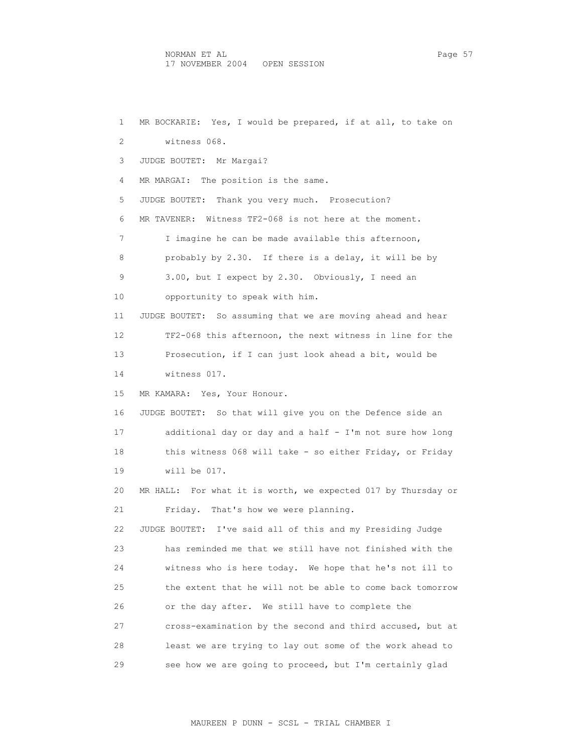MR BOCKARIE: Yes, I would be prepared, if at all, to take on witness 068.

JUDGE BOUTET: Mr Margai?

MR MARGAI: The position is the same.

JUDGE BOUTET: Thank you very much. Prosecution?

MR TAVENER: Witness TF2-068 is not here at the moment. I imagine he can be made available this afternoon, probably by 2.30. If there is a delay, it will be by 3.00, but I expect by 2.30. Obviously, I need an opportunity to speak with him.

JUDGE BOUTET: So assuming that we are moving ahead and hear TF2-068 this afternoon, the next witness in line for the Prosecution, if I can just look ahead a bit, would be witness 017.

MR KAMARA: Yes, Your Honour.

JUDGE BOUTET: So that will give you on the Defence side an additional day or day and a half - I'm not sure how long this witness 068 will take - so either Friday, or Friday will be 017.

MR HALL: For what it is worth, we expected 017 by Thursday or Friday. That's how we were planning.

JUDGE BOUTET: I've said all of this and my Presiding Judge has reminded me that we still have not finished with the witness who is here today. We hope that he's not ill to the extent that he will not be able to come back tomorrow or the day after. We still have to complete the cross-examination by the second and third accused, but at least we are trying to lay out some of the work ahead to see how we are going to proceed, but I'm certainly glad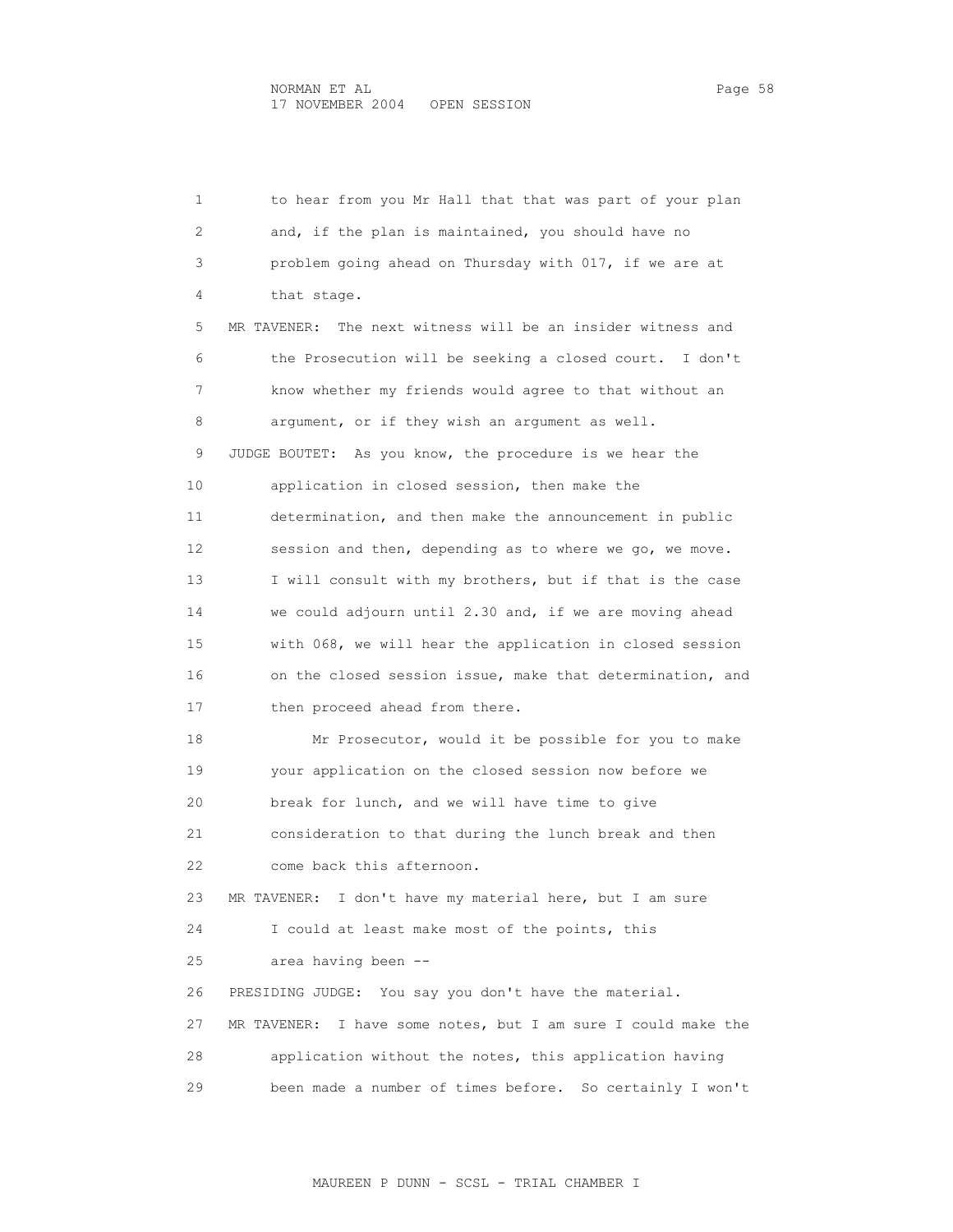1 to hear from you Mr Hall that that was part of your plan
2 and, if the plan is maintained, you should have no
3 problem going ahead on Thursday with 017, if we are at
4 that stage.
5 MR TAVENER: The next witness will be an insider witness and
6 the Prosecution will be seeking a closed court. I don't
7 know whether my friends would agree to that without an
8 argument, or if they wish an argument as well.
9 JUDGE BOUTET: As you know, the procedure is we hear the
10 application in closed session, then make the
11 determination, and then make the announcement in public
12 session and then, depending as to where we go, we move.
13 I will consult with my brothers, but if that is the case
14 we could adjourn until 2.30 and, if we are moving ahead
15 with 068, we will hear the application in closed session
16 on the closed session issue, make that determination, and
17 then proceed ahead from there.
18 Mr Prosecutor, would it be possible for you to make
19 your application on the closed session now before we
20 break for lunch, and we will have time to give
21 consideration to that during the lunch break and then
22 come back this afternoon.
23 MR TAVENER: I don't have my material here, but I am sure
24 I could at least make most of the points, this
25 area having been --
26 PRESIDING JUDGE: You say you don't have the material.
27 MR TAVENER: I have some notes, but I am sure I could make the
28 application without the notes, this application having
29 been made a number of times before. So certainly I won't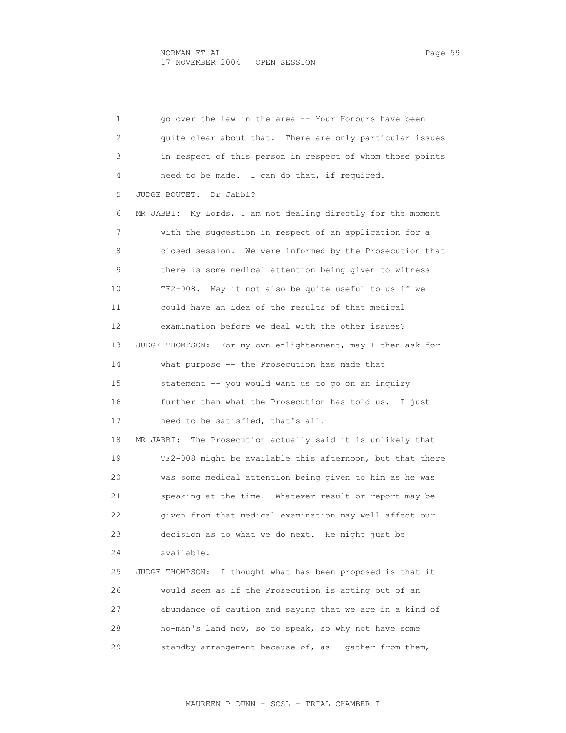go over the law in the area -- Your Honours have been quite clear about that. There are only particular issues in respect of this person in respect of whom those points need to be made. I can do that, if required.

JUDGE BOUTET: Dr Jabbi?

MR JABBI: My Lords, I am not dealing directly for the moment with the suggestion in respect of an application for a closed session. We were informed by the Prosecution that there is some medical attention being given to witness TF2-008. May it not also be quite useful to us if we could have an idea of the results of that medical examination before we deal with the other issues?

JUDGE THOMPSON: For my own enlightenment, may I then ask for what purpose -- the Prosecution has made that statement -- you would want us to go on an inquiry further than what the Prosecution has told us. I just need to be satisfied, that's all.

MR JABBI: The Prosecution actually said it is unlikely that TF2-008 might be available this afternoon, but that there was some medical attention being given to him as he was speaking at the time. Whatever result or report may be given from that medical examination may well affect our decision as to what we do next. He might just be available.

JUDGE THOMPSON: I thought what has been proposed is that it would seem as if the Prosecution is acting out of an abundance of caution and saying that we are in a kind of no-man's land now, so to speak, so why not have some standby arrangement because of, as I gather from them,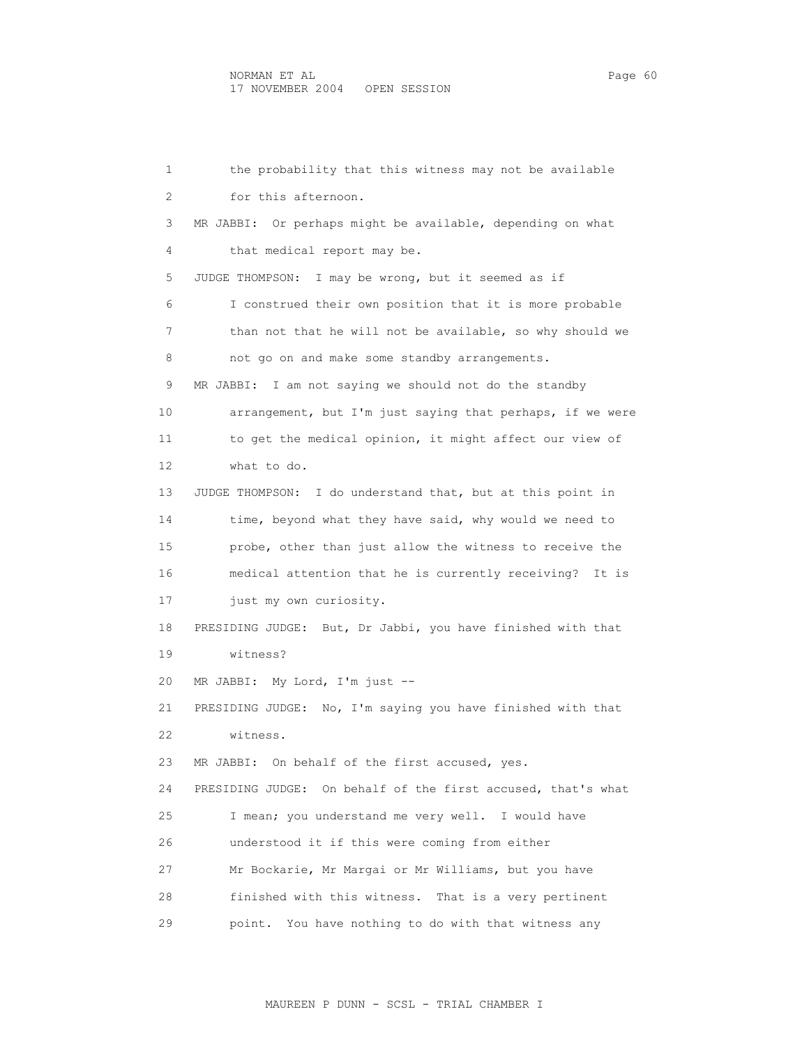the probability that this witness may not be available for this afternoon.

MR JABBI: Or perhaps might be available, depending on what that medical report may be.

JUDGE THOMPSON: I may be wrong, but it seemed as if I construed their own position that it is more probable than not that he will not be available, so why should we not go on and make some standby arrangements.

MR JABBI: I am not saying we should not do the standby arrangement, but I'm just saying that perhaps, if we were to get the medical opinion, it might affect our view of what to do.

JUDGE THOMPSON: I do understand that, but at this point in time, beyond what they have said, why would we need to probe, other than just allow the witness to receive the medical attention that he is currently receiving? It is just my own curiosity.

PRESIDING JUDGE: But, Dr Jabbi, you have finished with that witness?

MR JABBI: My Lord, I'm just --

PRESIDING JUDGE: No, I'm saying you have finished with that witness.

MR JABBI: On behalf of the first accused, yes.

PRESIDING JUDGE: On behalf of the first accused, that's what I mean; you understand me very well. I would have understood it if this were coming from either Mr Bockarie, Mr Margai or Mr Williams, but you have finished with this witness. That is a very pertinent point. You have nothing to do with that witness any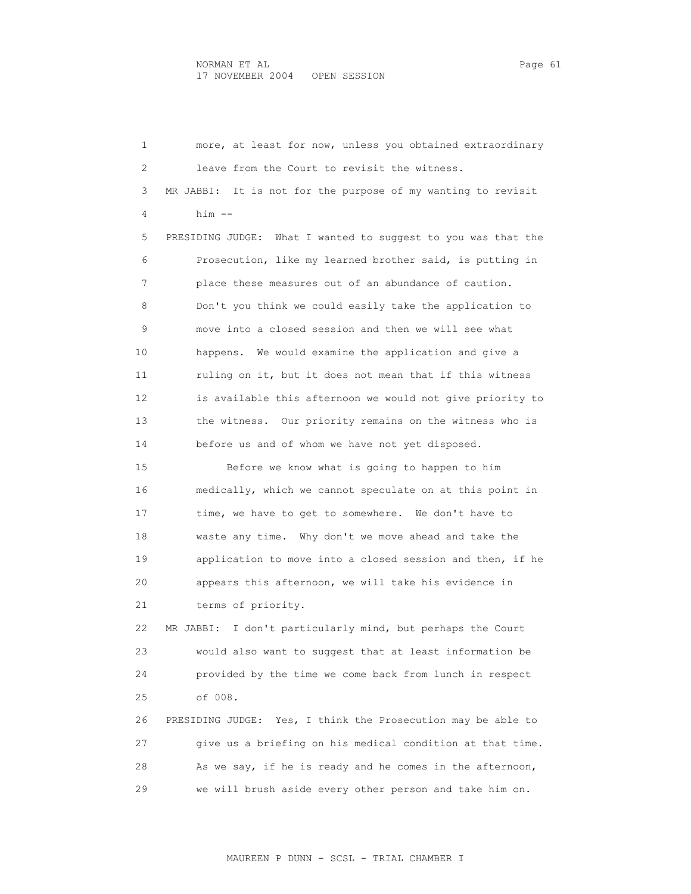more, at least for now, unless you obtained extraordinary leave from the Court to revisit the witness.

MR JABBI: It is not for the purpose of my wanting to revisit him --

PRESIDING JUDGE: What I wanted to suggest to you was that the Prosecution, like my learned brother said, is putting in place these measures out of an abundance of caution. Don't you think we could easily take the application to move into a closed session and then we will see what happens. We would examine the application and give a ruling on it, but it does not mean that if this witness is available this afternoon we would not give priority to the witness. Our priority remains on the witness who is before us and of whom we have not yet disposed.

Before we know what is going to happen to him medically, which we cannot speculate on at this point in time, we have to get to somewhere. We don't have to waste any time. Why don't we move ahead and take the application to move into a closed session and then, if he appears this afternoon, we will take his evidence in terms of priority.

MR JABBI: I don't particularly mind, but perhaps the Court would also want to suggest that at least information be provided by the time we come back from lunch in respect of 008.

PRESIDING JUDGE: Yes, I think the Prosecution may be able to give us a briefing on his medical condition at that time. As we say, if he is ready and he comes in the afternoon, we will brush aside every other person and take him on.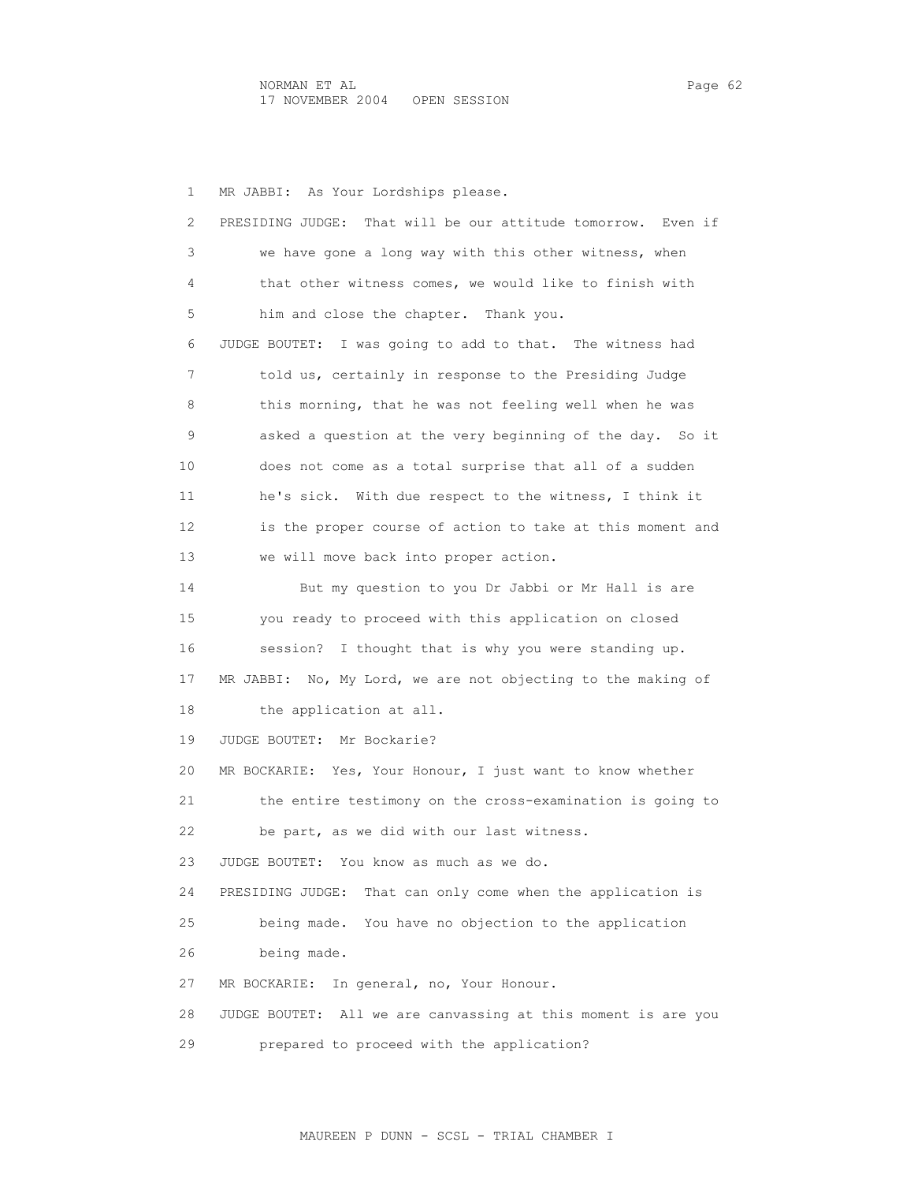1 MR JABBI: As Your Lordships please.

2 PRESIDING JUDGE: That will be our attitude tomorrow. Even if

3 we have gone a long way with this other witness, when

4 that other witness comes, we would like to finish with

5 him and close the chapter. Thank you.

6 JUDGE BOUTET: I was going to add to that. The witness had

7 told us, certainly in response to the Presiding Judge

8 this morning, that he was not feeling well when he was

9 asked a question at the very beginning of the day. So it

10 does not come as a total surprise that all of a sudden

11 he's sick. With due respect to the witness, I think it

12 is the proper course of action to take at this moment and

13 we will move back into proper action.

14 But my question to you Dr Jabbi or Mr Hall is are

15 you ready to proceed with this application on closed

16 session? I thought that is why you were standing up.

17 MR JABBI: No, My Lord, we are not objecting to the making of

18 the application at all.

19 JUDGE BOUTET: Mr Bockarie?

20 MR BOCKARIE: Yes, Your Honour, I just want to know whether

21 the entire testimony on the cross-examination is going to

22 be part, as we did with our last witness.

23 JUDGE BOUTET: You know as much as we do.

24 PRESIDING JUDGE: That can only come when the application is

25 being made. You have no objection to the application

26 being made.

27 MR BOCKARIE: In general, no, Your Honour.

28 JUDGE BOUTET: All we are canvassing at this moment is are you

29 prepared to proceed with the application?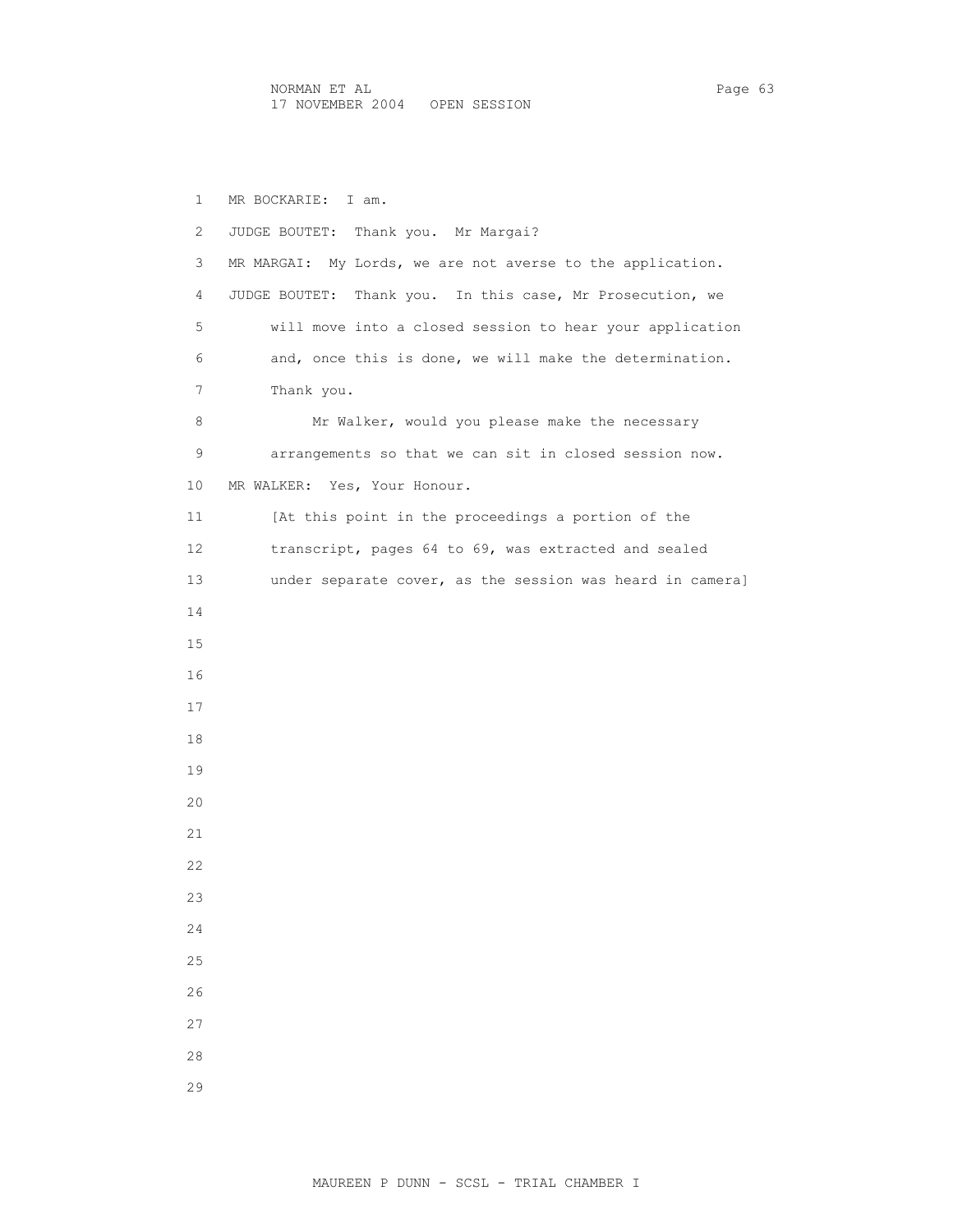MR BOCKARIE: I am.

JUDGE BOUTET: Thank you. Mr Margai?

MR MARGAI: My Lords, we are not averse to the application.

JUDGE BOUTET: Thank you. In this case, Mr Prosecution, we will move into a closed session to hear your application and, once this is done, we will make the determination. Thank you.

Mr Walker, would you please make the necessary arrangements so that we can sit in closed session now.

MR WALKER: Yes, Your Honour.

[At this point in the proceedings a portion of the transcript, pages 64 to 69, was extracted and sealed under separate cover, as the session was heard in camera]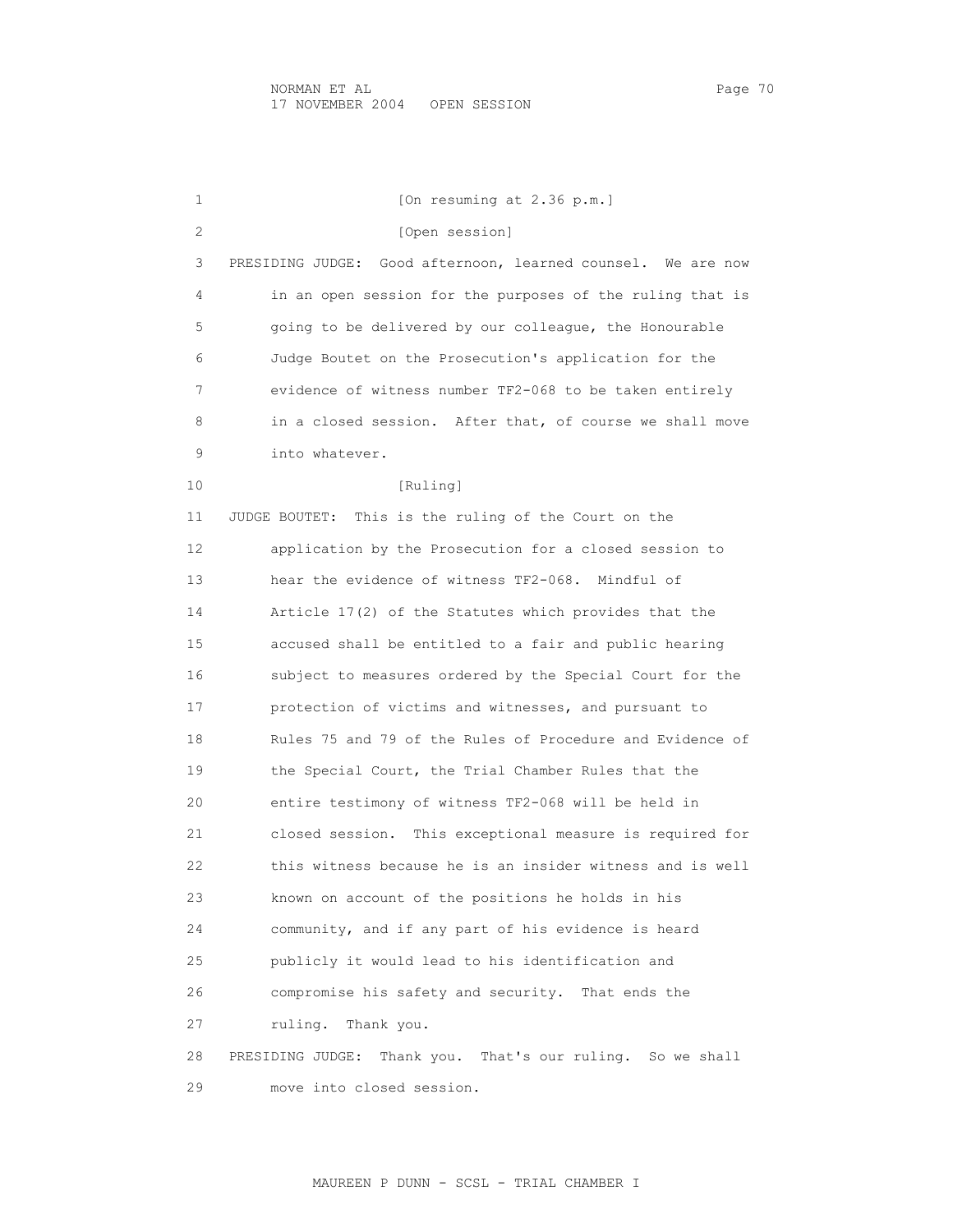[On resuming at 2.36 p.m.]

[Open session]

PRESIDING JUDGE: Good afternoon, learned counsel. We are now in an open session for the purposes of the ruling that is going to be delivered by our colleague, the Honourable Judge Boutet on the Prosecution's application for the evidence of witness number TF2-068 to be taken entirely in a closed session. After that, of course we shall move into whatever.

[Ruling]

JUDGE BOUTET: This is the ruling of the Court on the application by the Prosecution for a closed session to hear the evidence of witness TF2-068. Mindful of Article 17(2) of the Statutes which provides that the accused shall be entitled to a fair and public hearing subject to measures ordered by the Special Court for the protection of victims and witnesses, and pursuant to Rules 75 and 79 of the Rules of Procedure and Evidence of the Special Court, the Trial Chamber Rules that the entire testimony of witness TF2-068 will be held in closed session. This exceptional measure is required for this witness because he is an insider witness and is well known on account of the positions he holds in his community, and if any part of his evidence is heard publicly it would lead to his identification and compromise his safety and security. That ends the ruling. Thank you.

PRESIDING JUDGE: Thank you. That's our ruling. So we shall move into closed session.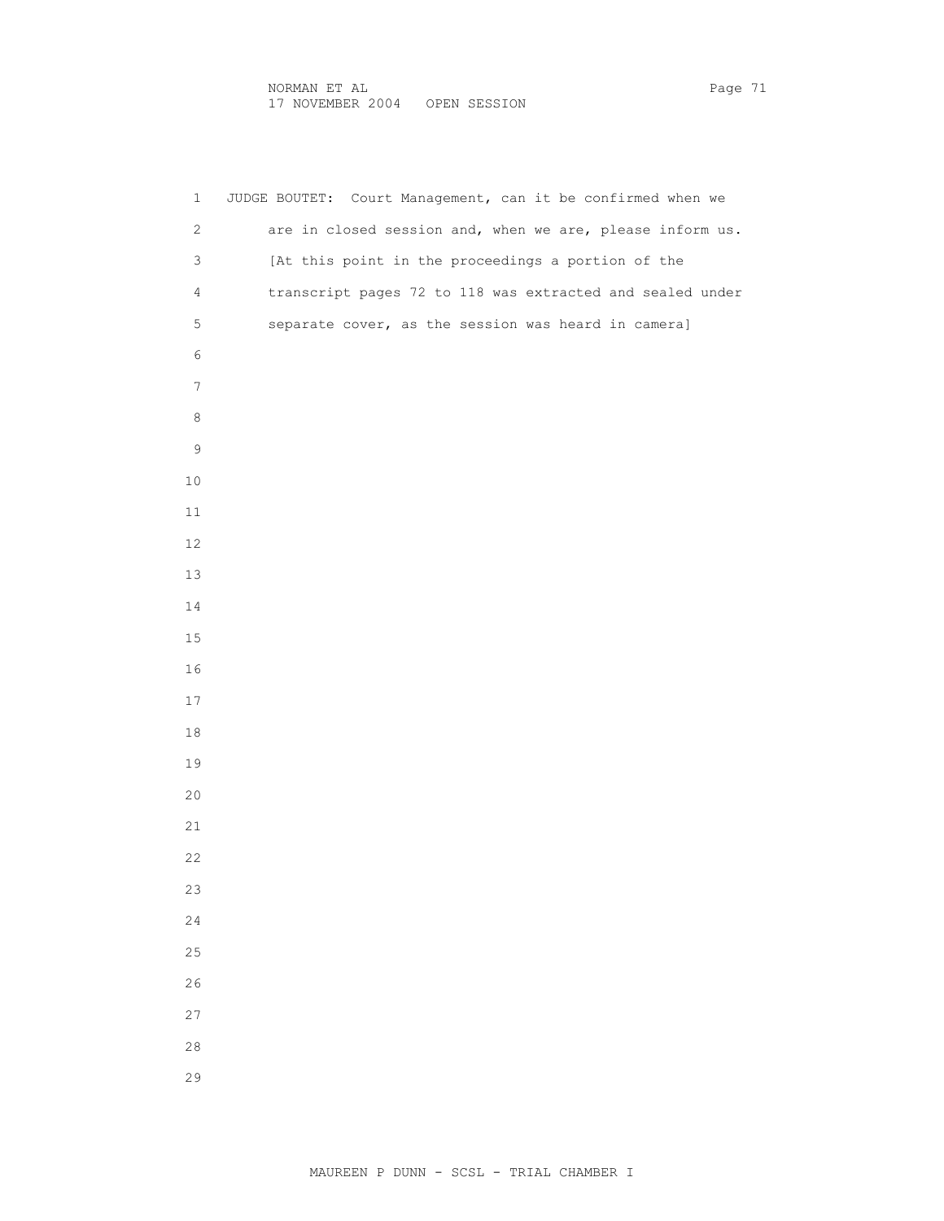JUDGE BOUTET: Court Management, can it be confirmed when we are in closed session and, when we are, please inform us.

[At this point in the proceedings a portion of the transcript pages 72 to 118 was extracted and sealed under separate cover, as the session was heard in camera]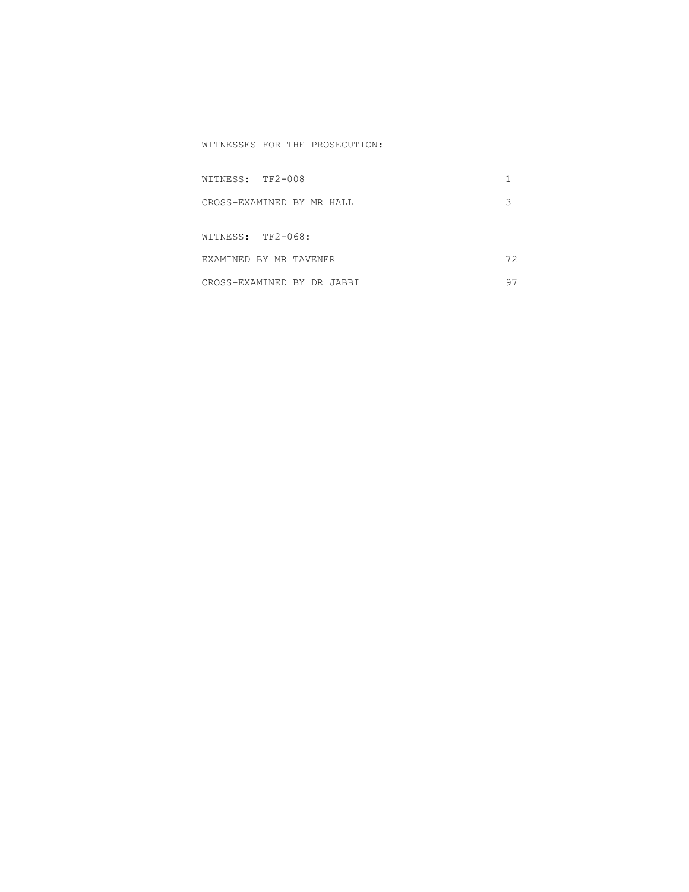WITNESSES FOR THE PROSECUTION:

| | |
|---|---|
| WITNESS: TF2-008 | 1 |
| CROSS-EXAMINED BY MR HALL | 3 |
| WITNESS: TF2-068: | |
| EXAMINED BY MR TAVENER | 72 |
| CROSS-EXAMINED BY DR JABBI | 97 |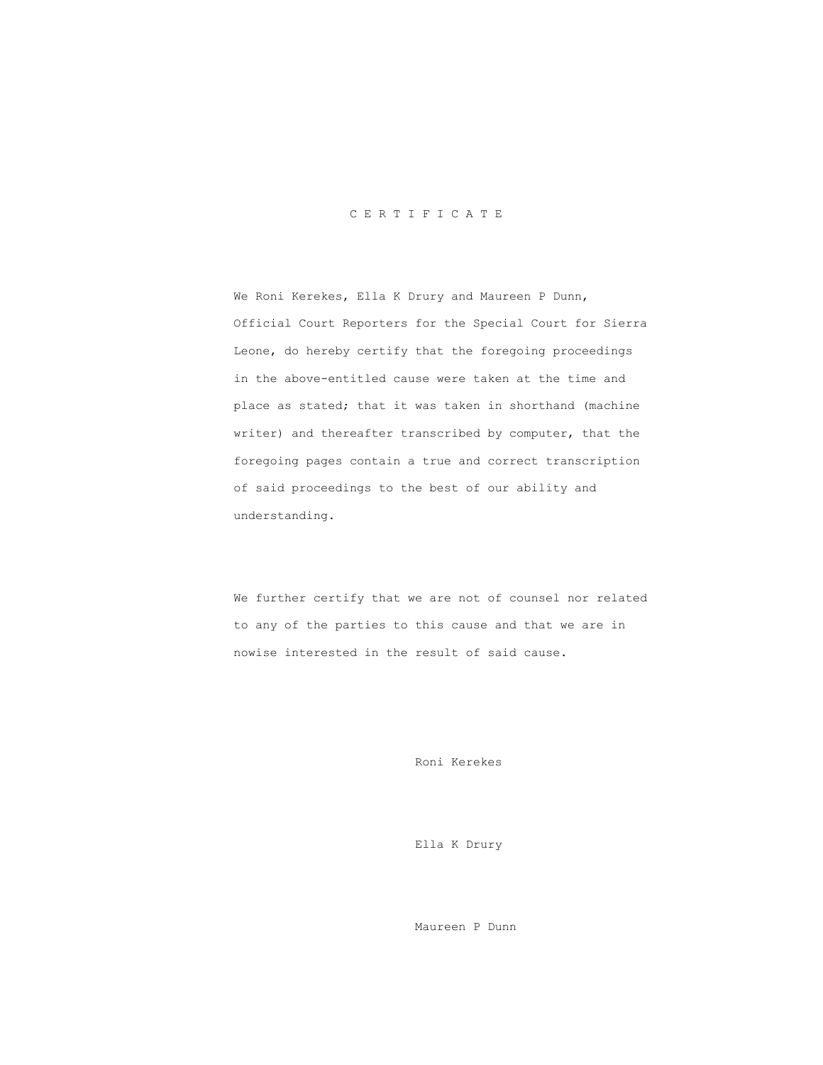# C E R T I F I C A T E

We Roni Kerekes, Ella K Drury and Maureen P Dunn, Official Court Reporters for the Special Court for Sierra Leone, do hereby certify that the foregoing proceedings in the above-entitled cause were taken at the time and place as stated; that it was taken in shorthand (machine writer) and thereafter transcribed by computer, that the foregoing pages contain a true and correct transcription of said proceedings to the best of our ability and understanding.

We further certify that we are not of counsel nor related to any of the parties to this cause and that we are in nowise interested in the result of said cause.

Roni Kerekes

Ella K Drury

Maureen P Dunn